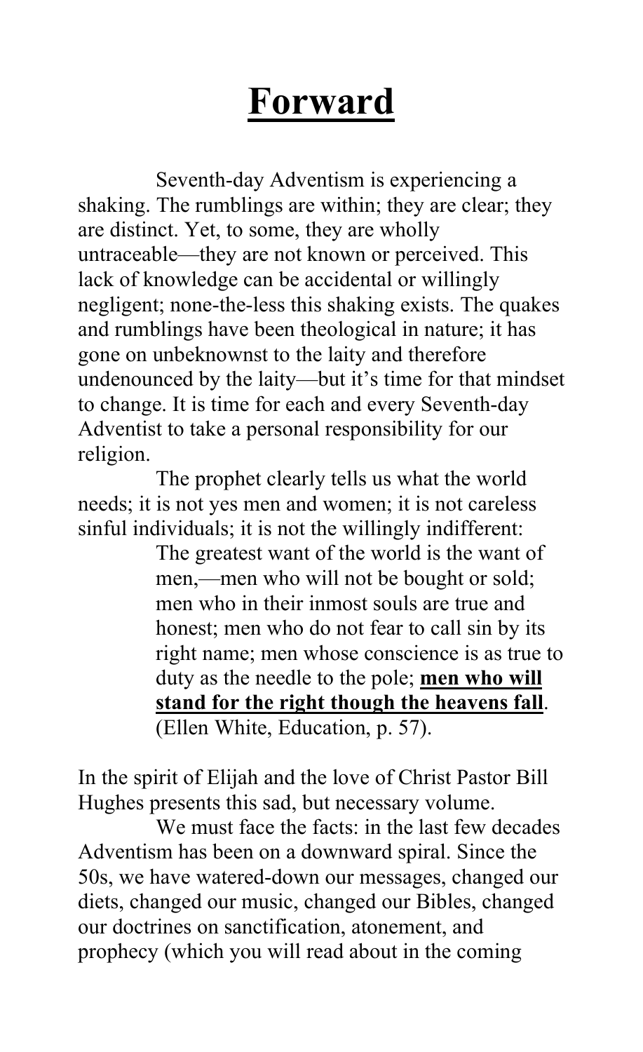# Forward

Seventh-day Adventism is experiencing a shaking. The rumblings are within; they are clear; they are distinct. Yet, to some, they are wholly untraceable—they are not known or perceived. This lack of knowledge can be accidental or willingly negligent; none-the-less this shaking exists. The quakes and rumblings have been theological in nature; it has gone on unbeknownst to the laity and therefore undenounced by the laity—but it's time for that mindset to change. It is time for each and every Seventh-day Adventist to take a personal responsibility for our religion.

The prophet clearly tells us what the world needs; it is not yes men and women; it is not careless sinful individuals; it is not the willingly indifferent:

> The greatest want of the world is the want of men,—men who will not be bought or sold; men who in their inmost souls are true and honest; men who do not fear to call sin by its right name; men whose conscience is as true to duty as the needle to the pole; **men who will stand for the right though the heavens fall**. (Ellen White, Education, p. 57).

In the spirit of Elijah and the love of Christ Pastor Bill Hughes presents this sad, but necessary volume.

We must face the facts: in the last few decades Adventism has been on a downward spiral. Since the 50s, we have watered-down our messages, changed our diets, changed our music, changed our Bibles, changed our doctrines on sanctification, atonement, and prophecy (which you will read about in the coming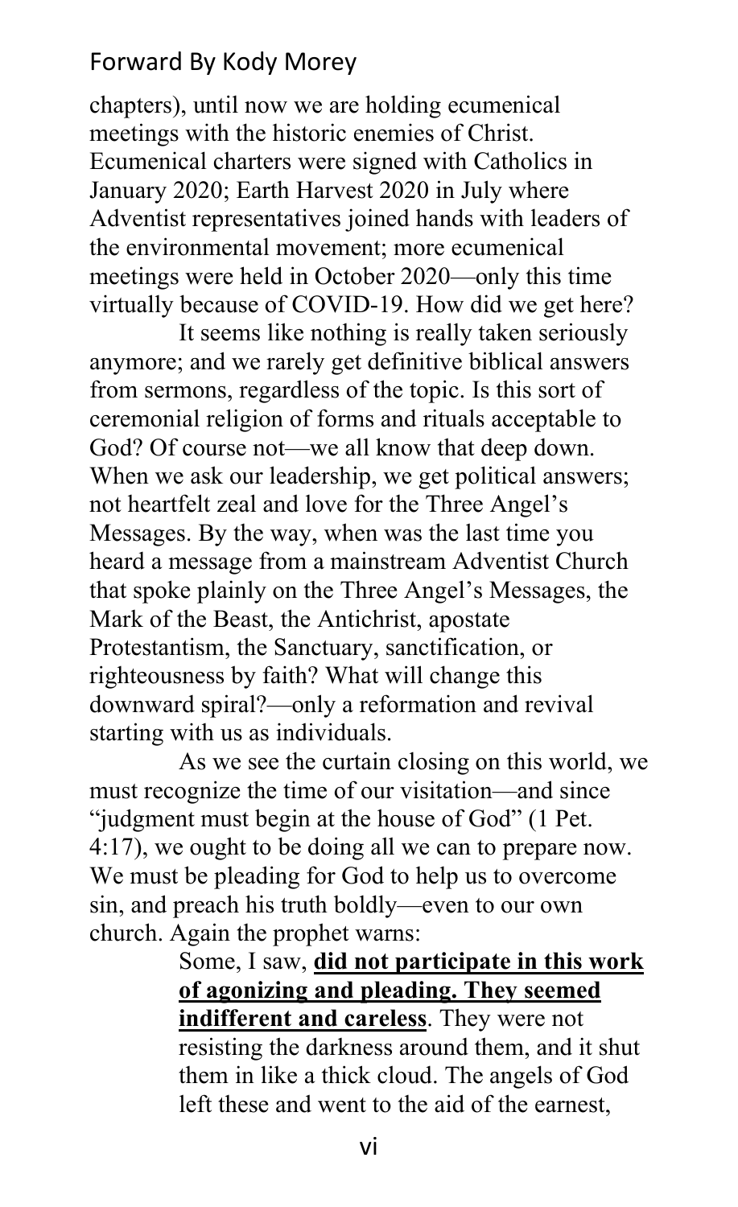chapters), until now we are holding ecumenical meetings with the historic enemies of Christ. Ecumenical charters were signed with Catholics in January 2020; Earth Harvest 2020 in July where Adventist representatives joined hands with leaders of the environmental movement; more ecumenical meetings were held in October 2020—only this time virtually because of COVID-19. How did we get here?

It seems like nothing is really taken seriously anymore; and we rarely get definitive biblical answers from sermons, regardless of the topic. Is this sort of ceremonial religion of forms and rituals acceptable to God? Of course not—we all know that deep down. When we ask our leadership, we get political answers; not heartfelt zeal and love for the Three Angel's Messages. By the way, when was the last time you heard a message from a mainstream Adventist Church that spoke plainly on the Three Angel's Messages, the Mark of the Beast, the Antichrist, apostate Protestantism, the Sanctuary, sanctification, or righteousness by faith? What will change this downward spiral?—only a reformation and revival starting with us as individuals.

As we see the curtain closing on this world, we must recognize the time of our visitation—and since "judgment must begin at the house of God" (1 Pet. 4:17), we ought to be doing all we can to prepare now. We must be pleading for God to help us to overcome sin, and preach his truth boldly—even to our own church. Again the prophet warns:

> Some, I saw, <u>**did not participate in this work of agonizing and pleading. They seemed indifferent and careless**</u>. They were not resisting the darkness around them, and it shut them in like a thick cloud. The angels of God left these and went to the aid of the earnest,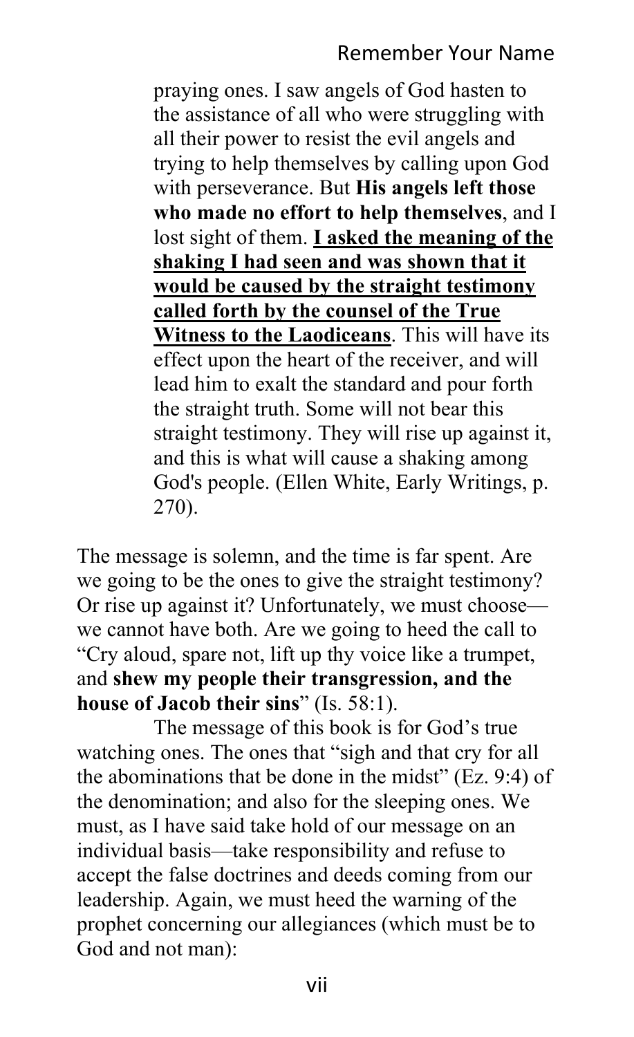> praying ones. I saw angels of God hasten to the assistance of all who were struggling with all their power to resist the evil angels and trying to help themselves by calling upon God with perseverance. But **His angels left those who made no effort to help themselves**, and I lost sight of them. **<u>I asked the meaning of the shaking I had seen and was shown that it would be caused by the straight testimony called forth by the counsel of the True Witness to the Laodiceans</u>**. This will have its effect upon the heart of the receiver, and will lead him to exalt the standard and pour forth the straight truth. Some will not bear this straight testimony. They will rise up against it, and this is what will cause a shaking among God's people. (Ellen White, Early Writings, p. 270).

The message is solemn, and the time is far spent. Are we going to be the ones to give the straight testimony? Or rise up against it? Unfortunately, we must choose—we cannot have both. Are we going to heed the call to "Cry aloud, spare not, lift up thy voice like a trumpet, and **shew my people their transgression, and the house of Jacob their sins**" (Is. 58:1).

The message of this book is for God's true watching ones. The ones that "sigh and that cry for all the abominations that be done in the midst" (Ez. 9:4) of the denomination; and also for the sleeping ones. We must, as I have said take hold of our message on an individual basis—take responsibility and refuse to accept the false doctrines and deeds coming from our leadership. Again, we must heed the warning of the prophet concerning our allegiances (which must be to God and not man):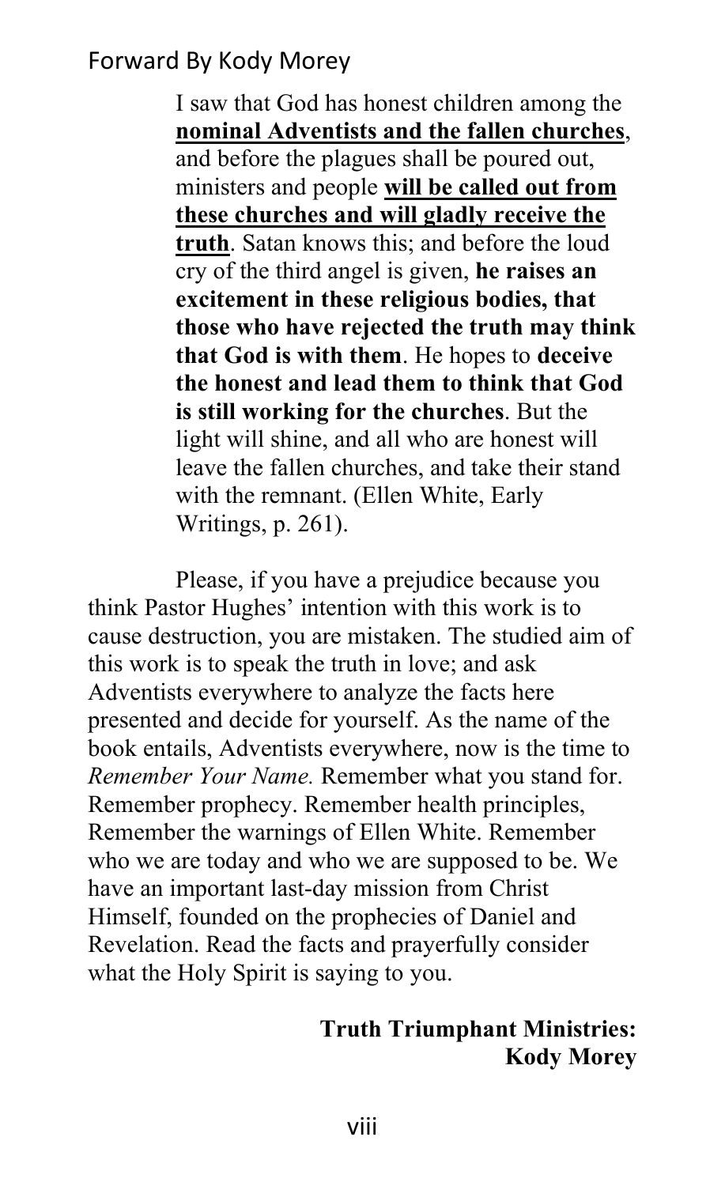> I saw that God has honest children among the **nominal Adventists and the fallen churches**, and before the plagues shall be poured out, ministers and people **will be called out from these churches and will gladly receive the truth**. Satan knows this; and before the loud cry of the third angel is given, **he raises an excitement in these religious bodies, that those who have rejected the truth may think that God is with them**. He hopes to **deceive the honest and lead them to think that God is still working for the churches**. But the light will shine, and all who are honest will leave the fallen churches, and take their stand with the remnant. (Ellen White, Early Writings, p. 261).

Please, if you have a prejudice because you think Pastor Hughes' intention with this work is to cause destruction, you are mistaken. The studied aim of this work is to speak the truth in love; and ask Adventists everywhere to analyze the facts here presented and decide for yourself. As the name of the book entails, Adventists everywhere, now is the time to *Remember Your Name.* Remember what you stand for. Remember prophecy. Remember health principles, Remember the warnings of Ellen White. Remember who we are today and who we are supposed to be. We have an important last-day mission from Christ Himself, founded on the prophecies of Daniel and Revelation. Read the facts and prayerfully consider what the Holy Spirit is saying to you.

**Truth Triumphant Ministries:**
**Kody Morey**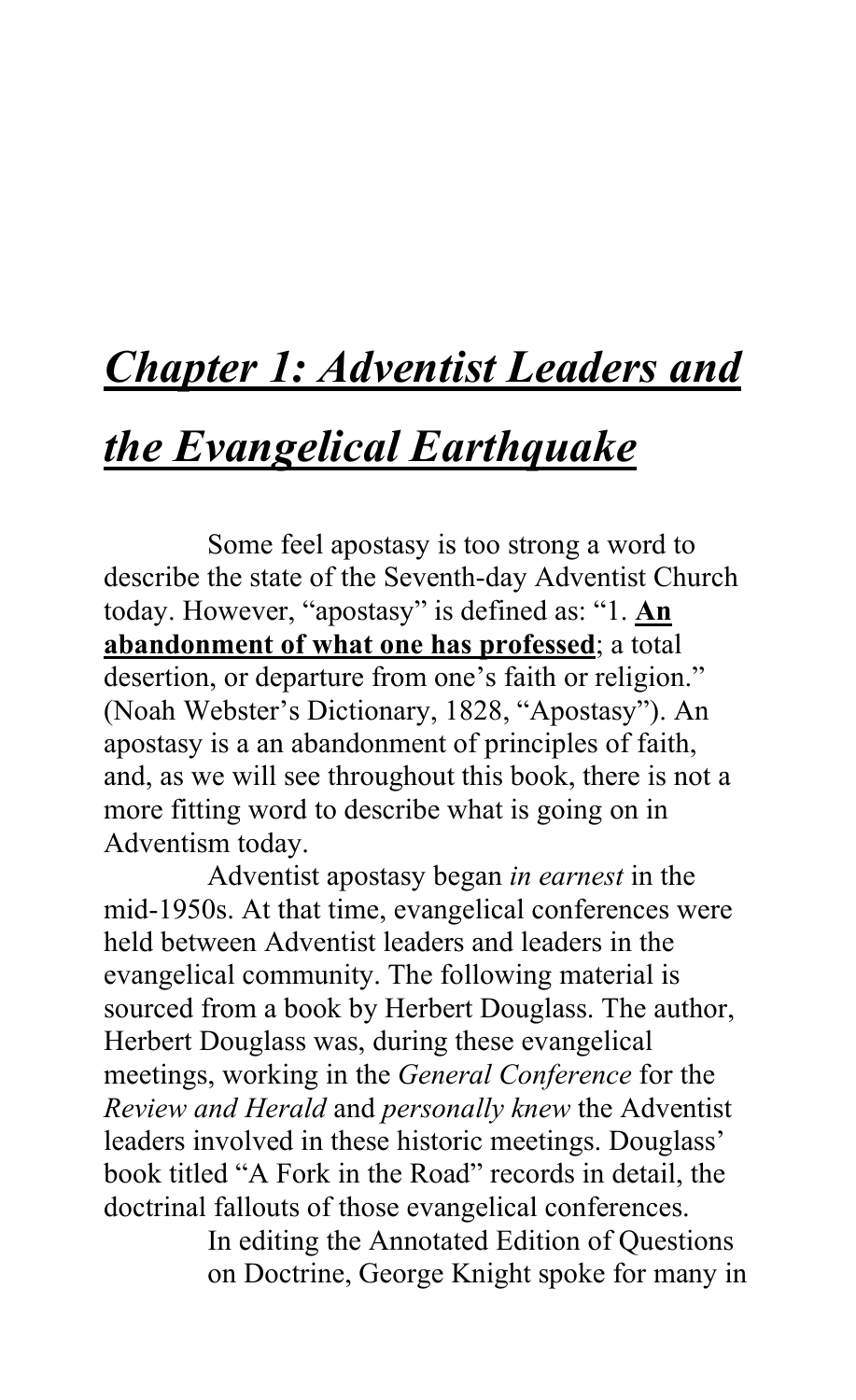# ***Chapter 1: Adventist Leaders and the Evangelical Earthquake***

Some feel apostasy is too strong a word to describe the state of the Seventh-day Adventist Church today. However, "apostasy" is defined as: "1. **An abandonment of what one has professed**; a total desertion, or departure from one's faith or religion." (Noah Webster's Dictionary, 1828, "Apostasy"). An apostasy is a an abandonment of principles of faith, and, as we will see throughout this book, there is not a more fitting word to describe what is going on in Adventism today.

Adventist apostasy began *in earnest* in the mid-1950s. At that time, evangelical conferences were held between Adventist leaders and leaders in the evangelical community. The following material is sourced from a book by Herbert Douglass. The author, Herbert Douglass was, during these evangelical meetings, working in the *General Conference* for the *Review and Herald* and *personally knew* the Adventist leaders involved in these historic meetings. Douglass' book titled "A Fork in the Road" records in detail, the doctrinal fallouts of those evangelical conferences.

> In editing the Annotated Edition of Questions on Doctrine, George Knight spoke for many in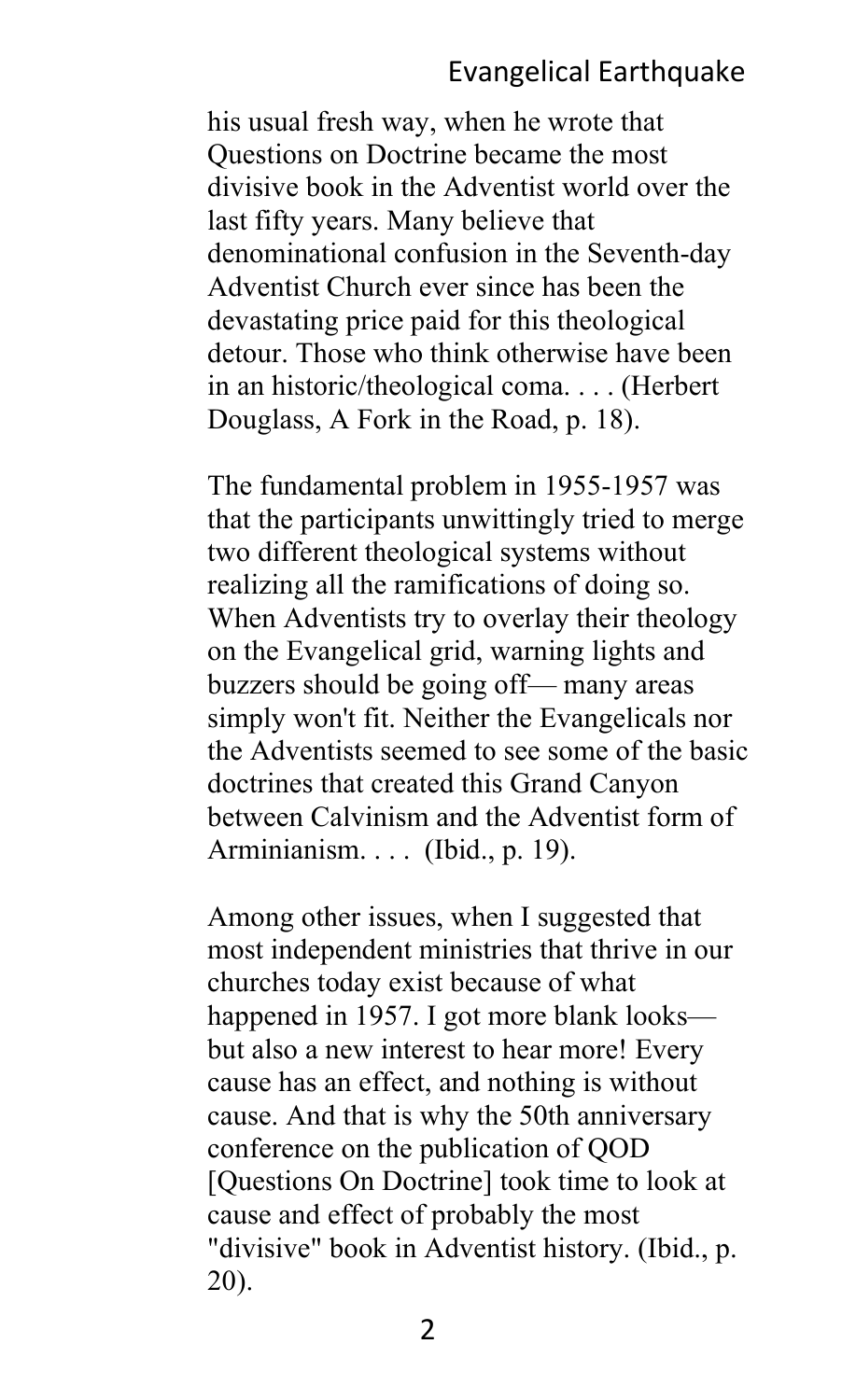his usual fresh way, when he wrote that Questions on Doctrine became the most divisive book in the Adventist world over the last fifty years. Many believe that denominational confusion in the Seventh-day Adventist Church ever since has been the devastating price paid for this theological detour. Those who think otherwise have been in an historic/theological coma. . . . (Herbert Douglass, A Fork in the Road, p. 18).

The fundamental problem in 1955-1957 was that the participants unwittingly tried to merge two different theological systems without realizing all the ramifications of doing so. When Adventists try to overlay their theology on the Evangelical grid, warning lights and buzzers should be going off— many areas simply won't fit. Neither the Evangelicals nor the Adventists seemed to see some of the basic doctrines that created this Grand Canyon between Calvinism and the Adventist form of Arminianism. . . . (Ibid., p. 19).

Among other issues, when I suggested that most independent ministries that thrive in our churches today exist because of what happened in 1957. I got more blank looks— but also a new interest to hear more! Every cause has an effect, and nothing is without cause. And that is why the 50th anniversary conference on the publication of QOD [Questions On Doctrine] took time to look at cause and effect of probably the most "divisive" book in Adventist history. (Ibid., p. 20).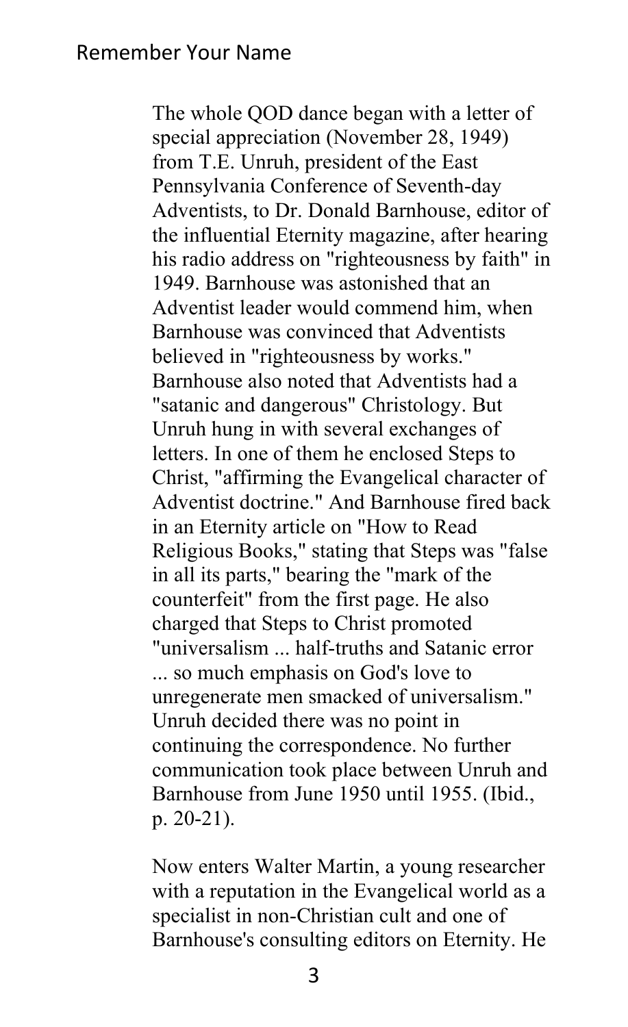The whole QOD dance began with a letter of special appreciation (November 28, 1949) from T.E. Unruh, president of the East Pennsylvania Conference of Seventh-day Adventists, to Dr. Donald Barnhouse, editor of the influential Eternity magazine, after hearing his radio address on "righteousness by faith" in 1949. Barnhouse was astonished that an Adventist leader would commend him, when Barnhouse was convinced that Adventists believed in "righteousness by works." Barnhouse also noted that Adventists had a "satanic and dangerous" Christology. But Unruh hung in with several exchanges of letters. In one of them he enclosed Steps to Christ, "affirming the Evangelical character of Adventist doctrine." And Barnhouse fired back in an Eternity article on "How to Read Religious Books," stating that Steps was "false in all its parts," bearing the "mark of the counterfeit" from the first page. He also charged that Steps to Christ promoted "universalism ... half-truths and Satanic error ... so much emphasis on God's love to unregenerate men smacked of universalism." Unruh decided there was no point in continuing the correspondence. No further communication took place between Unruh and Barnhouse from June 1950 until 1955. (Ibid., p. 20-21).

Now enters Walter Martin, a young researcher with a reputation in the Evangelical world as a specialist in non-Christian cult and one of Barnhouse's consulting editors on Eternity. He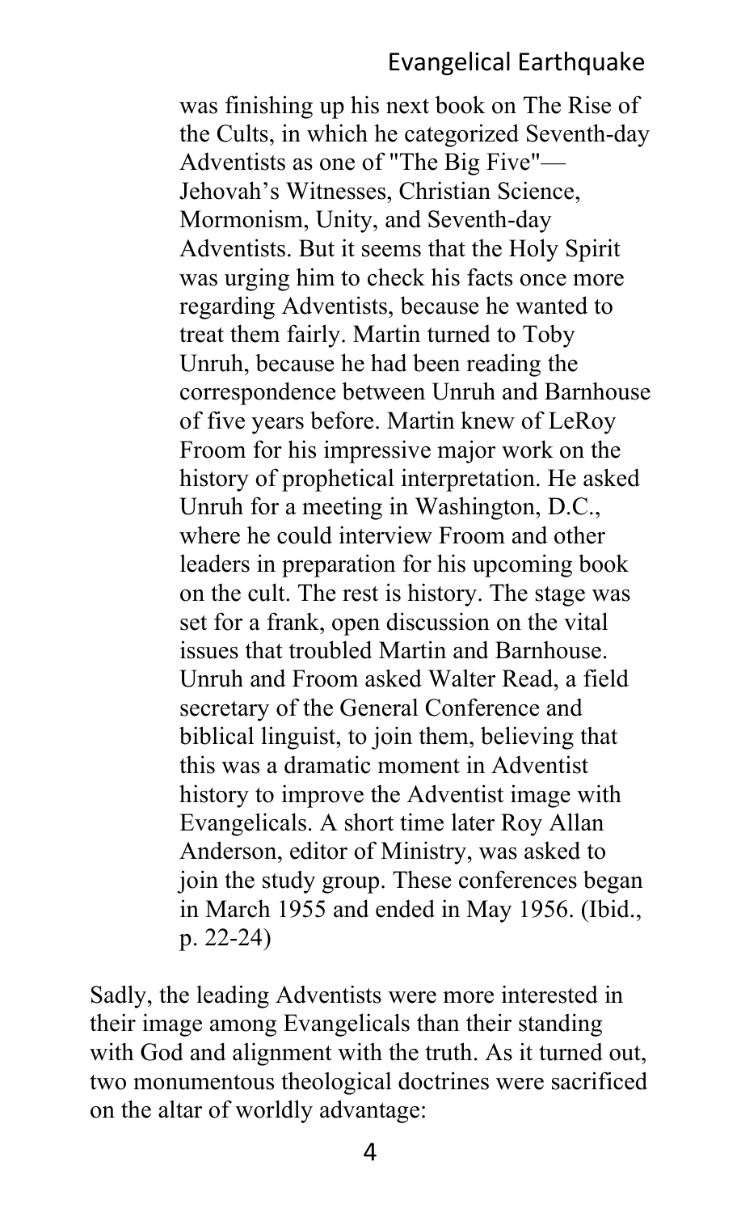> was finishing up his next book on The Rise of the Cults, in which he categorized Seventh-day Adventists as one of "The Big Five"—Jehovah's Witnesses, Christian Science, Mormonism, Unity, and Seventh-day Adventists. But it seems that the Holy Spirit was urging him to check his facts once more regarding Adventists, because he wanted to treat them fairly. Martin turned to Toby Unruh, because he had been reading the correspondence between Unruh and Barnhouse of five years before. Martin knew of LeRoy Froom for his impressive major work on the history of prophetical interpretation. He asked Unruh for a meeting in Washington, D.C., where he could interview Froom and other leaders in preparation for his upcoming book on the cult. The rest is history. The stage was set for a frank, open discussion on the vital issues that troubled Martin and Barnhouse. Unruh and Froom asked Walter Read, a field secretary of the General Conference and biblical linguist, to join them, believing that this was a dramatic moment in Adventist history to improve the Adventist image with Evangelicals. A short time later Roy Allan Anderson, editor of Ministry, was asked to join the study group. These conferences began in March 1955 and ended in May 1956. (Ibid., p. 22-24)

Sadly, the leading Adventists were more interested in their image among Evangelicals than their standing with God and alignment with the truth. As it turned out, two monumentous theological doctrines were sacrificed on the altar of worldly advantage: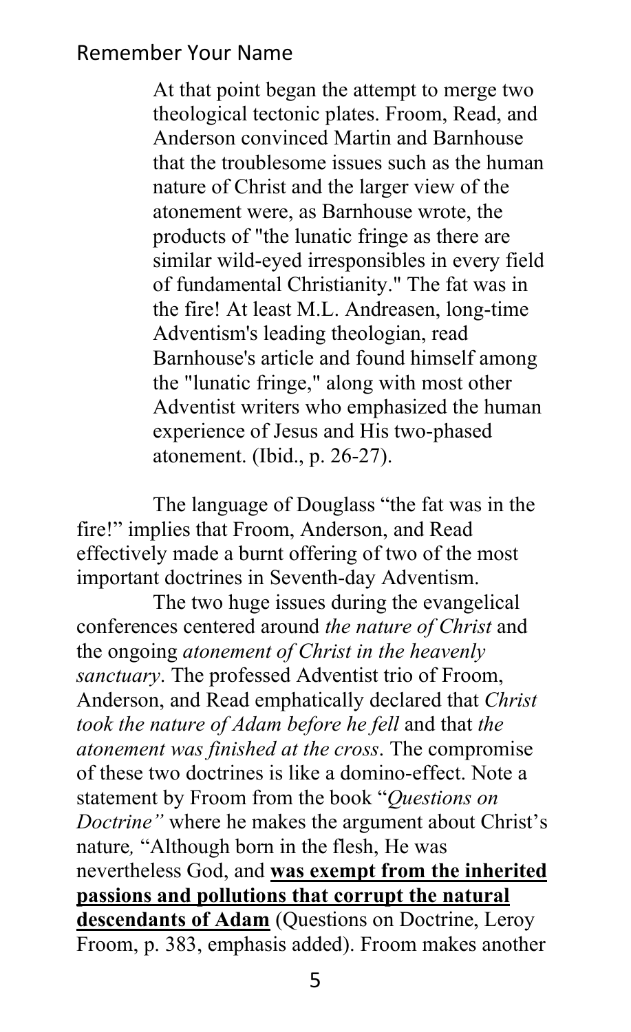> At that point began the attempt to merge two theological tectonic plates. Froom, Read, and Anderson convinced Martin and Barnhouse that the troublesome issues such as the human nature of Christ and the larger view of the atonement were, as Barnhouse wrote, the products of "the lunatic fringe as there are similar wild-eyed irresponsibles in every field of fundamental Christianity." The fat was in the fire! At least M.L. Andreasen, long-time Adventism's leading theologian, read Barnhouse's article and found himself among the "lunatic fringe," along with most other Adventist writers who emphasized the human experience of Jesus and His two-phased atonement. (Ibid., p. 26-27).

The language of Douglass "the fat was in the fire!" implies that Froom, Anderson, and Read effectively made a burnt offering of two of the most important doctrines in Seventh-day Adventism.

The two huge issues during the evangelical conferences centered around *the nature of Christ* and the ongoing *atonement of Christ in the heavenly sanctuary*. The professed Adventist trio of Froom, Anderson, and Read emphatically declared that *Christ took the nature of Adam before he fell* and that *the atonement was finished at the cross*. The compromise of these two doctrines is like a domino-effect. Note a statement by Froom from the book "*Questions on Doctrine"* where he makes the argument about Christ's nature*,* "Although born in the flesh, He was nevertheless God, and **was exempt from the inherited passions and pollutions that corrupt the natural descendants of Adam** (Questions on Doctrine, Leroy Froom, p. 383, emphasis added). Froom makes another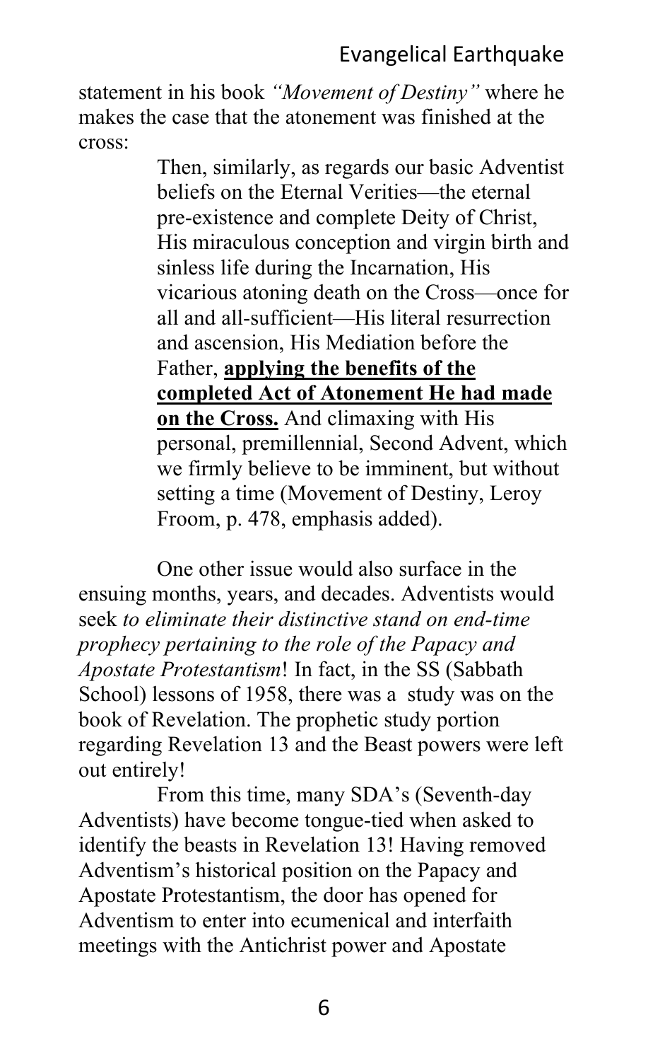statement in his book *"Movement of Destiny"* where he makes the case that the atonement was finished at the cross:

> Then, similarly, as regards our basic Adventist beliefs on the Eternal Verities—the eternal pre-existence and complete Deity of Christ, His miraculous conception and virgin birth and sinless life during the Incarnation, His vicarious atoning death on the Cross—once for all and all-sufficient—His literal resurrection and ascension, His Mediation before the Father, **applying the benefits of the completed Act of Atonement He had made on the Cross.** And climaxing with His personal, premillennial, Second Advent, which we firmly believe to be imminent, but without setting a time (Movement of Destiny, Leroy Froom, p. 478, emphasis added).

One other issue would also surface in the ensuing months, years, and decades. Adventists would seek *to eliminate their distinctive stand on end-time prophecy pertaining to the role of the Papacy and Apostate Protestantism*! In fact, in the SS (Sabbath School) lessons of 1958, there was a study was on the book of Revelation. The prophetic study portion regarding Revelation 13 and the Beast powers were left out entirely!

From this time, many SDA's (Seventh-day Adventists) have become tongue-tied when asked to identify the beasts in Revelation 13! Having removed Adventism's historical position on the Papacy and Apostate Protestantism, the door has opened for Adventism to enter into ecumenical and interfaith meetings with the Antichrist power and Apostate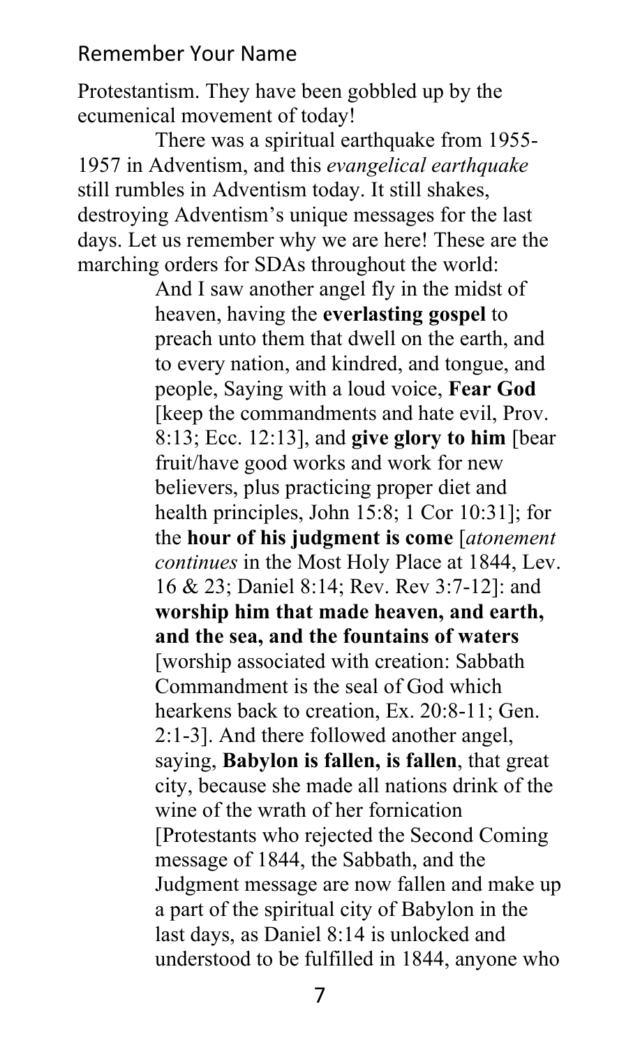Protestantism. They have been gobbled up by the ecumenical movement of today!

There was a spiritual earthquake from 1955-1957 in Adventism, and this *evangelical earthquake* still rumbles in Adventism today. It still shakes, destroying Adventism's unique messages for the last days. Let us remember why we are here! These are the marching orders for SDAs throughout the world:

> And I saw another angel fly in the midst of heaven, having the **everlasting gospel** to preach unto them that dwell on the earth, and to every nation, and kindred, and tongue, and people, Saying with a loud voice, **Fear God** [keep the commandments and hate evil, Prov. 8:13; Ecc. 12:13], and **give glory to him** [bear fruit/have good works and work for new believers, plus practicing proper diet and health principles, John 15:8; 1 Cor 10:31]; for the **hour of his judgment is come** [*atonement continues* in the Most Holy Place at 1844, Lev. 16 & 23; Daniel 8:14; Rev. Rev 3:7-12]: and **worship him that made heaven, and earth, and the sea, and the fountains of waters** [worship associated with creation: Sabbath Commandment is the seal of God which hearkens back to creation, Ex. 20:8-11; Gen. 2:1-3]. And there followed another angel, saying, **Babylon is fallen, is fallen**, that great city, because she made all nations drink of the wine of the wrath of her fornication [Protestants who rejected the Second Coming message of 1844, the Sabbath, and the Judgment message are now fallen and make up a part of the spiritual city of Babylon in the last days, as Daniel 8:14 is unlocked and understood to be fulfilled in 1844, anyone who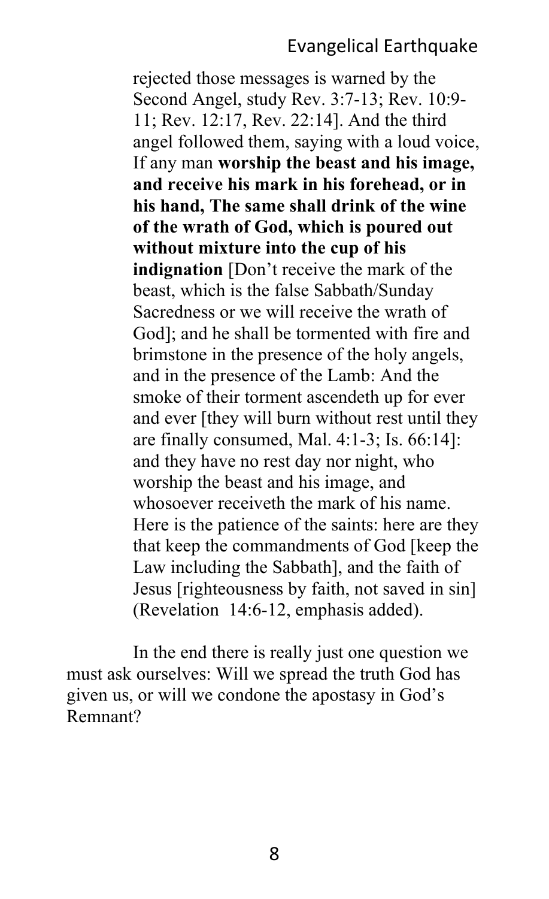rejected those messages is warned by the Second Angel, study Rev. 3:7-13; Rev. 10:9-11; Rev. 12:17, Rev. 22:14]. And the third angel followed them, saying with a loud voice, If any man **worship the beast and his image, and receive his mark in his forehead, or in his hand, The same shall drink of the wine of the wrath of God, which is poured out without mixture into the cup of his indignation** [Don't receive the mark of the beast, which is the false Sabbath/Sunday Sacredness or we will receive the wrath of God]; and he shall be tormented with fire and brimstone in the presence of the holy angels, and in the presence of the Lamb: And the smoke of their torment ascendeth up for ever and ever [they will burn without rest until they are finally consumed, Mal. 4:1-3; Is. 66:14]: and they have no rest day nor night, who worship the beast and his image, and whosoever receiveth the mark of his name. Here is the patience of the saints: here are they that keep the commandments of God [keep the Law including the Sabbath], and the faith of Jesus [righteousness by faith, not saved in sin] (Revelation 14:6-12, emphasis added).

In the end there is really just one question we must ask ourselves: Will we spread the truth God has given us, or will we condone the apostasy in God's Remnant?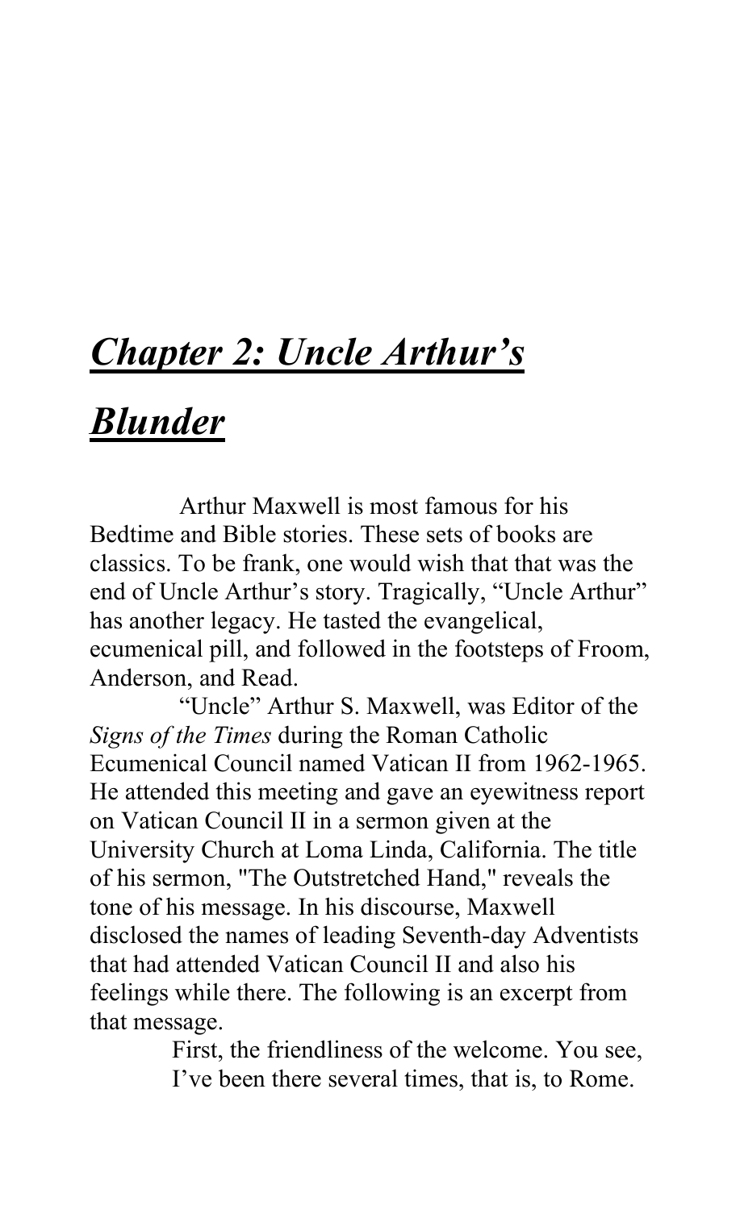## ***Chapter 2: Uncle Arthur's Blunder***

Arthur Maxwell is most famous for his Bedtime and Bible stories. These sets of books are classics. To be frank, one would wish that that was the end of Uncle Arthur's story. Tragically, "Uncle Arthur" has another legacy. He tasted the evangelical, ecumenical pill, and followed in the footsteps of Froom, Anderson, and Read.

"Uncle" Arthur S. Maxwell, was Editor of the *Signs of the Times* during the Roman Catholic Ecumenical Council named Vatican II from 1962-1965. He attended this meeting and gave an eyewitness report on Vatican Council II in a sermon given at the University Church at Loma Linda, California. The title of his sermon, "The Outstretched Hand," reveals the tone of his message. In his discourse, Maxwell disclosed the names of leading Seventh-day Adventists that had attended Vatican Council II and also his feelings while there. The following is an excerpt from that message.

> First, the friendliness of the welcome. You see, I've been there several times, that is, to Rome.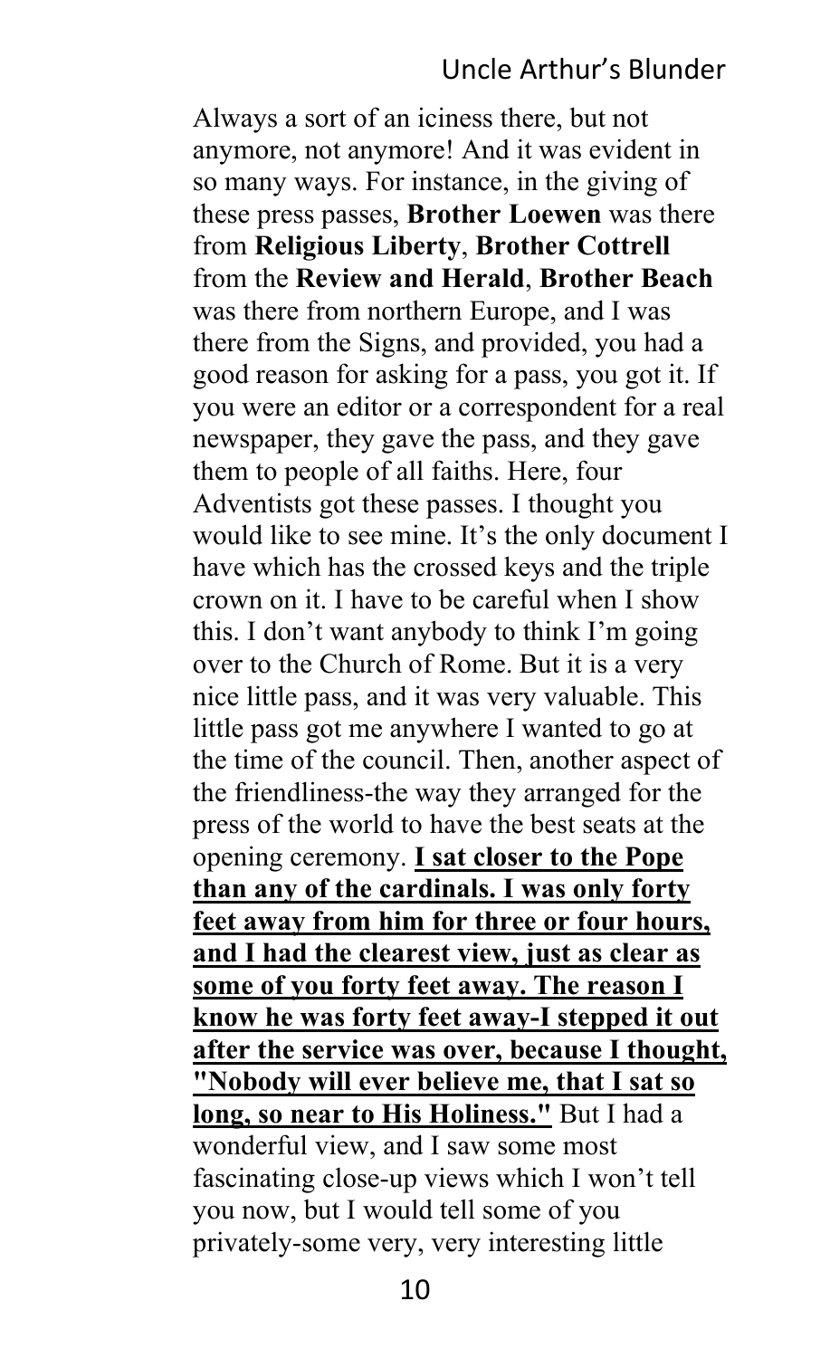Always a sort of an iciness there, but not anymore, not anymore! And it was evident in so many ways. For instance, in the giving of these press passes, **Brother Loewen** was there from **Religious Liberty**, **Brother Cottrell** from the **Review and Herald**, **Brother Beach** was there from northern Europe, and I was there from the Signs, and provided, you had a good reason for asking for a pass, you got it. If you were an editor or a correspondent for a real newspaper, they gave the pass, and they gave them to people of all faiths. Here, four Adventists got these passes. I thought you would like to see mine. It's the only document I have which has the crossed keys and the triple crown on it. I have to be careful when I show this. I don't want anybody to think I'm going over to the Church of Rome. But it is a very nice little pass, and it was very valuable. This little pass got me anywhere I wanted to go at the time of the council. Then, another aspect of the friendliness-the way they arranged for the press of the world to have the best seats at the opening ceremony. <u>**I sat closer to the Pope than any of the cardinals. I was only forty feet away from him for three or four hours, and I had the clearest view, just as clear as some of you forty feet away. The reason I know he was forty feet away-I stepped it out after the service was over, because I thought, "Nobody will ever believe me, that I sat so long, so near to His Holiness."**</u> But I had a wonderful view, and I saw some most fascinating close-up views which I won't tell you now, but I would tell some of you privately-some very, very interesting little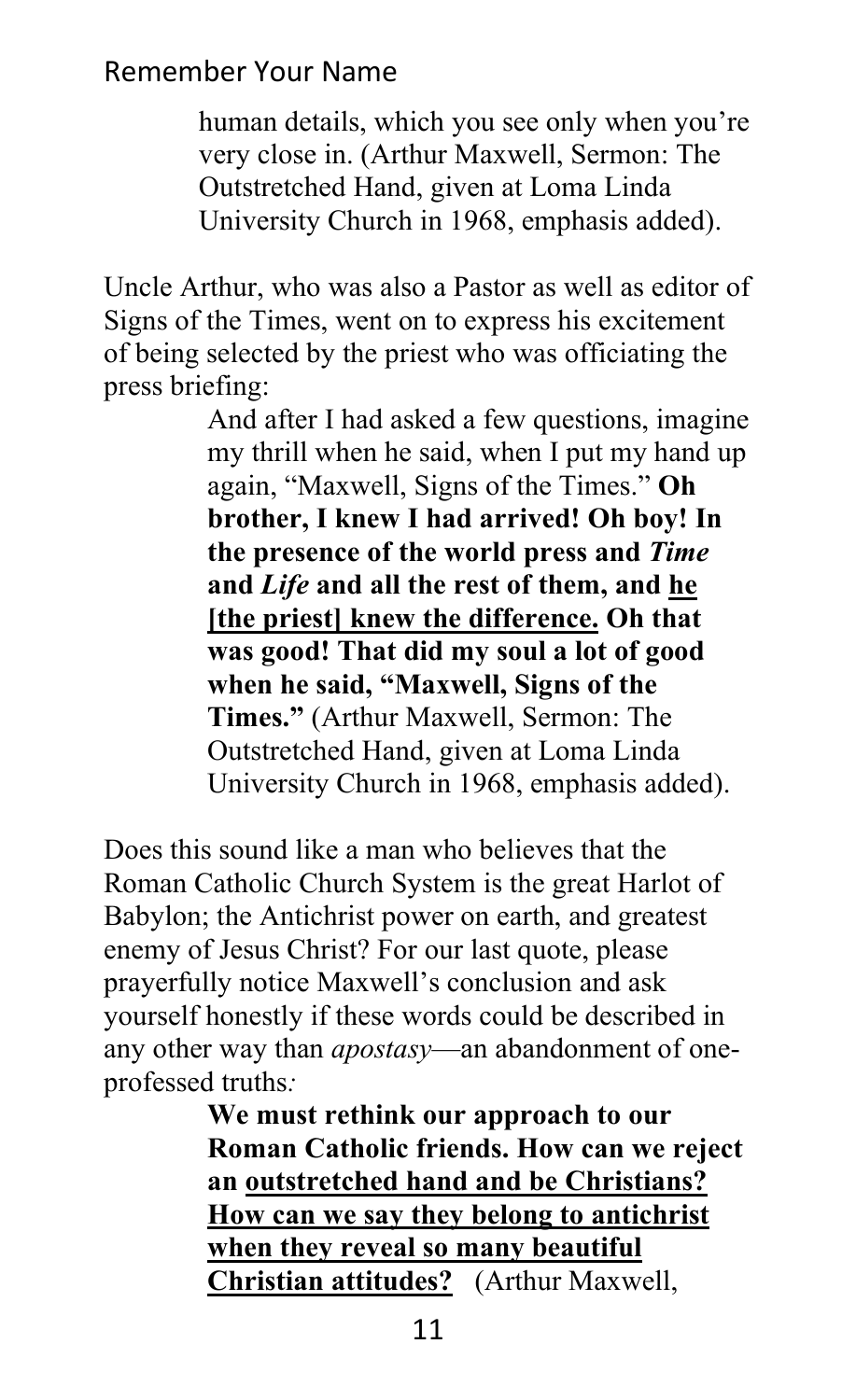> human details, which you see only when you're very close in. (Arthur Maxwell, Sermon: The Outstretched Hand, given at Loma Linda University Church in 1968, emphasis added).

Uncle Arthur, who was also a Pastor as well as editor of Signs of the Times, went on to express his excitement of being selected by the priest who was officiating the press briefing:

> And after I had asked a few questions, imagine my thrill when he said, when I put my hand up again, "Maxwell, Signs of the Times." **Oh brother, I knew I had arrived! Oh boy! In the presence of the world press and *Time* and *Life* and all the rest of them, and <u>he [the priest] knew the difference.</u> Oh that was good! That did my soul a lot of good when he said, "Maxwell, Signs of the Times."** (Arthur Maxwell, Sermon: The Outstretched Hand, given at Loma Linda University Church in 1968, emphasis added).

Does this sound like a man who believes that the Roman Catholic Church System is the great Harlot of Babylon; the Antichrist power on earth, and greatest enemy of Jesus Christ? For our last quote, please prayerfully notice Maxwell's conclusion and ask yourself honestly if these words could be described in any other way than *apostasy*—an abandonment of one-professed truths*:*

> **We must rethink our approach to our Roman Catholic friends. How can we reject an <u>outstretched hand and be Christians? How can we say they belong to antichrist when they reveal so many beautiful Christian attitudes?</u>** (Arthur Maxwell,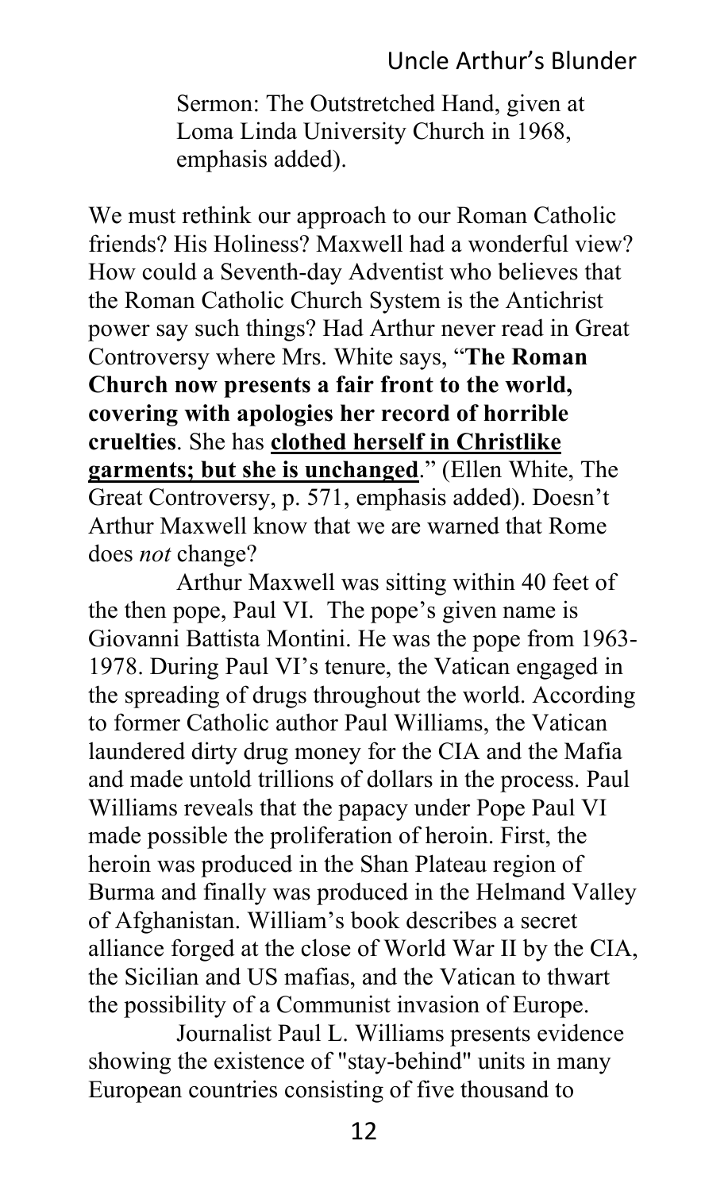> Sermon: The Outstretched Hand, given at Loma Linda University Church in 1968, emphasis added).

We must rethink our approach to our Roman Catholic friends? His Holiness? Maxwell had a wonderful view? How could a Seventh-day Adventist who believes that the Roman Catholic Church System is the Antichrist power say such things? Had Arthur never read in Great Controversy where Mrs. White says, "**The Roman Church now presents a fair front to the world, covering with apologies her record of horrible cruelties**. She has **<u>clothed herself in Christlike garments; but she is unchanged</u>**." (Ellen White, The Great Controversy, p. 571, emphasis added). Doesn't Arthur Maxwell know that we are warned that Rome does *not* change?

Arthur Maxwell was sitting within 40 feet of the then pope, Paul VI. The pope's given name is Giovanni Battista Montini. He was the pope from 1963-1978. During Paul VI's tenure, the Vatican engaged in the spreading of drugs throughout the world. According to former Catholic author Paul Williams, the Vatican laundered dirty drug money for the CIA and the Mafia and made untold trillions of dollars in the process. Paul Williams reveals that the papacy under Pope Paul VI made possible the proliferation of heroin. First, the heroin was produced in the Shan Plateau region of Burma and finally was produced in the Helmand Valley of Afghanistan. William's book describes a secret alliance forged at the close of World War II by the CIA, the Sicilian and US mafias, and the Vatican to thwart the possibility of a Communist invasion of Europe.

Journalist Paul L. Williams presents evidence showing the existence of "stay-behind" units in many European countries consisting of five thousand to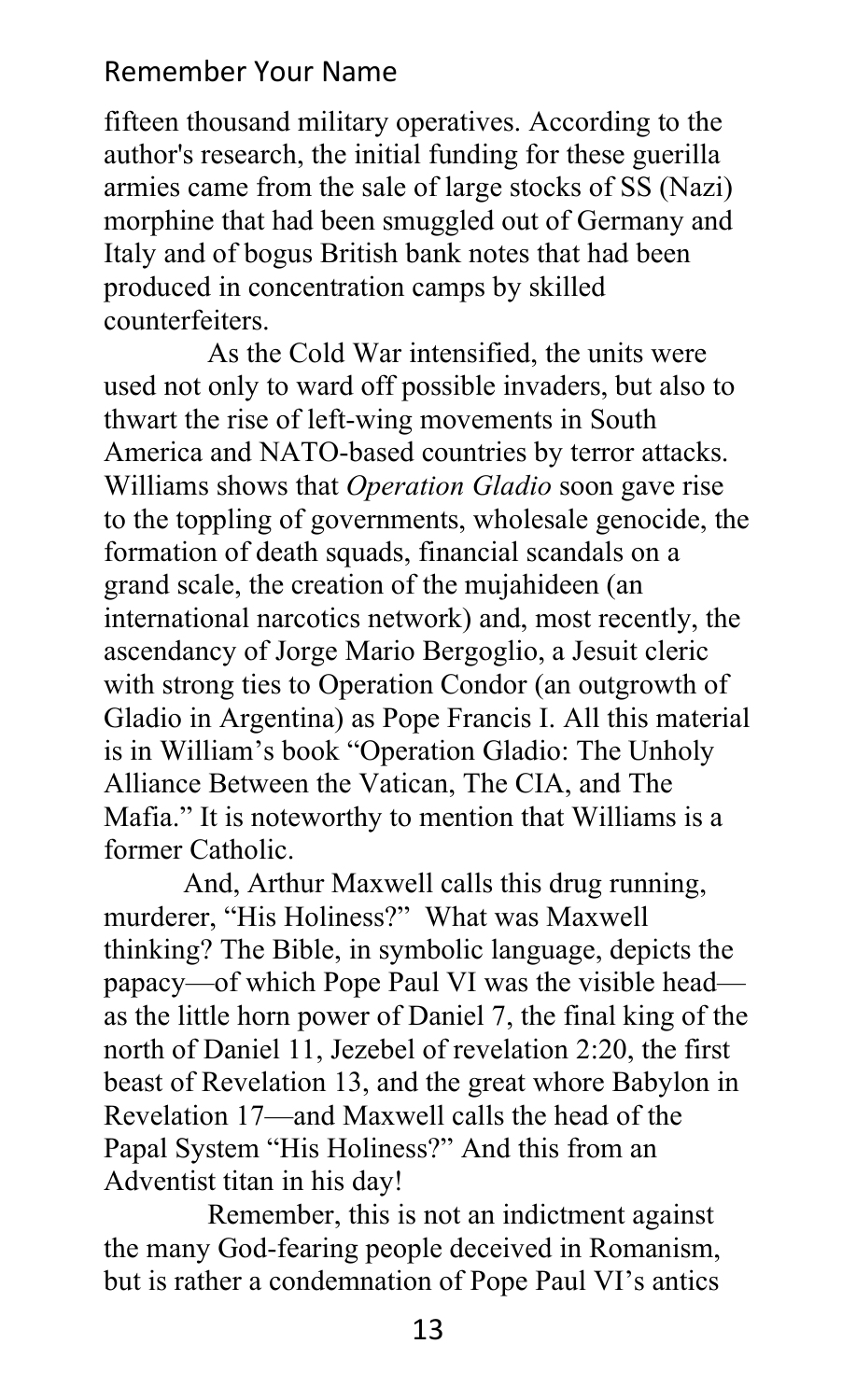fifteen thousand military operatives. According to the author's research, the initial funding for these guerilla armies came from the sale of large stocks of SS (Nazi) morphine that had been smuggled out of Germany and Italy and of bogus British bank notes that had been produced in concentration camps by skilled counterfeiters.

As the Cold War intensified, the units were used not only to ward off possible invaders, but also to thwart the rise of left-wing movements in South America and NATO-based countries by terror attacks. Williams shows that *Operation Gladio* soon gave rise to the toppling of governments, wholesale genocide, the formation of death squads, financial scandals on a grand scale, the creation of the mujahideen (an international narcotics network) and, most recently, the ascendancy of Jorge Mario Bergoglio, a Jesuit cleric with strong ties to Operation Condor (an outgrowth of Gladio in Argentina) as Pope Francis I. All this material is in William's book "Operation Gladio: The Unholy Alliance Between the Vatican, The CIA, and The Mafia." It is noteworthy to mention that Williams is a former Catholic.

And, Arthur Maxwell calls this drug running, murderer, "His Holiness?" What was Maxwell thinking? The Bible, in symbolic language, depicts the papacy—of which Pope Paul VI was the visible head—as the little horn power of Daniel 7, the final king of the north of Daniel 11, Jezebel of revelation 2:20, the first beast of Revelation 13, and the great whore Babylon in Revelation 17—and Maxwell calls the head of the Papal System "His Holiness?" And this from an Adventist titan in his day!

Remember, this is not an indictment against the many God-fearing people deceived in Romanism, but is rather a condemnation of Pope Paul VI's antics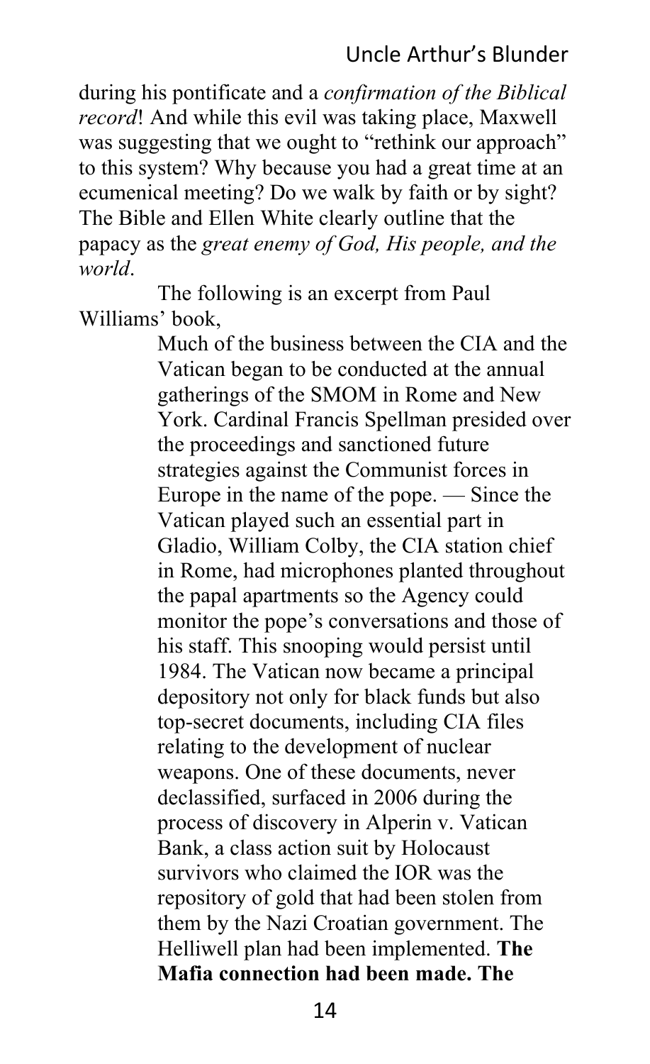during his pontificate and a *confirmation of the Biblical record*! And while this evil was taking place, Maxwell was suggesting that we ought to "rethink our approach" to this system? Why because you had a great time at an ecumenical meeting? Do we walk by faith or by sight? The Bible and Ellen White clearly outline that the papacy as the *great enemy of God, His people, and the world*.

The following is an excerpt from Paul Williams' book,

> Much of the business between the CIA and the Vatican began to be conducted at the annual gatherings of the SMOM in Rome and New York. Cardinal Francis Spellman presided over the proceedings and sanctioned future strategies against the Communist forces in Europe in the name of the pope. — Since the Vatican played such an essential part in Gladio, William Colby, the CIA station chief in Rome, had microphones planted throughout the papal apartments so the Agency could monitor the pope's conversations and those of his staff. This snooping would persist until 1984. The Vatican now became a principal depository not only for black funds but also top-secret documents, including CIA files relating to the development of nuclear weapons. One of these documents, never declassified, surfaced in 2006 during the process of discovery in Alperin v. Vatican Bank, a class action suit by Holocaust survivors who claimed the IOR was the repository of gold that had been stolen from them by the Nazi Croatian government. The Helliwell plan had been implemented. **The Mafia connection had been made. The**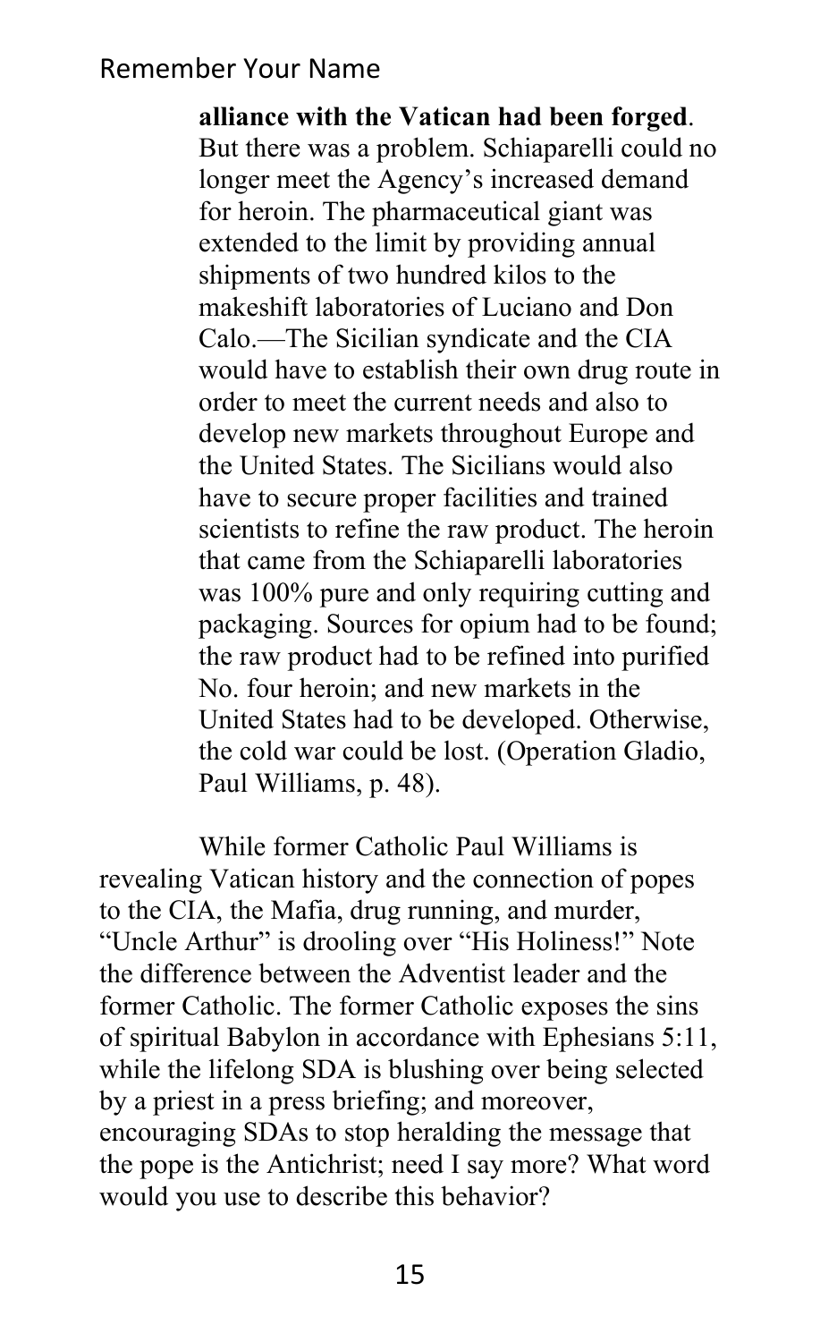> **alliance with the Vatican had been forged**. But there was a problem. Schiaparelli could no longer meet the Agency's increased demand for heroin. The pharmaceutical giant was extended to the limit by providing annual shipments of two hundred kilos to the makeshift laboratories of Luciano and Don Calo.—The Sicilian syndicate and the CIA would have to establish their own drug route in order to meet the current needs and also to develop new markets throughout Europe and the United States. The Sicilians would also have to secure proper facilities and trained scientists to refine the raw product. The heroin that came from the Schiaparelli laboratories was 100% pure and only requiring cutting and packaging. Sources for opium had to be found; the raw product had to be refined into purified No. four heroin; and new markets in the United States had to be developed. Otherwise, the cold war could be lost. (Operation Gladio, Paul Williams, p. 48).

While former Catholic Paul Williams is revealing Vatican history and the connection of popes to the CIA, the Mafia, drug running, and murder, "Uncle Arthur" is drooling over "His Holiness!" Note the difference between the Adventist leader and the former Catholic. The former Catholic exposes the sins of spiritual Babylon in accordance with Ephesians 5:11, while the lifelong SDA is blushing over being selected by a priest in a press briefing; and moreover, encouraging SDAs to stop heralding the message that the pope is the Antichrist; need I say more? What word would you use to describe this behavior?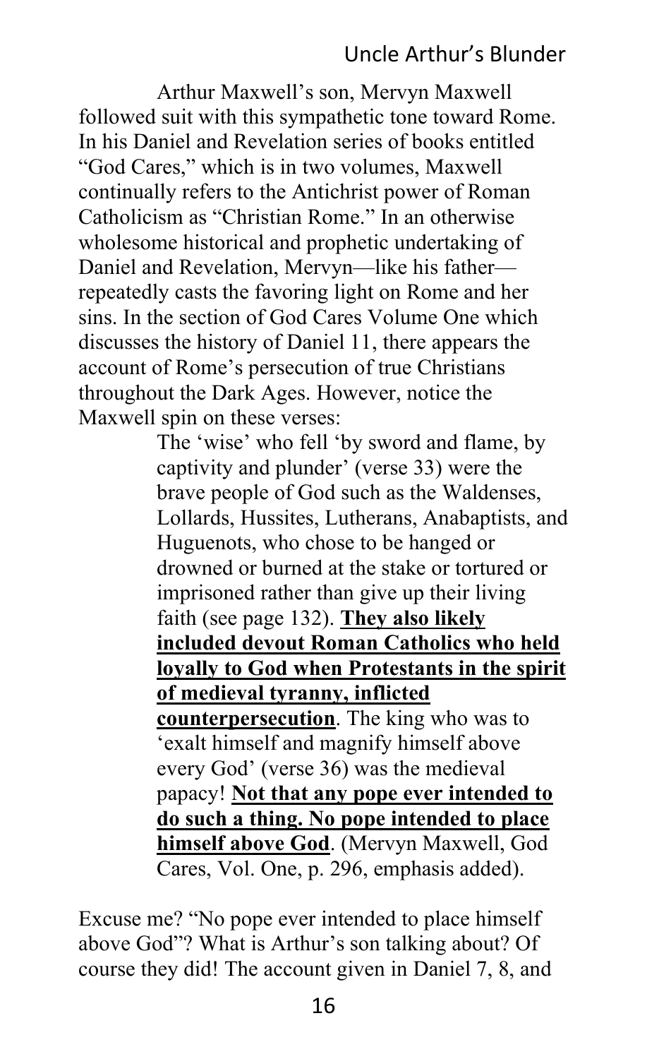Arthur Maxwell's son, Mervyn Maxwell followed suit with this sympathetic tone toward Rome. In his Daniel and Revelation series of books entitled "God Cares," which is in two volumes, Maxwell continually refers to the Antichrist power of Roman Catholicism as "Christian Rome." In an otherwise wholesome historical and prophetic undertaking of Daniel and Revelation, Mervyn—like his father—repeatedly casts the favoring light on Rome and her sins. In the section of God Cares Volume One which discusses the history of Daniel 11, there appears the account of Rome's persecution of true Christians throughout the Dark Ages. However, notice the Maxwell spin on these verses:

> The 'wise' who fell 'by sword and flame, by captivity and plunder' (verse 33) were the brave people of God such as the Waldenses, Lollards, Hussites, Lutherans, Anabaptists, and Huguenots, who chose to be hanged or drowned or burned at the stake or tortured or imprisoned rather than give up their living faith (see page 132). **<u>They also likely included devout Roman Catholics who held loyally to God when Protestants in the spirit of medieval tyranny, inflicted counterpersecution</u>**. The king who was to 'exalt himself and magnify himself above every God' (verse 36) was the medieval papacy! **<u>Not that any pope ever intended to do such a thing. No pope intended to place himself above God</u>**. (Mervyn Maxwell, God Cares, Vol. One, p. 296, emphasis added).

Excuse me? "No pope ever intended to place himself above God"? What is Arthur's son talking about? Of course they did! The account given in Daniel 7, 8, and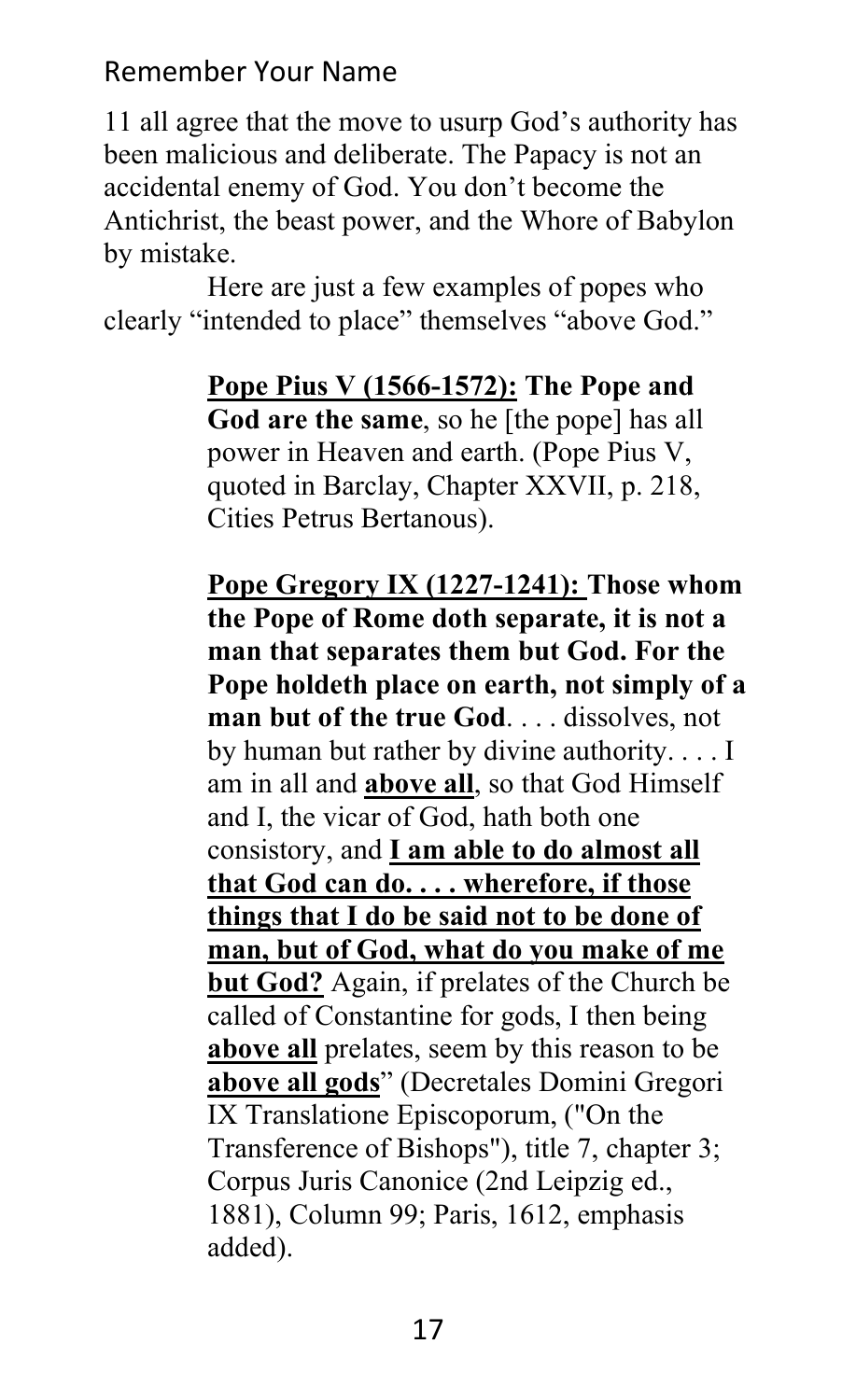11 all agree that the move to usurp God's authority has been malicious and deliberate. The Papacy is not an accidental enemy of God. You don't become the Antichrist, the beast power, and the Whore of Babylon by mistake.

Here are just a few examples of popes who clearly "intended to place" themselves "above God."

> <u>**Pope Pius V (1566-1572):**</u> **The Pope and God are the same**, so he [the pope] has all power in Heaven and earth. (Pope Pius V, quoted in Barclay, Chapter XXVII, p. 218, Cities Petrus Bertanous).

> <u>**Pope Gregory IX (1227-1241):**</u> **Those whom the Pope of Rome doth separate, it is not a man that separates them but God. For the Pope holdeth place on earth, not simply of a man but of the true God**. . . . dissolves, not by human but rather by divine authority. . . . I am in all and <u>**above all**</u>, so that God Himself and I, the vicar of God, hath both one consistory, and <u>**I am able to do almost all that God can do. . . . wherefore, if those things that I do be said not to be done of man, but of God, what do you make of me but God?**</u> Again, if prelates of the Church be called of Constantine for gods, I then being <u>**above all**</u> prelates, seem by this reason to be <u>**above all gods**</u>" (Decretales Domini Gregori IX Translatione Episcoporum, ("On the Transference of Bishops"), title 7, chapter 3; Corpus Juris Canonice (2nd Leipzig ed., 1881), Column 99; Paris, 1612, emphasis added).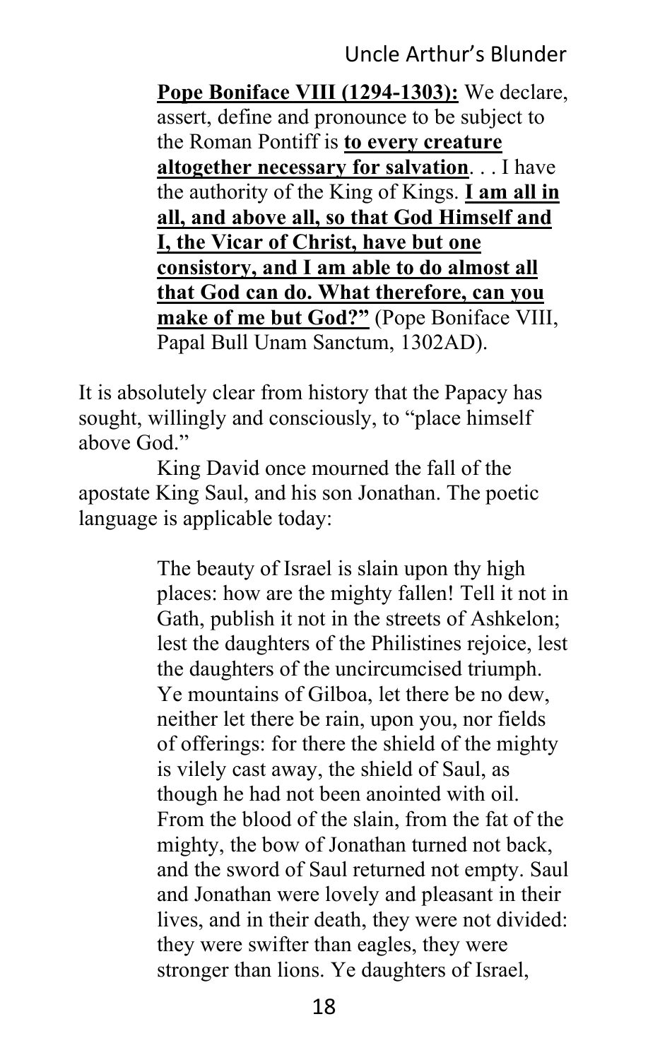> **Pope Boniface VIII (1294-1303):** We declare, assert, define and pronounce to be subject to the Roman Pontiff is **to every creature altogether necessary for salvation**. . . I have the authority of the King of Kings. **I am all in all, and above all, so that God Himself and I, the Vicar of Christ, have but one consistory, and I am able to do almost all that God can do. What therefore, can you make of me but God?"** (Pope Boniface VIII, Papal Bull Unam Sanctum, 1302AD).

It is absolutely clear from history that the Papacy has sought, willingly and consciously, to "place himself above God."

King David once mourned the fall of the apostate King Saul, and his son Jonathan. The poetic language is applicable today:

> The beauty of Israel is slain upon thy high places: how are the mighty fallen! Tell it not in Gath, publish it not in the streets of Ashkelon; lest the daughters of the Philistines rejoice, lest the daughters of the uncircumcised triumph. Ye mountains of Gilboa, let there be no dew, neither let there be rain, upon you, nor fields of offerings: for there the shield of the mighty is vilely cast away, the shield of Saul, as though he had not been anointed with oil. From the blood of the slain, from the fat of the mighty, the bow of Jonathan turned not back, and the sword of Saul returned not empty. Saul and Jonathan were lovely and pleasant in their lives, and in their death, they were not divided: they were swifter than eagles, they were stronger than lions. Ye daughters of Israel,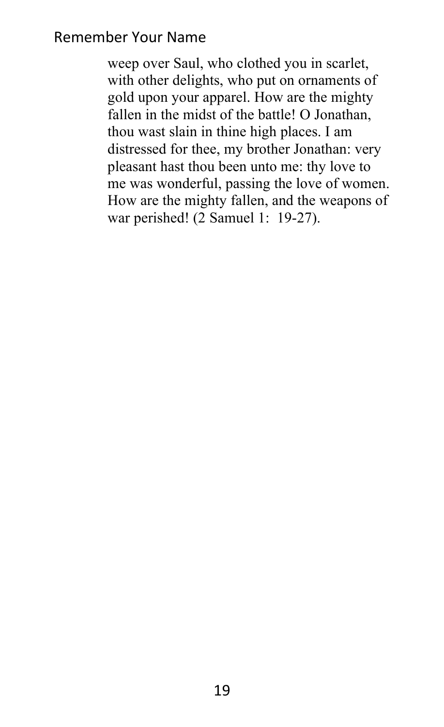weep over Saul, who clothed you in scarlet, with other delights, who put on ornaments of gold upon your apparel. How are the mighty fallen in the midst of the battle! O Jonathan, thou wast slain in thine high places. I am distressed for thee, my brother Jonathan: very pleasant hast thou been unto me: thy love to me was wonderful, passing the love of women. How are the mighty fallen, and the weapons of war perished! (2 Samuel 1: 19-27).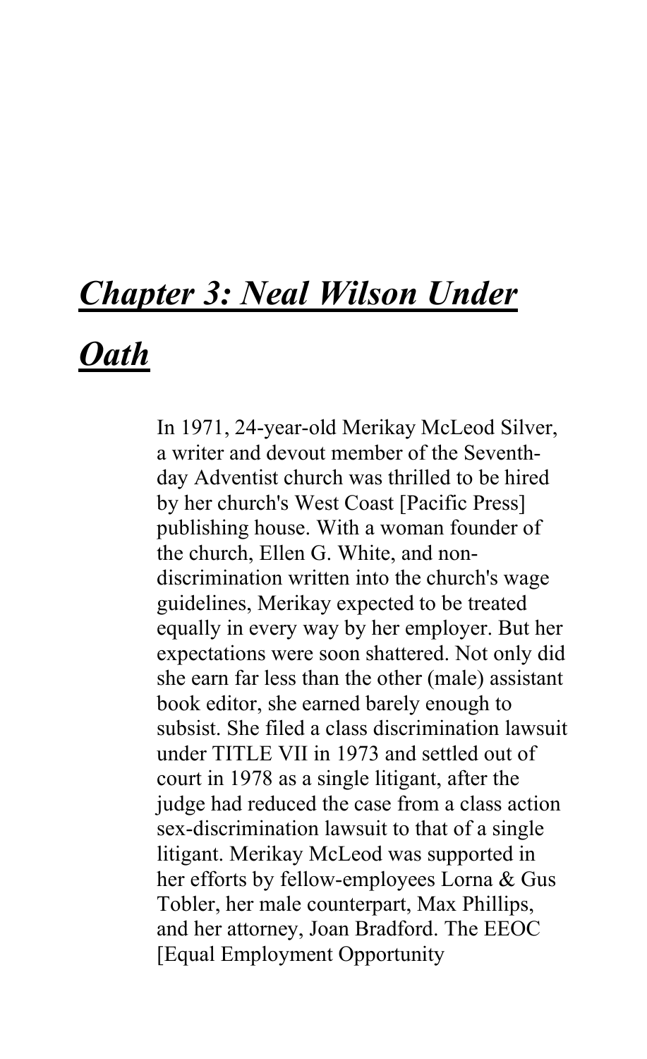# ***Chapter 3: Neal Wilson Under Oath***

In 1971, 24-year-old Merikay McLeod Silver, a writer and devout member of the Seventh-day Adventist church was thrilled to be hired by her church's West Coast [Pacific Press] publishing house. With a woman founder of the church, Ellen G. White, and non-discrimination written into the church's wage guidelines, Merikay expected to be treated equally in every way by her employer. But her expectations were soon shattered. Not only did she earn far less than the other (male) assistant book editor, she earned barely enough to subsist. She filed a class discrimination lawsuit under TITLE VII in 1973 and settled out of court in 1978 as a single litigant, after the judge had reduced the case from a class action sex-discrimination lawsuit to that of a single litigant. Merikay McLeod was supported in her efforts by fellow-employees Lorna & Gus Tobler, her male counterpart, Max Phillips, and her attorney, Joan Bradford. The EEOC [Equal Employment Opportunity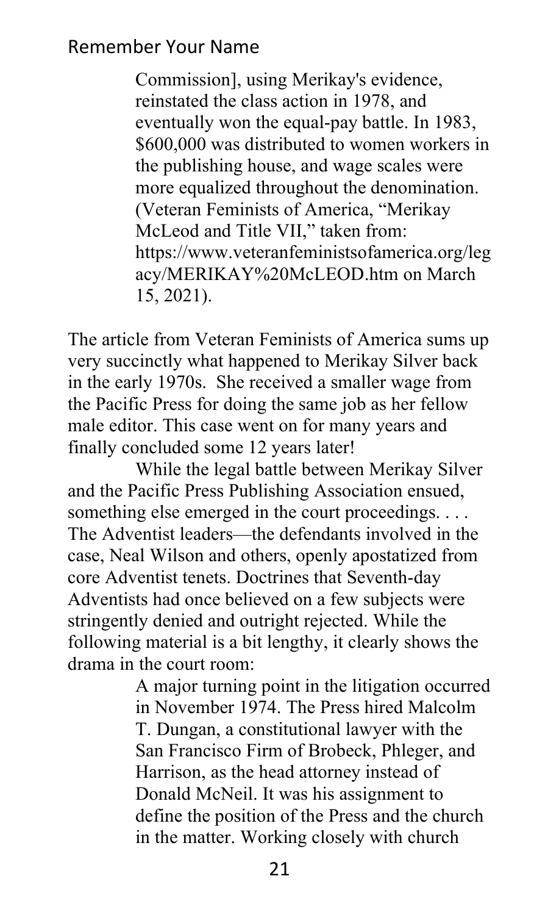> Commission], using Merikay's evidence, reinstated the class action in 1978, and eventually won the equal-pay battle. In 1983, $600,000 was distributed to women workers in the publishing house, and wage scales were more equalized throughout the denomination. (Veteran Feminists of America, "Merikay McLeod and Title VII," taken from: https://www.veteranfeministsofamerica.org/legacy/MERIKAY%20McLEOD.htm on March 15, 2021).

The article from Veteran Feminists of America sums up very succinctly what happened to Merikay Silver back in the early 1970s. She received a smaller wage from the Pacific Press for doing the same job as her fellow male editor. This case went on for many years and finally concluded some 12 years later!

While the legal battle between Merikay Silver and the Pacific Press Publishing Association ensued, something else emerged in the court proceedings. . . . The Adventist leaders—the defendants involved in the case, Neal Wilson and others, openly apostatized from core Adventist tenets. Doctrines that Seventh-day Adventists had once believed on a few subjects were stringently denied and outright rejected. While the following material is a bit lengthy, it clearly shows the drama in the court room:

> A major turning point in the litigation occurred in November 1974. The Press hired Malcolm T. Dungan, a constitutional lawyer with the San Francisco Firm of Brobeck, Phleger, and Harrison, as the head attorney instead of Donald McNeil. It was his assignment to define the position of the Press and the church in the matter. Working closely with church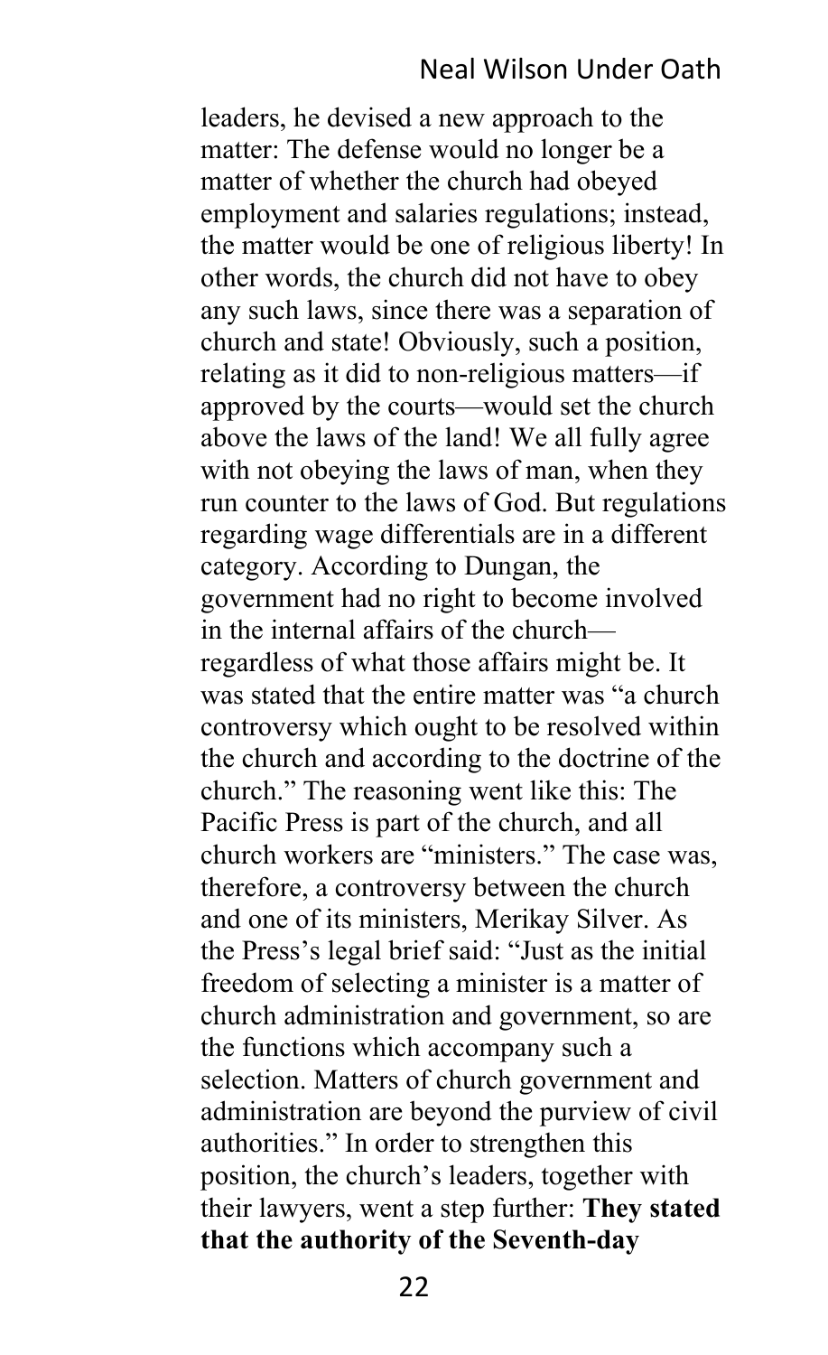leaders, he devised a new approach to the matter: The defense would no longer be a matter of whether the church had obeyed employment and salaries regulations; instead, the matter would be one of religious liberty! In other words, the church did not have to obey any such laws, since there was a separation of church and state! Obviously, such a position, relating as it did to non-religious matters—if approved by the courts—would set the church above the laws of the land! We all fully agree with not obeying the laws of man, when they run counter to the laws of God. But regulations regarding wage differentials are in a different category. According to Dungan, the government had no right to become involved in the internal affairs of the church—regardless of what those affairs might be. It was stated that the entire matter was "a church controversy which ought to be resolved within the church and according to the doctrine of the church." The reasoning went like this: The Pacific Press is part of the church, and all church workers are "ministers." The case was, therefore, a controversy between the church and one of its ministers, Merikay Silver. As the Press's legal brief said: "Just as the initial freedom of selecting a minister is a matter of church administration and government, so are the functions which accompany such a selection. Matters of church government and administration are beyond the purview of civil authorities." In order to strengthen this position, the church's leaders, together with their lawyers, went a step further: **They stated that the authority of the Seventh-day**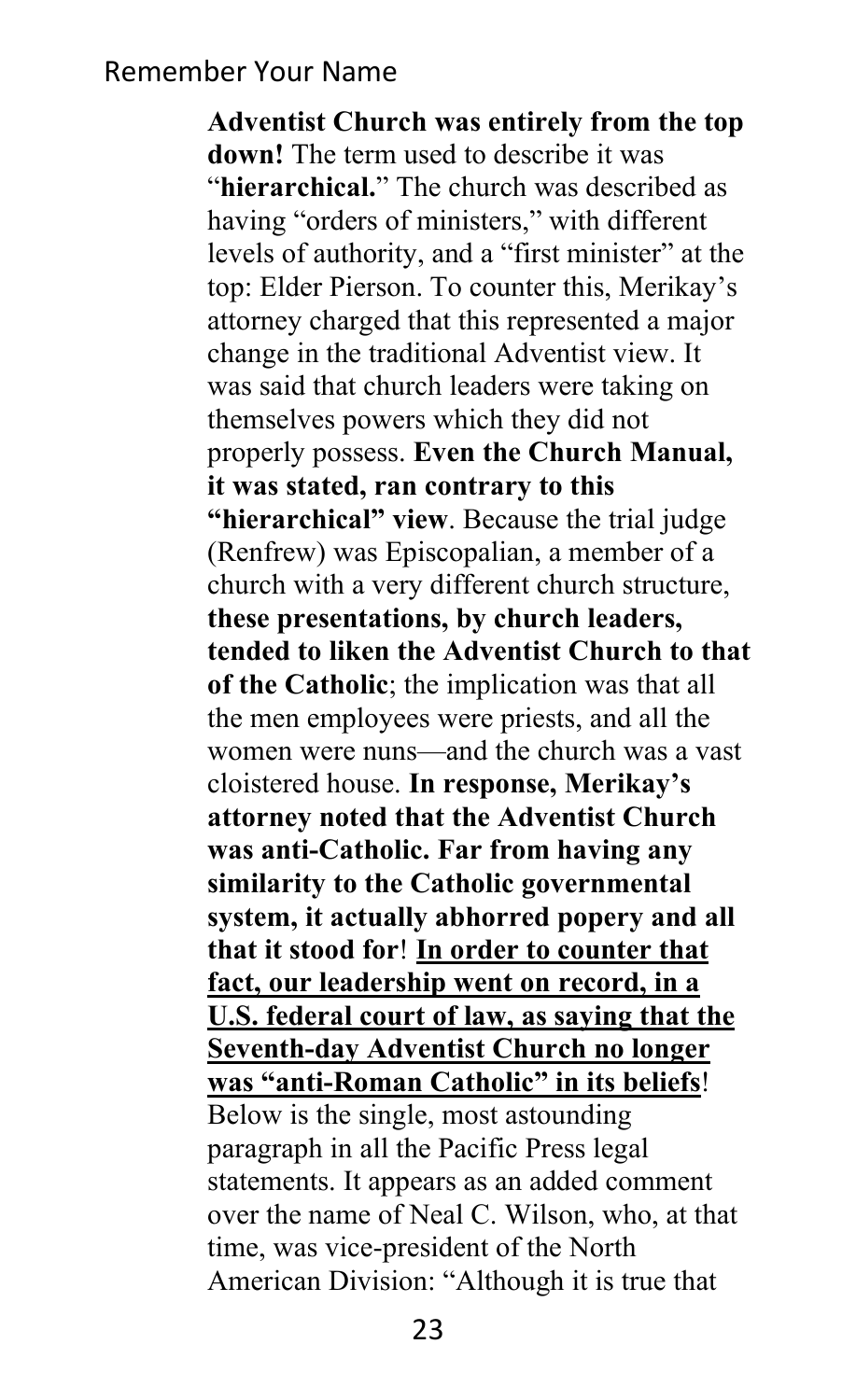**Adventist Church was entirely from the top down!** The term used to describe it was "**hierarchical.**" The church was described as having "orders of ministers," with different levels of authority, and a "first minister" at the top: Elder Pierson. To counter this, Merikay's attorney charged that this represented a major change in the traditional Adventist view. It was said that church leaders were taking on themselves powers which they did not properly possess. **Even the Church Manual, it was stated, ran contrary to this "hierarchical" view**. Because the trial judge (Renfrew) was Episcopalian, a member of a church with a very different church structure, **these presentations, by church leaders, tended to liken the Adventist Church to that of the Catholic**; the implication was that all the men employees were priests, and all the women were nuns—and the church was a vast cloistered house. **In response, Merikay's attorney noted that the Adventist Church was anti-Catholic. Far from having any similarity to the Catholic governmental system, it actually abhorred popery and all that it stood for**! <u>**In order to counter that fact, our leadership went on record, in a U.S. federal court of law, as saying that the Seventh-day Adventist Church no longer was "anti-Roman Catholic" in its beliefs**</u>! Below is the single, most astounding paragraph in all the Pacific Press legal statements. It appears as an added comment over the name of Neal C. Wilson, who, at that time, was vice-president of the North American Division: "Although it is true that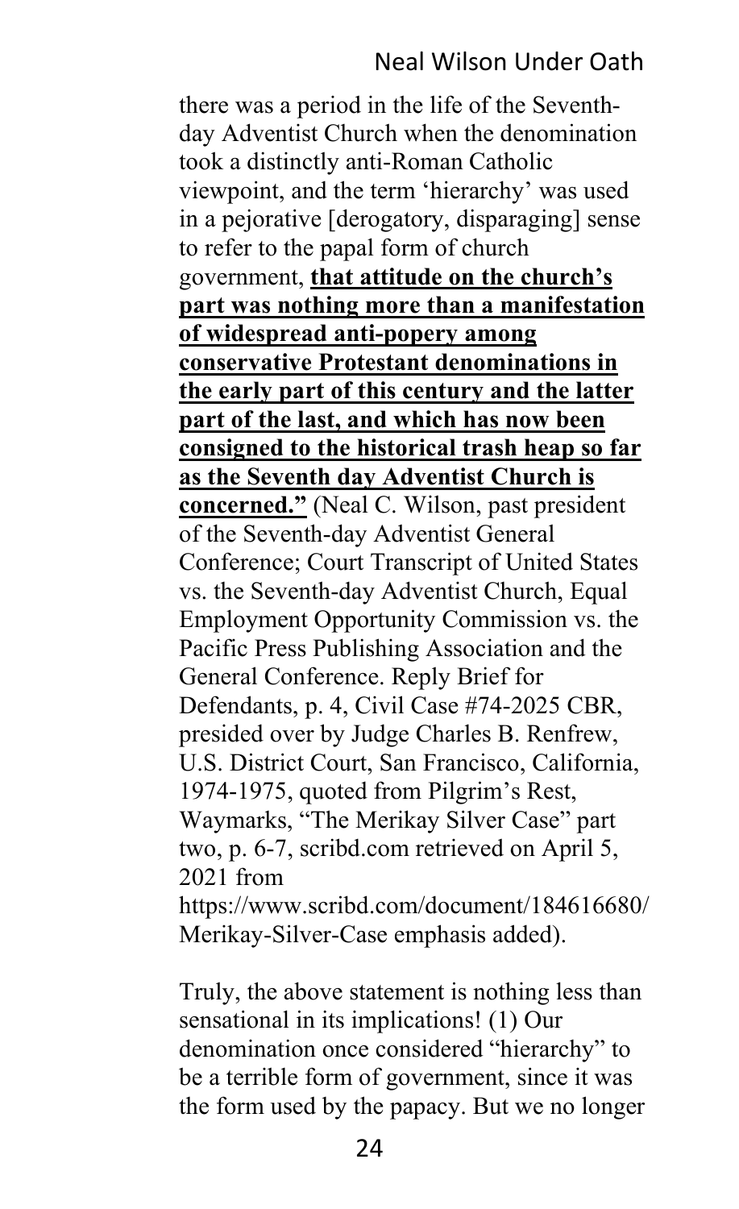there was a period in the life of the Seventh-day Adventist Church when the denomination took a distinctly anti-Roman Catholic viewpoint, and the term 'hierarchy' was used in a pejorative [derogatory, disparaging] sense to refer to the papal form of church government, **that attitude on the church's part was nothing more than a manifestation of widespread anti-popery among conservative Protestant denominations in the early part of this century and the latter part of the last, and which has now been consigned to the historical trash heap so far as the Seventh day Adventist Church is concerned."** (Neal C. Wilson, past president of the Seventh-day Adventist General Conference; Court Transcript of United States vs. the Seventh-day Adventist Church, Equal Employment Opportunity Commission vs. the Pacific Press Publishing Association and the General Conference. Reply Brief for Defendants, p. 4, Civil Case #74-2025 CBR, presided over by Judge Charles B. Renfrew, U.S. District Court, San Francisco, California, 1974-1975, quoted from Pilgrim's Rest, Waymarks, "The Merikay Silver Case" part two, p. 6-7, scribd.com retrieved on April 5, 2021 from https://www.scribd.com/document/184616680/Merikay-Silver-Case emphasis added).

Truly, the above statement is nothing less than sensational in its implications! (1) Our denomination once considered "hierarchy" to be a terrible form of government, since it was the form used by the papacy. But we no longer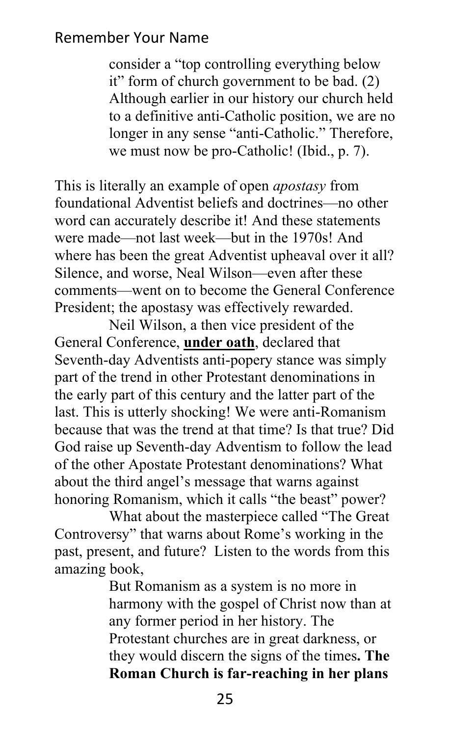> consider a "top controlling everything below it" form of church government to be bad. (2) Although earlier in our history our church held to a definitive anti-Catholic position, we are no longer in any sense "anti-Catholic." Therefore, we must now be pro-Catholic! (Ibid., p. 7).

This is literally an example of open *apostasy* from foundational Adventist beliefs and doctrines—no other word can accurately describe it! And these statements were made—not last week—but in the 1970s! And where has been the great Adventist upheaval over it all? Silence, and worse, Neal Wilson—even after these comments—went on to become the General Conference President; the apostasy was effectively rewarded.

Neil Wilson, a then vice president of the General Conference, **under oath**, declared that Seventh-day Adventists anti-popery stance was simply part of the trend in other Protestant denominations in the early part of this century and the latter part of the last. This is utterly shocking! We were anti-Romanism because that was the trend at that time? Is that true? Did God raise up Seventh-day Adventism to follow the lead of the other Apostate Protestant denominations? What about the third angel's message that warns against honoring Romanism, which it calls "the beast" power?

What about the masterpiece called "The Great Controversy" that warns about Rome's working in the past, present, and future? Listen to the words from this amazing book,

> But Romanism as a system is no more in harmony with the gospel of Christ now than at any former period in her history. The Protestant churches are in great darkness, or they would discern the signs of the times**. The Roman Church is far-reaching in her plans**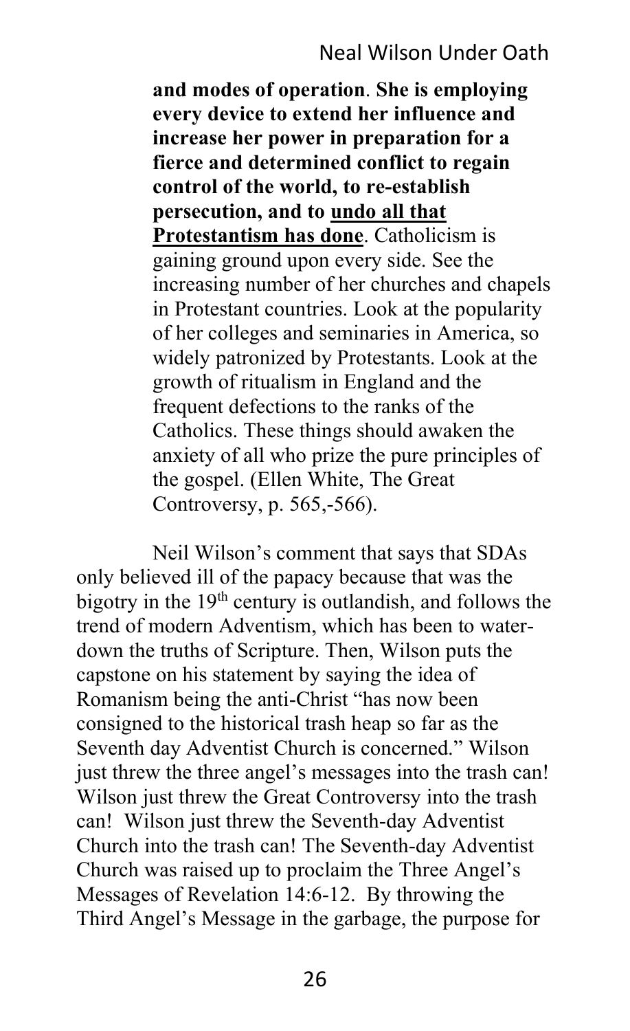> **and modes of operation**. **She is employing every device to extend her influence and increase her power in preparation for a fierce and determined conflict to regain control of the world, to re-establish persecution, and to undo all that Protestantism has done**. Catholicism is gaining ground upon every side. See the increasing number of her churches and chapels in Protestant countries. Look at the popularity of her colleges and seminaries in America, so widely patronized by Protestants. Look at the growth of ritualism in England and the frequent defections to the ranks of the Catholics. These things should awaken the anxiety of all who prize the pure principles of the gospel. (Ellen White, The Great Controversy, p. 565,-566).

Neil Wilson's comment that says that SDAs only believed ill of the papacy because that was the bigotry in the 19th century is outlandish, and follows the trend of modern Adventism, which has been to water-down the truths of Scripture. Then, Wilson puts the capstone on his statement by saying the idea of Romanism being the anti-Christ "has now been consigned to the historical trash heap so far as the Seventh day Adventist Church is concerned." Wilson just threw the three angel's messages into the trash can! Wilson just threw the Great Controversy into the trash can! Wilson just threw the Seventh-day Adventist Church into the trash can! The Seventh-day Adventist Church was raised up to proclaim the Three Angel's Messages of Revelation 14:6-12. By throwing the Third Angel's Message in the garbage, the purpose for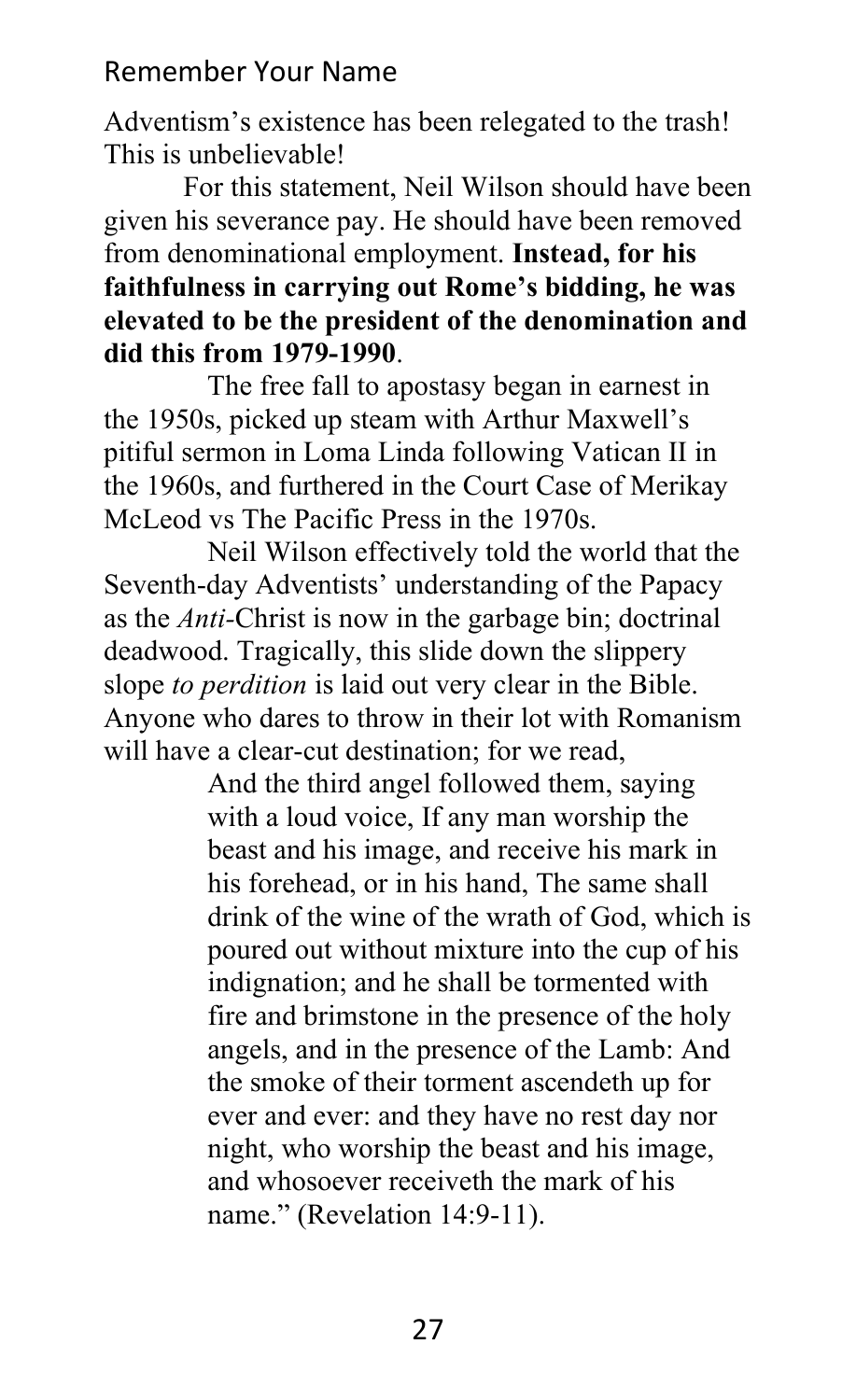Adventism's existence has been relegated to the trash! This is unbelievable!

For this statement, Neil Wilson should have been given his severance pay. He should have been removed from denominational employment. **Instead, for his faithfulness in carrying out Rome's bidding, he was elevated to be the president of the denomination and did this from 1979-1990**.

The free fall to apostasy began in earnest in the 1950s, picked up steam with Arthur Maxwell's pitiful sermon in Loma Linda following Vatican II in the 1960s, and furthered in the Court Case of Merikay McLeod vs The Pacific Press in the 1970s.

Neil Wilson effectively told the world that the Seventh-day Adventists' understanding of the Papacy as the *Anti*-Christ is now in the garbage bin; doctrinal deadwood. Tragically, this slide down the slippery slope *to perdition* is laid out very clear in the Bible. Anyone who dares to throw in their lot with Romanism will have a clear-cut destination; for we read,

> And the third angel followed them, saying with a loud voice, If any man worship the beast and his image, and receive his mark in his forehead, or in his hand, The same shall drink of the wine of the wrath of God, which is poured out without mixture into the cup of his indignation; and he shall be tormented with fire and brimstone in the presence of the holy angels, and in the presence of the Lamb: And the smoke of their torment ascendeth up for ever and ever: and they have no rest day nor night, who worship the beast and his image, and whosoever receiveth the mark of his name." (Revelation 14:9-11).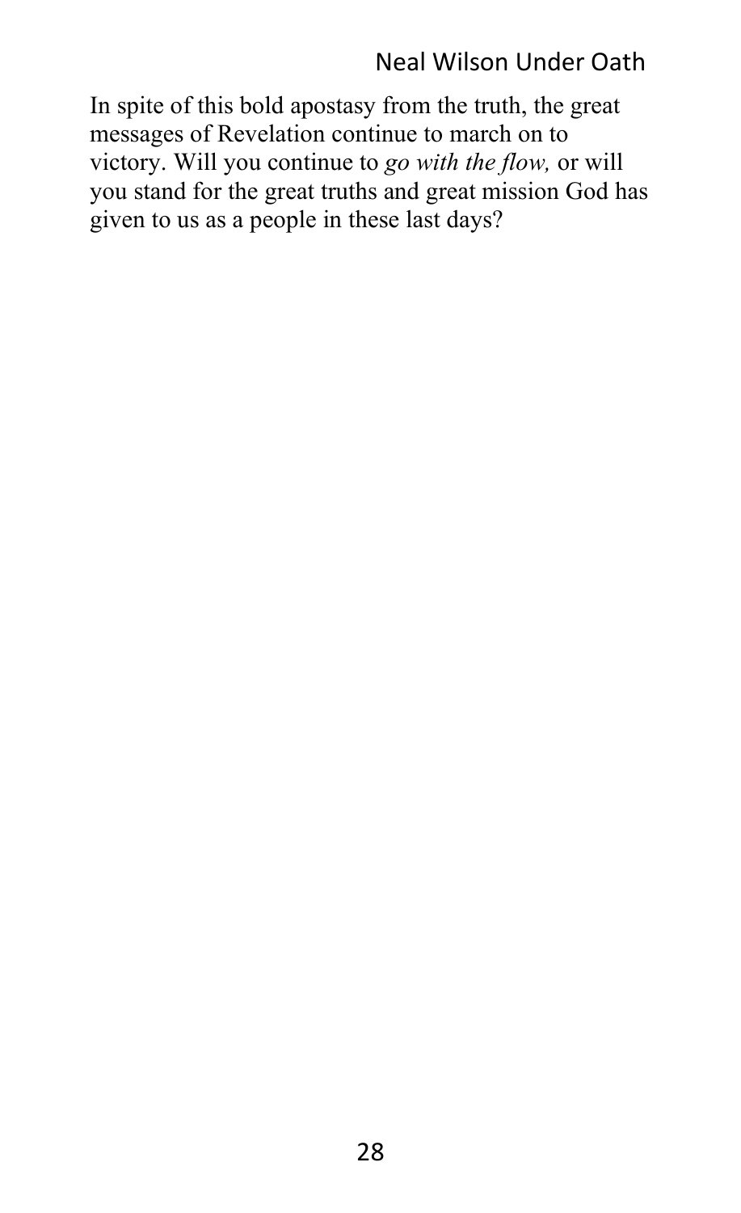In spite of this bold apostasy from the truth, the great messages of Revelation continue to march on to victory. Will you continue to *go with the flow,* or will you stand for the great truths and great mission God has given to us as a people in these last days?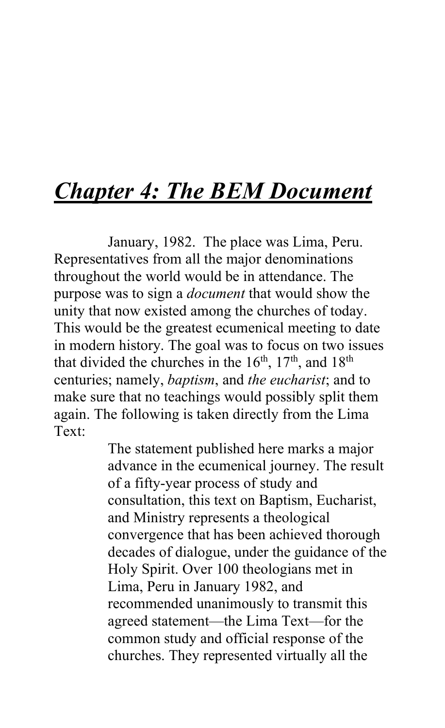# ***Chapter 4: The BEM Document***

January, 1982. The place was Lima, Peru. Representatives from all the major denominations throughout the world would be in attendance. The purpose was to sign a *document* that would show the unity that now existed among the churches of today. This would be the greatest ecumenical meeting to date in modern history. The goal was to focus on two issues that divided the churches in the 16th, 17th, and 18th centuries; namely, *baptism*, and *the eucharist*; and to make sure that no teachings would possibly split them again. The following is taken directly from the Lima Text:

> The statement published here marks a major advance in the ecumenical journey. The result of a fifty-year process of study and consultation, this text on Baptism, Eucharist, and Ministry represents a theological convergence that has been achieved thorough decades of dialogue, under the guidance of the Holy Spirit. Over 100 theologians met in Lima, Peru in January 1982, and recommended unanimously to transmit this agreed statement—the Lima Text—for the common study and official response of the churches. They represented virtually all the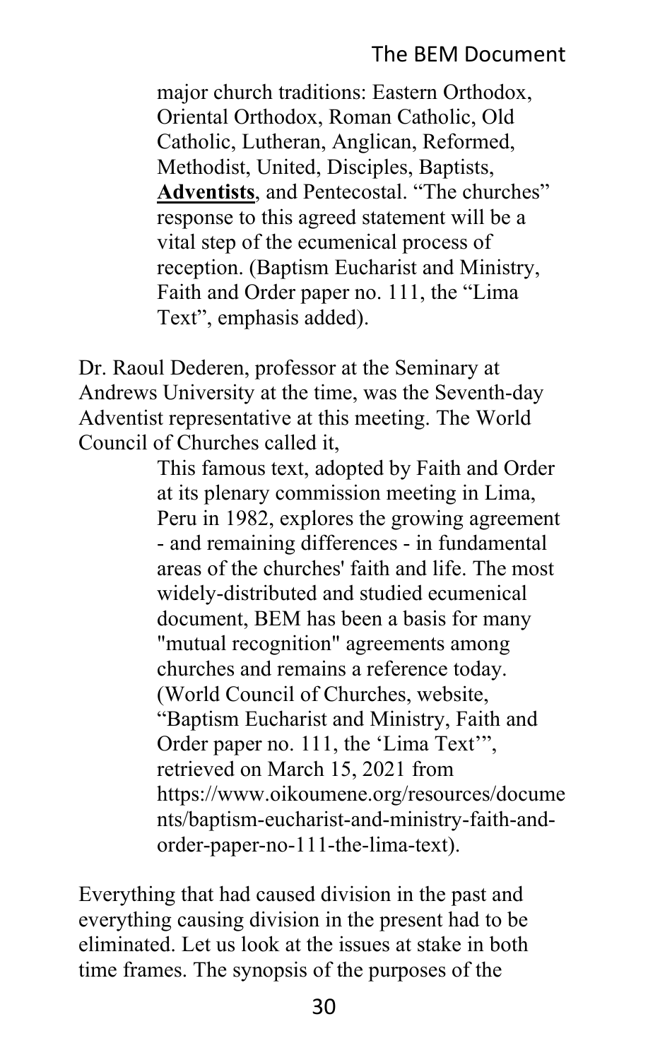> major church traditions: Eastern Orthodox, Oriental Orthodox, Roman Catholic, Old Catholic, Lutheran, Anglican, Reformed, Methodist, United, Disciples, Baptists, **Adventists**, and Pentecostal. "The churches" response to this agreed statement will be a vital step of the ecumenical process of reception. (Baptism Eucharist and Ministry, Faith and Order paper no. 111, the "Lima Text", emphasis added).

Dr. Raoul Dederen, professor at the Seminary at Andrews University at the time, was the Seventh-day Adventist representative at this meeting. The World Council of Churches called it,

> This famous text, adopted by Faith and Order at its plenary commission meeting in Lima, Peru in 1982, explores the growing agreement - and remaining differences - in fundamental areas of the churches' faith and life. The most widely-distributed and studied ecumenical document, BEM has been a basis for many "mutual recognition" agreements among churches and remains a reference today. (World Council of Churches, website, "Baptism Eucharist and Ministry, Faith and Order paper no. 111, the 'Lima Text'", retrieved on March 15, 2021 from https://www.oikoumene.org/resources/documents/baptism-eucharist-and-ministry-faith-and-order-paper-no-111-the-lima-text).

Everything that had caused division in the past and everything causing division in the present had to be eliminated. Let us look at the issues at stake in both time frames. The synopsis of the purposes of the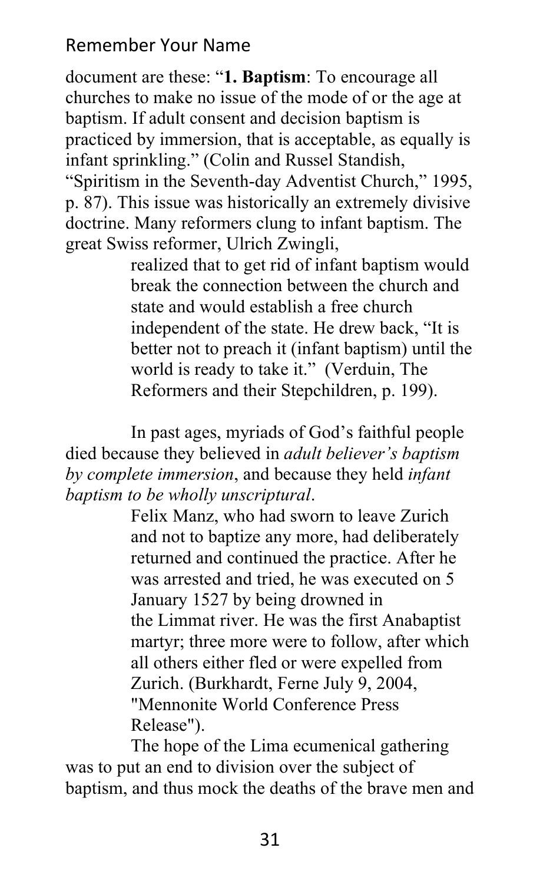document are these: "**1. Baptism**: To encourage all churches to make no issue of the mode of or the age at baptism. If adult consent and decision baptism is practiced by immersion, that is acceptable, as equally is infant sprinkling." (Colin and Russel Standish, "Spiritism in the Seventh-day Adventist Church," 1995, p. 87). This issue was historically an extremely divisive doctrine. Many reformers clung to infant baptism. The great Swiss reformer, Ulrich Zwingli,

> realized that to get rid of infant baptism would break the connection between the church and state and would establish a free church independent of the state. He drew back, "It is better not to preach it (infant baptism) until the world is ready to take it." (Verduin, The Reformers and their Stepchildren, p. 199).

In past ages, myriads of God's faithful people died because they believed in *adult believer's baptism by complete immersion*, and because they held *infant baptism to be wholly unscriptural*.

> Felix Manz, who had sworn to leave Zurich and not to baptize any more, had deliberately returned and continued the practice. After he was arrested and tried, he was executed on 5 January 1527 by being drowned in the Limmat river. He was the first Anabaptist martyr; three more were to follow, after which all others either fled or were expelled from Zurich. (Burkhardt, Ferne July 9, 2004, "Mennonite World Conference Press Release").

The hope of the Lima ecumenical gathering was to put an end to division over the subject of baptism, and thus mock the deaths of the brave men and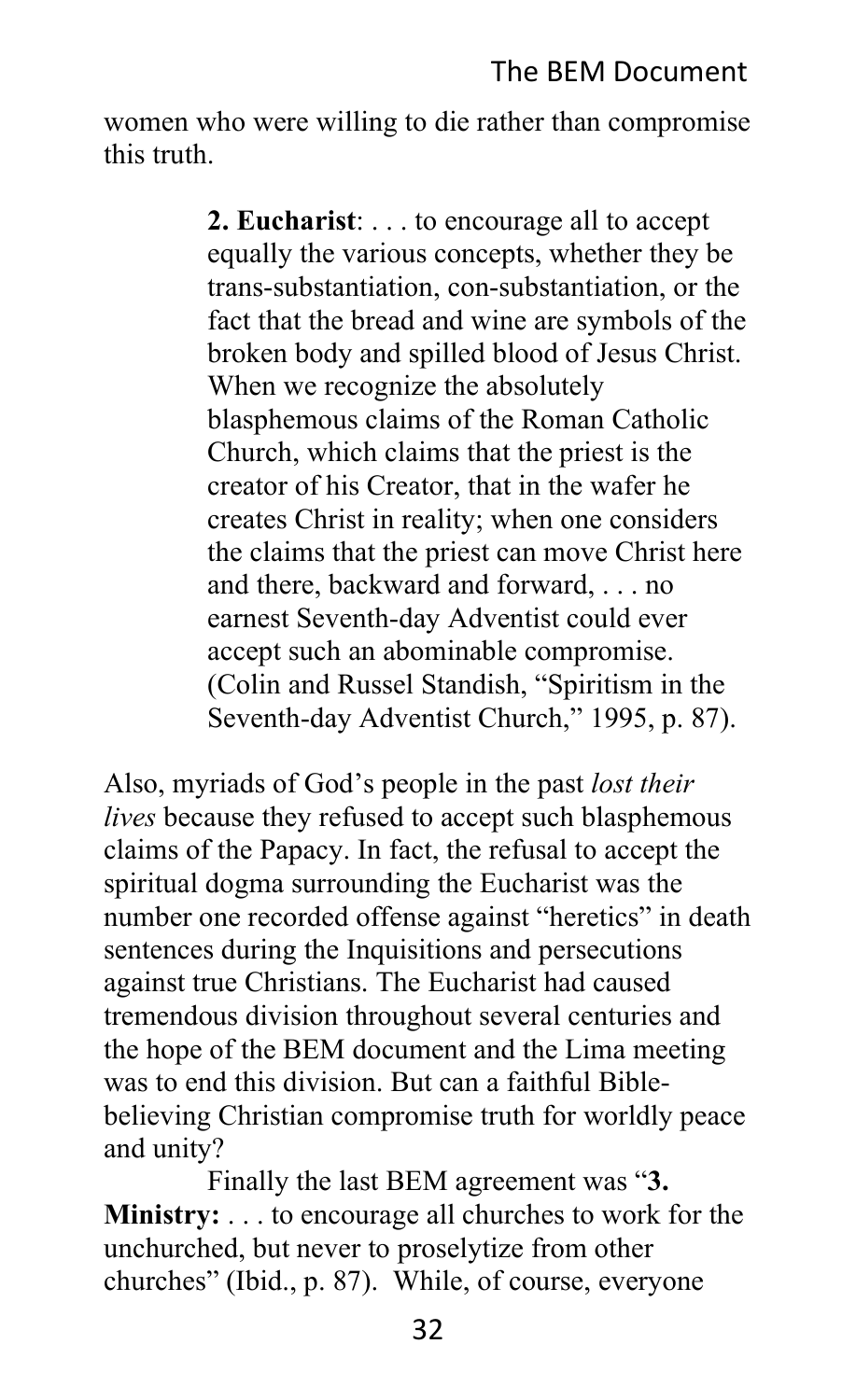women who were willing to die rather than compromise this truth.

> **2. Eucharist**: . . . to encourage all to accept equally the various concepts, whether they be trans-substantiation, con-substantiation, or the fact that the bread and wine are symbols of the broken body and spilled blood of Jesus Christ. When we recognize the absolutely blasphemous claims of the Roman Catholic Church, which claims that the priest is the creator of his Creator, that in the wafer he creates Christ in reality; when one considers the claims that the priest can move Christ here and there, backward and forward, . . . no earnest Seventh-day Adventist could ever accept such an abominable compromise. (Colin and Russel Standish, "Spiritism in the Seventh-day Adventist Church," 1995, p. 87).

Also, myriads of God's people in the past *lost their lives* because they refused to accept such blasphemous claims of the Papacy. In fact, the refusal to accept the spiritual dogma surrounding the Eucharist was the number one recorded offense against "heretics" in death sentences during the Inquisitions and persecutions against true Christians. The Eucharist had caused tremendous division throughout several centuries and the hope of the BEM document and the Lima meeting was to end this division. But can a faithful Bible-believing Christian compromise truth for worldly peace and unity?

Finally the last BEM agreement was "**3. Ministry:** . . . to encourage all churches to work for the unchurched, but never to proselytize from other churches" (Ibid., p. 87). While, of course, everyone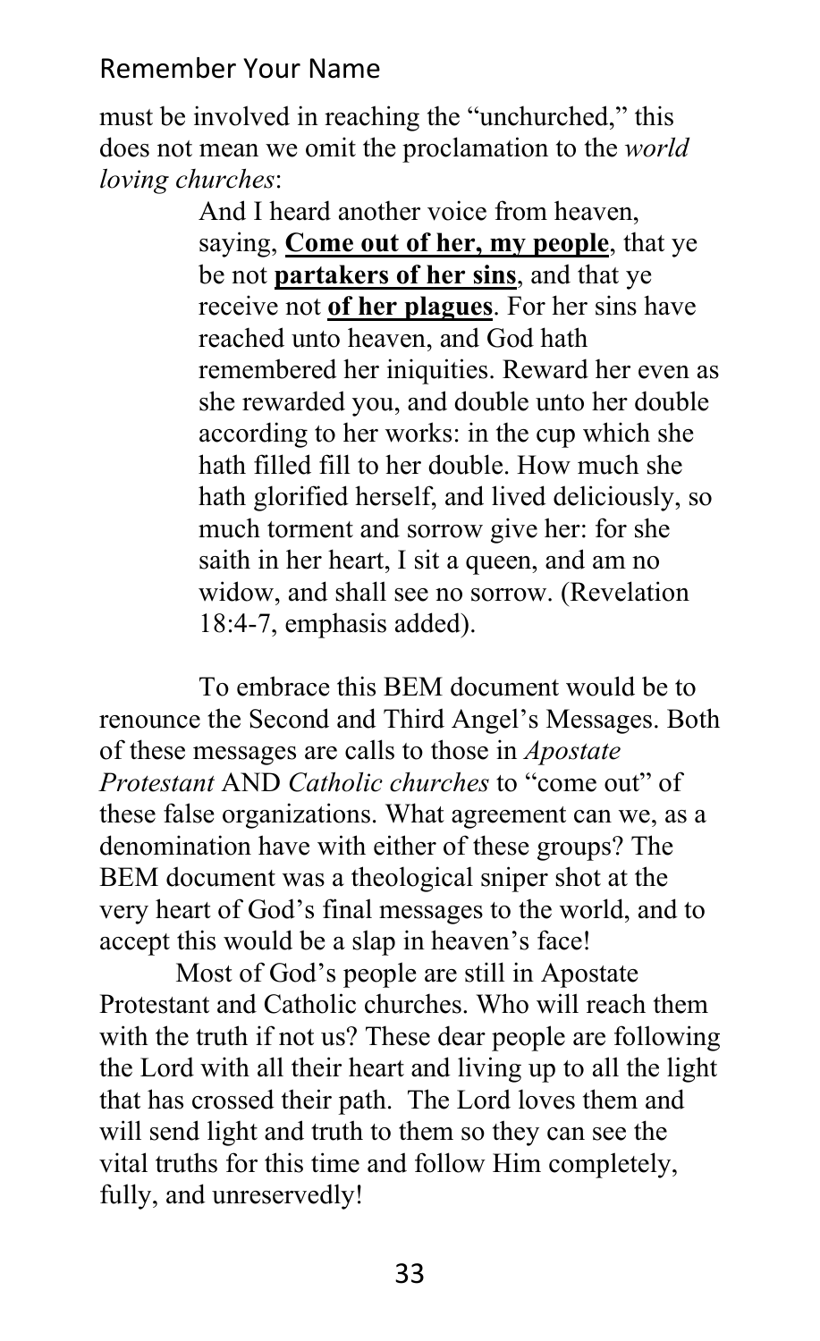must be involved in reaching the "unchurched," this does not mean we omit the proclamation to the *world loving churches*:

> And I heard another voice from heaven, saying, **<u>Come out of her, my people</u>**, that ye be not **<u>partakers of her sins</u>**, and that ye receive not **<u>of her plagues</u>**. For her sins have reached unto heaven, and God hath remembered her iniquities. Reward her even as she rewarded you, and double unto her double according to her works: in the cup which she hath filled fill to her double. How much she hath glorified herself, and lived deliciously, so much torment and sorrow give her: for she saith in her heart, I sit a queen, and am no widow, and shall see no sorrow. (Revelation 18:4-7, emphasis added).

To embrace this BEM document would be to renounce the Second and Third Angel's Messages. Both of these messages are calls to those in *Apostate Protestant* AND *Catholic churches* to "come out" of these false organizations. What agreement can we, as a denomination have with either of these groups? The BEM document was a theological sniper shot at the very heart of God's final messages to the world, and to accept this would be a slap in heaven's face!

Most of God's people are still in Apostate Protestant and Catholic churches. Who will reach them with the truth if not us? These dear people are following the Lord with all their heart and living up to all the light that has crossed their path. The Lord loves them and will send light and truth to them so they can see the vital truths for this time and follow Him completely, fully, and unreservedly!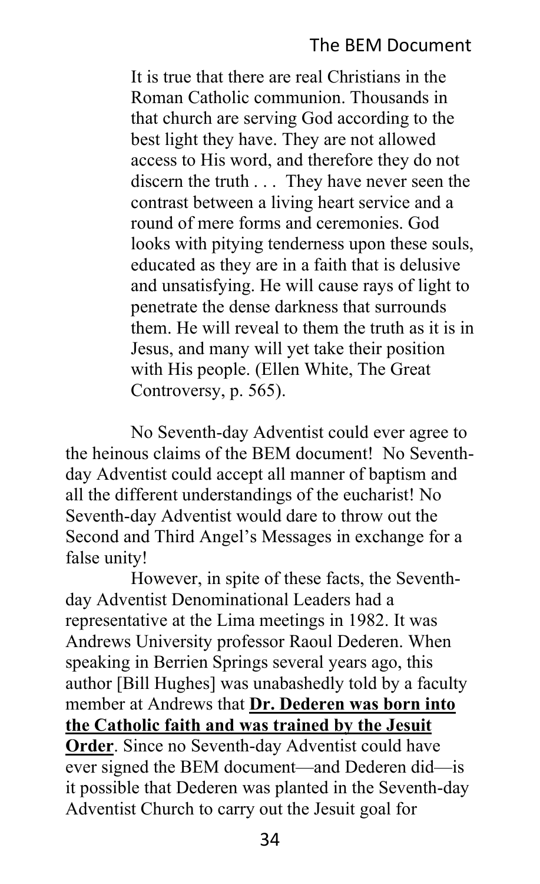> It is true that there are real Christians in the Roman Catholic communion. Thousands in that church are serving God according to the best light they have. They are not allowed access to His word, and therefore they do not discern the truth . . . They have never seen the contrast between a living heart service and a round of mere forms and ceremonies. God looks with pitying tenderness upon these souls, educated as they are in a faith that is delusive and unsatisfying. He will cause rays of light to penetrate the dense darkness that surrounds them. He will reveal to them the truth as it is in Jesus, and many will yet take their position with His people. (Ellen White, The Great Controversy, p. 565).

No Seventh-day Adventist could ever agree to the heinous claims of the BEM document! No Seventh-day Adventist could accept all manner of baptism and all the different understandings of the eucharist! No Seventh-day Adventist would dare to throw out the Second and Third Angel's Messages in exchange for a false unity!

However, in spite of these facts, the Seventh-day Adventist Denominational Leaders had a representative at the Lima meetings in 1982. It was Andrews University professor Raoul Dederen. When speaking in Berrien Springs several years ago, this author [Bill Hughes] was unabashedly told by a faculty member at Andrews that **Dr. Dederen was born into the Catholic faith and was trained by the Jesuit Order**. Since no Seventh-day Adventist could have ever signed the BEM document—and Dederen did—is it possible that Dederen was planted in the Seventh-day Adventist Church to carry out the Jesuit goal for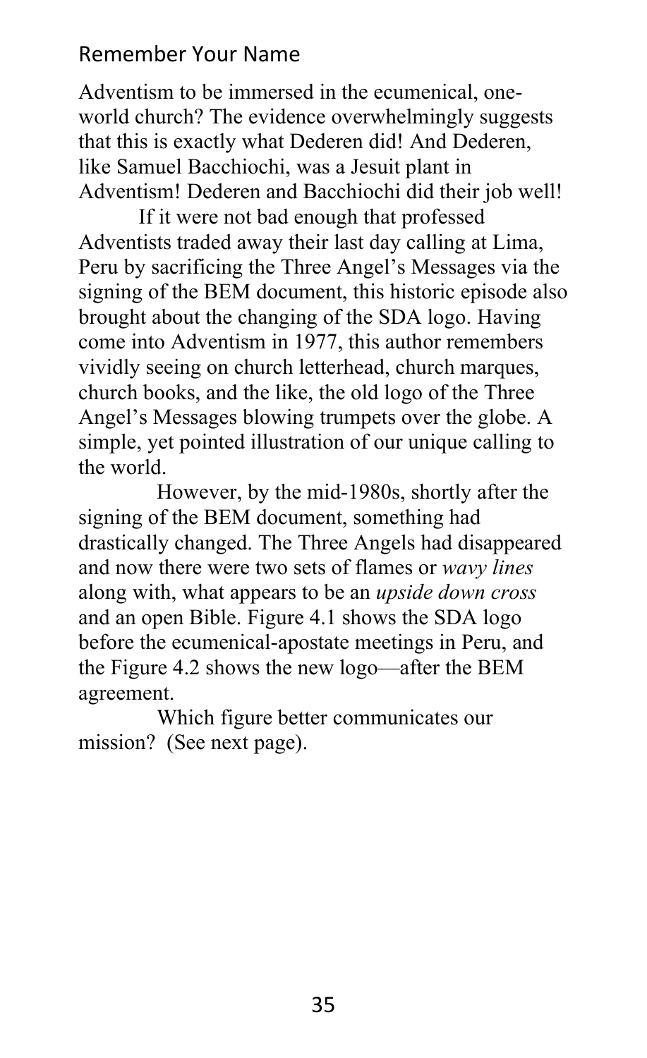Adventism to be immersed in the ecumenical, one-world church? The evidence overwhelmingly suggests that this is exactly what Dederen did! And Dederen, like Samuel Bacchiochi, was a Jesuit plant in Adventism! Dederen and Bacchiochi did their job well!

If it were not bad enough that professed Adventists traded away their last day calling at Lima, Peru by sacrificing the Three Angel's Messages via the signing of the BEM document, this historic episode also brought about the changing of the SDA logo. Having come into Adventism in 1977, this author remembers vividly seeing on church letterhead, church marques, church books, and the like, the old logo of the Three Angel's Messages blowing trumpets over the globe. A simple, yet pointed illustration of our unique calling to the world.

However, by the mid-1980s, shortly after the signing of the BEM document, something had drastically changed. The Three Angels had disappeared and now there were two sets of flames or *wavy lines* along with, what appears to be an *upside down cross* and an open Bible. Figure 4.1 shows the SDA logo before the ecumenical-apostate meetings in Peru, and the Figure 4.2 shows the new logo—after the BEM agreement.

Which figure better communicates our mission? (See next page).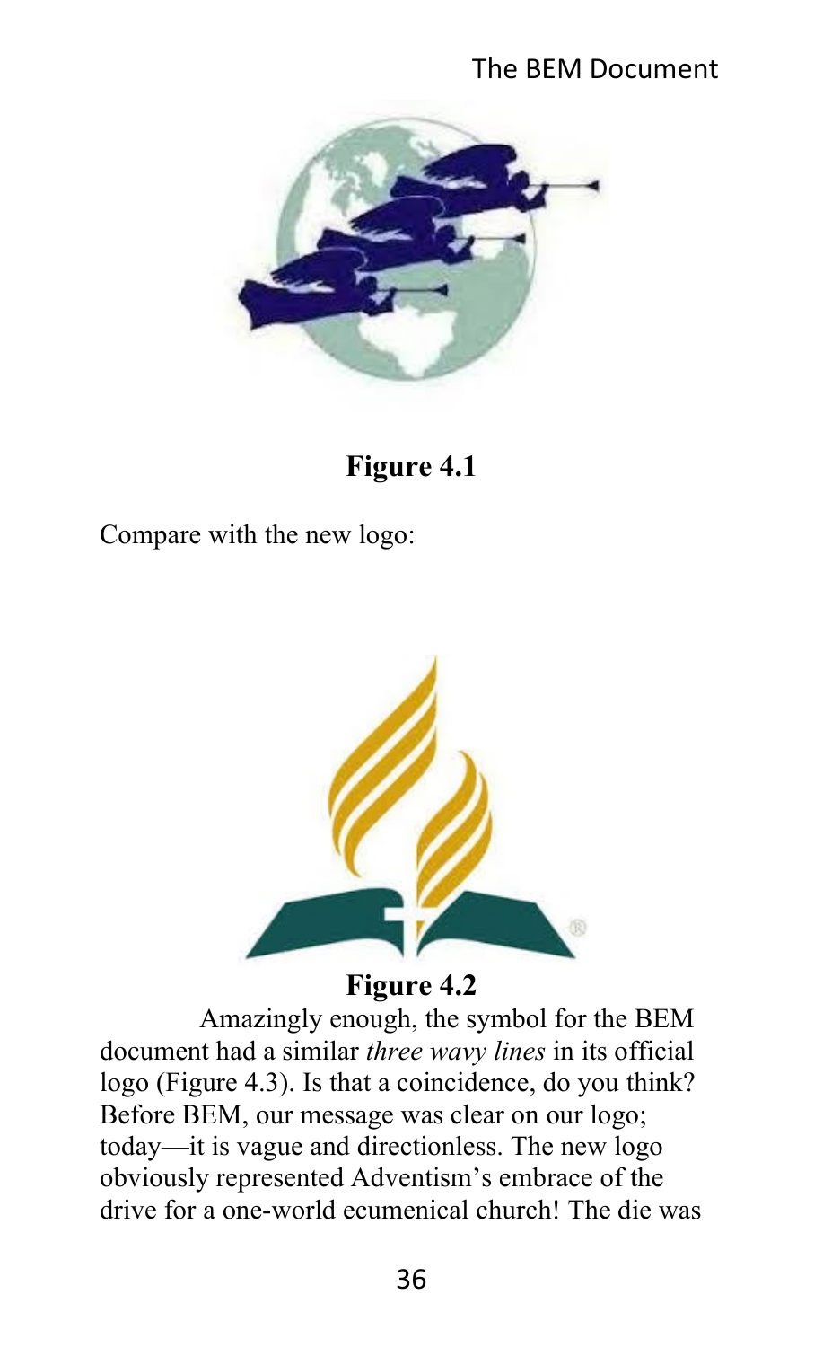**Figure 4.1**

Compare with the new logo:

**Figure 4.2**

Amazingly enough, the symbol for the BEM document had a similar *three wavy lines* in its official logo (Figure 4.3). Is that a coincidence, do you think? Before BEM, our message was clear on our logo; today—it is vague and directionless. The new logo obviously represented Adventism's embrace of the drive for a one-world ecumenical church! The die was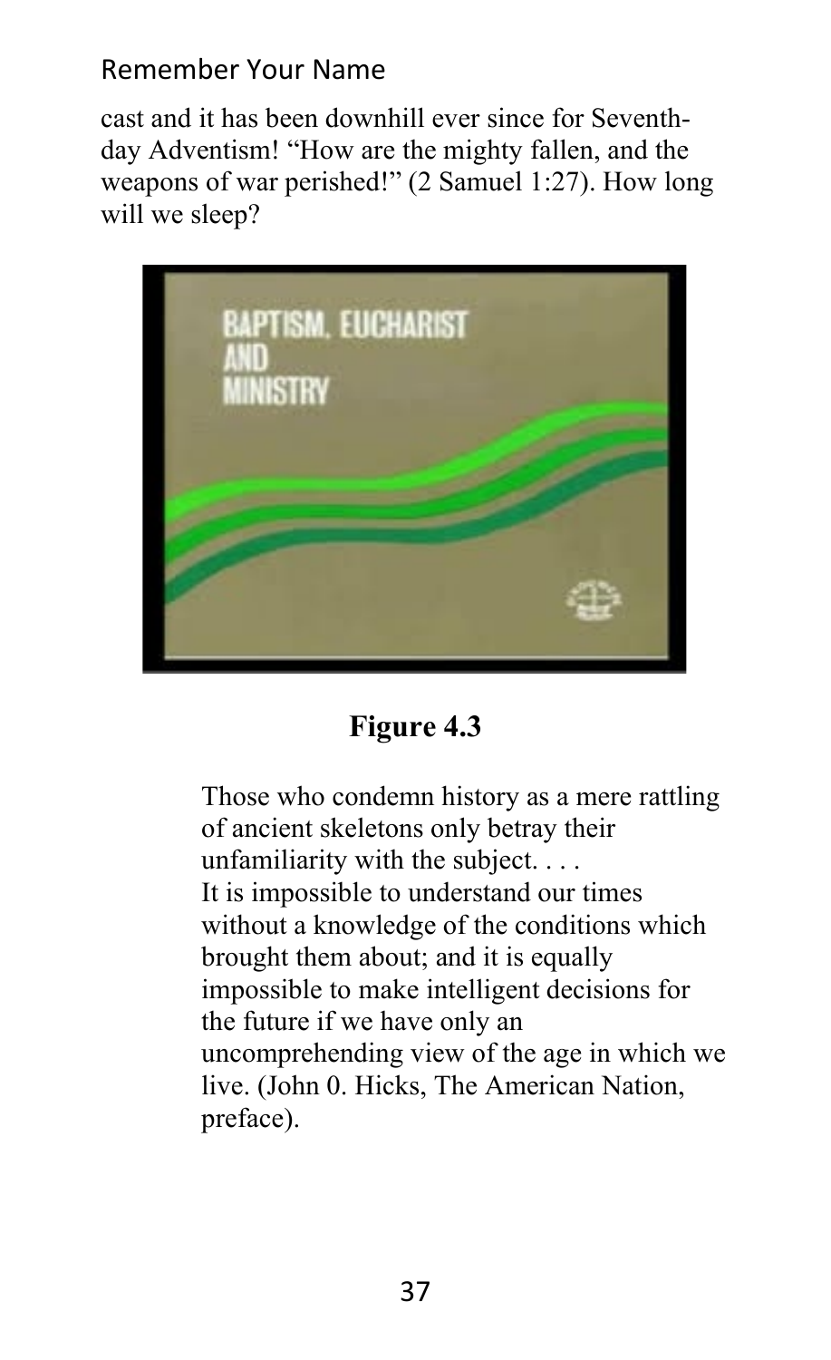cast and it has been downhill ever since for Seventh-day Adventism! "How are the mighty fallen, and the weapons of war perished!" (2 Samuel 1:27). How long will we sleep?

**Figure 4.3**

> Those who condemn history as a mere rattling of ancient skeletons only betray their unfamiliarity with the subject. . . .
> It is impossible to understand our times without a knowledge of the conditions which brought them about; and it is equally impossible to make intelligent decisions for the future if we have only an uncomprehending view of the age in which we live. (John 0. Hicks, The American Nation, preface).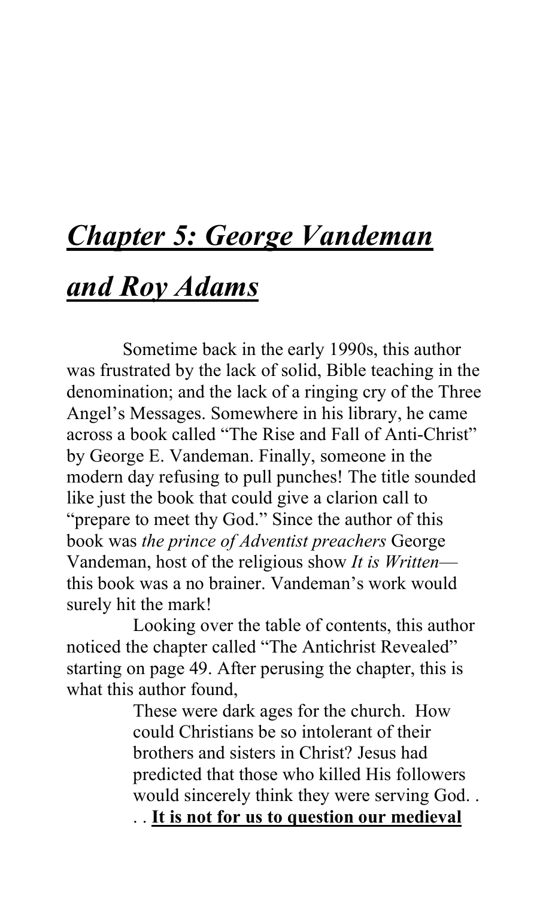# ***Chapter 5: George Vandeman and Roy Adams***

Sometime back in the early 1990s, this author was frustrated by the lack of solid, Bible teaching in the denomination; and the lack of a ringing cry of the Three Angel's Messages. Somewhere in his library, he came across a book called "The Rise and Fall of Anti-Christ" by George E. Vandeman. Finally, someone in the modern day refusing to pull punches! The title sounded like just the book that could give a clarion call to "prepare to meet thy God." Since the author of this book was *the prince of Adventist preachers* George Vandeman, host of the religious show *It is Written*—this book was a no brainer. Vandeman's work would surely hit the mark!

Looking over the table of contents, this author noticed the chapter called "The Antichrist Revealed" starting on page 49. After perusing the chapter, this is what this author found,

> These were dark ages for the church. How could Christians be so intolerant of their brothers and sisters in Christ? Jesus had predicted that those who killed His followers would sincerely think they were serving God. . . . **<u>It is not for us to question our medieval</u>**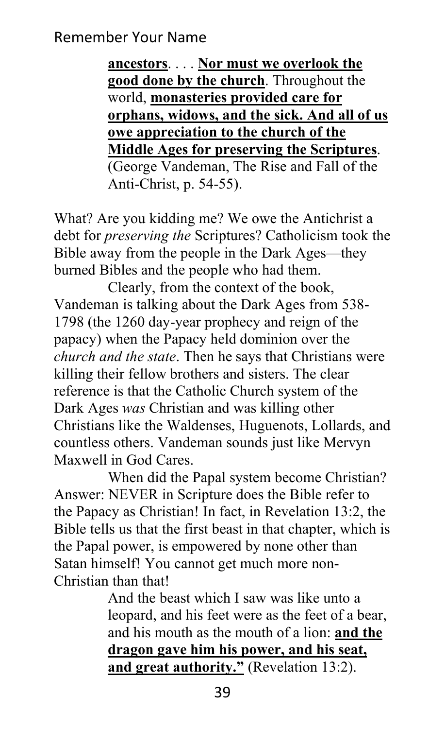> **ancestors**. . . . **Nor must we overlook the good done by the church**. Throughout the world, **monasteries provided care for orphans, widows, and the sick. And all of us owe appreciation to the church of the Middle Ages for preserving the Scriptures**. (George Vandeman, The Rise and Fall of the Anti-Christ, p. 54-55).

What? Are you kidding me? We owe the Antichrist a debt for *preserving the* Scriptures? Catholicism took the Bible away from the people in the Dark Ages—they burned Bibles and the people who had them.

Clearly, from the context of the book, Vandeman is talking about the Dark Ages from 538-1798 (the 1260 day-year prophecy and reign of the papacy) when the Papacy held dominion over the *church and the state*. Then he says that Christians were killing their fellow brothers and sisters. The clear reference is that the Catholic Church system of the Dark Ages *was* Christian and was killing other Christians like the Waldenses, Huguenots, Lollards, and countless others. Vandeman sounds just like Mervyn Maxwell in God Cares.

When did the Papal system become Christian? Answer: NEVER in Scripture does the Bible refer to the Papacy as Christian! In fact, in Revelation 13:2, the Bible tells us that the first beast in that chapter, which is the Papal power, is empowered by none other than Satan himself! You cannot get much more non-Christian than that!

> And the beast which I saw was like unto a leopard, and his feet were as the feet of a bear, and his mouth as the mouth of a lion: **and the dragon gave him his power, and his seat, and great authority."** (Revelation 13:2).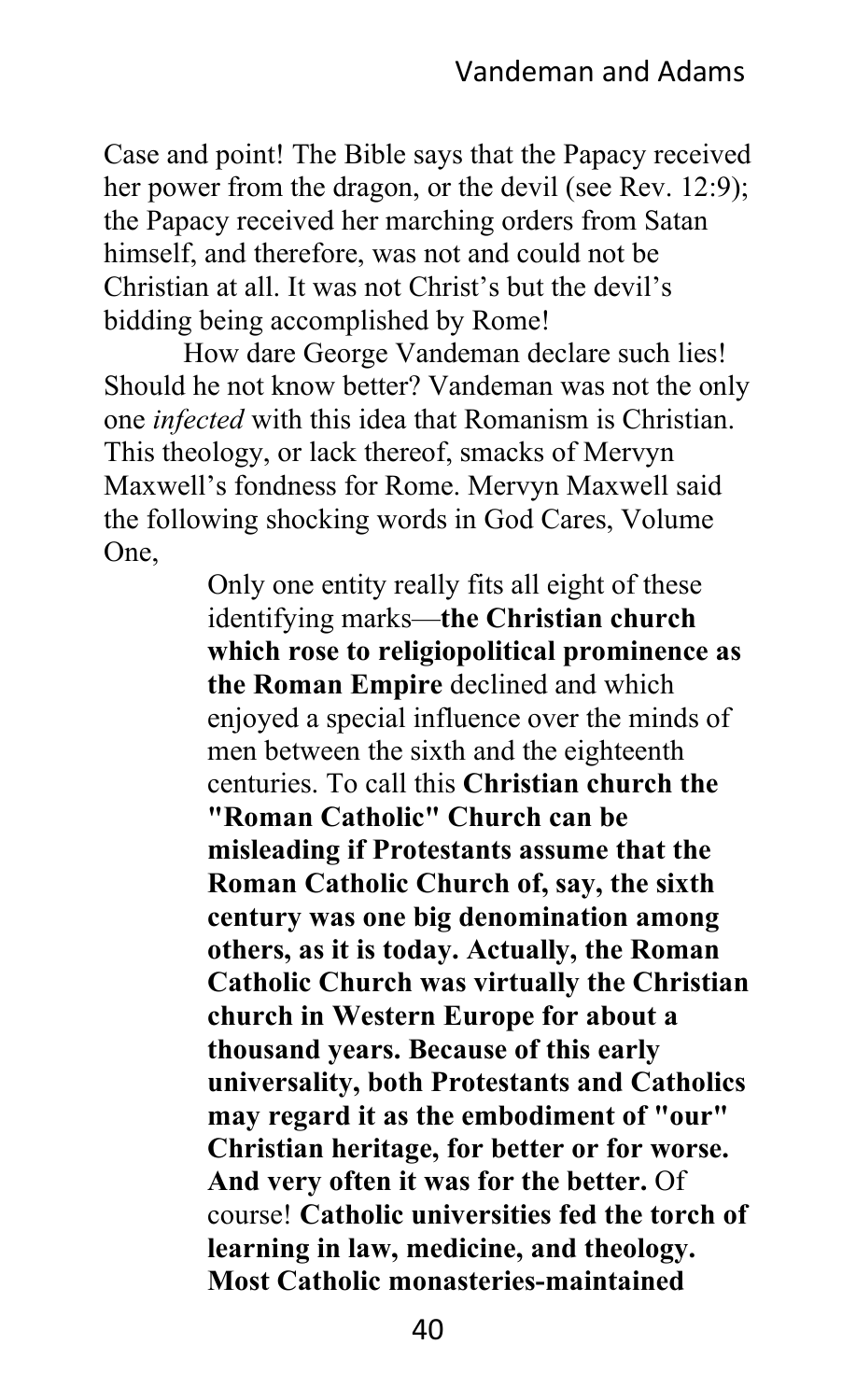Case and point! The Bible says that the Papacy received her power from the dragon, or the devil (see Rev. 12:9); the Papacy received her marching orders from Satan himself, and therefore, was not and could not be Christian at all. It was not Christ's but the devil's bidding being accomplished by Rome!

How dare George Vandeman declare such lies! Should he not know better? Vandeman was not the only one *infected* with this idea that Romanism is Christian. This theology, or lack thereof, smacks of Mervyn Maxwell's fondness for Rome. Mervyn Maxwell said the following shocking words in God Cares, Volume One,

> Only one entity really fits all eight of these identifying marks—**the Christian church which rose to religiopolitical prominence as the Roman Empire** declined and which enjoyed a special influence over the minds of men between the sixth and the eighteenth centuries. To call this **Christian church the "Roman Catholic" Church can be misleading if Protestants assume that the Roman Catholic Church of, say, the sixth century was one big denomination among others, as it is today. Actually, the Roman Catholic Church was virtually the Christian church in Western Europe for about a thousand years. Because of this early universality, both Protestants and Catholics may regard it as the embodiment of "our" Christian heritage, for better or for worse. And very often it was for the better.** Of course! **Catholic universities fed the torch of learning in law, medicine, and theology. Most Catholic monasteries-maintained**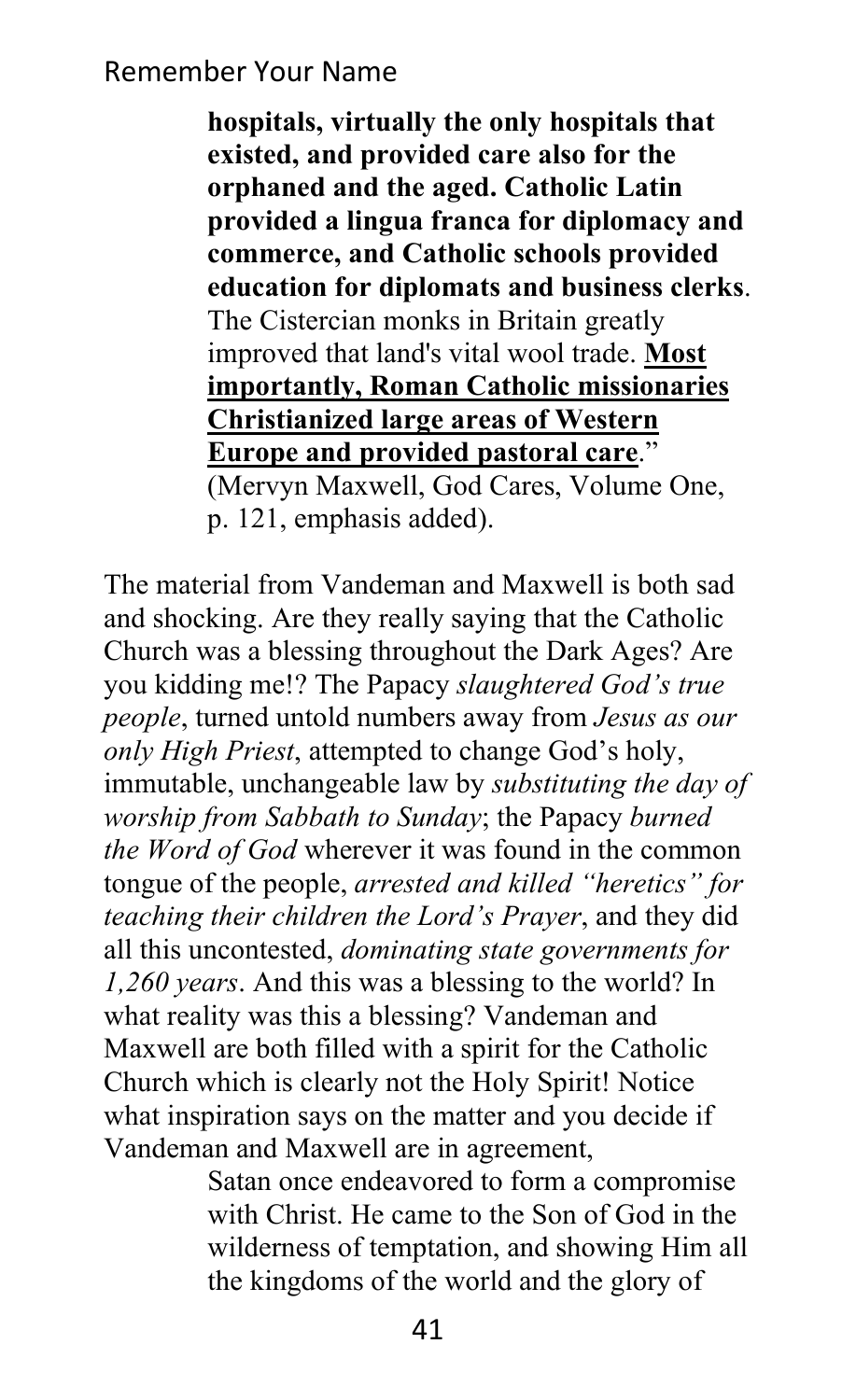> **hospitals, virtually the only hospitals that existed, and provided care also for the orphaned and the aged. Catholic Latin provided a lingua franca for diplomacy and commerce, and Catholic schools provided education for diplomats and business clerks**. The Cistercian monks in Britain greatly improved that land's vital wool trade. <u>**Most importantly, Roman Catholic missionaries Christianized large areas of Western Europe and provided pastoral care**</u>." (Mervyn Maxwell, God Cares, Volume One, p. 121, emphasis added).

The material from Vandeman and Maxwell is both sad and shocking. Are they really saying that the Catholic Church was a blessing throughout the Dark Ages? Are you kidding me!? The Papacy *slaughtered God's true people*, turned untold numbers away from *Jesus as our only High Priest*, attempted to change God's holy, immutable, unchangeable law by *substituting the day of worship from Sabbath to Sunday*; the Papacy *burned the Word of God* wherever it was found in the common tongue of the people, *arrested and killed "heretics" for teaching their children the Lord's Prayer*, and they did all this uncontested, *dominating state governments for 1,260 years*. And this was a blessing to the world? In what reality was this a blessing? Vandeman and Maxwell are both filled with a spirit for the Catholic Church which is clearly not the Holy Spirit! Notice what inspiration says on the matter and you decide if Vandeman and Maxwell are in agreement,

> Satan once endeavored to form a compromise with Christ. He came to the Son of God in the wilderness of temptation, and showing Him all the kingdoms of the world and the glory of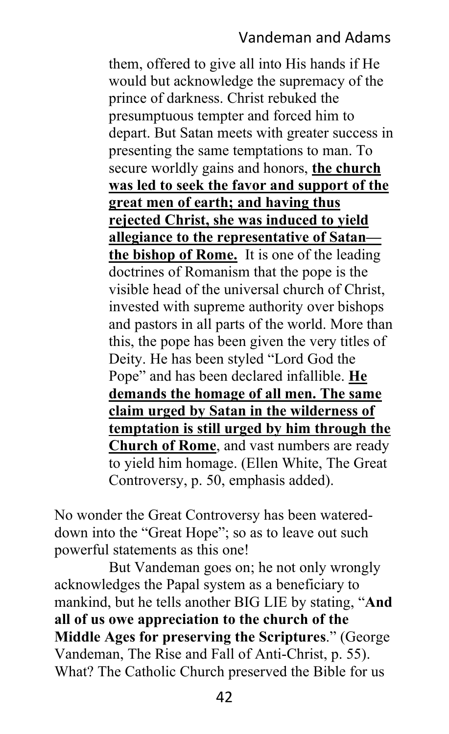> them, offered to give all into His hands if He would but acknowledge the supremacy of the prince of darkness. Christ rebuked the presumptuous tempter and forced him to depart. But Satan meets with greater success in presenting the same temptations to man. To secure worldly gains and honors, **the church was led to seek the favor and support of the great men of earth; and having thus rejected Christ, she was induced to yield allegiance to the representative of Satan—the bishop of Rome.** It is one of the leading doctrines of Romanism that the pope is the visible head of the universal church of Christ, invested with supreme authority over bishops and pastors in all parts of the world. More than this, the pope has been given the very titles of Deity. He has been styled "Lord God the Pope" and has been declared infallible. **He demands the homage of all men. The same claim urged by Satan in the wilderness of temptation is still urged by him through the Church of Rome**, and vast numbers are ready to yield him homage. (Ellen White, The Great Controversy, p. 50, emphasis added).

No wonder the Great Controversy has been watered-down into the "Great Hope"; so as to leave out such powerful statements as this one!

But Vandeman goes on; he not only wrongly acknowledges the Papal system as a beneficiary to mankind, but he tells another BIG LIE by stating, "**And all of us owe appreciation to the church of the Middle Ages for preserving the Scriptures**." (George Vandeman, The Rise and Fall of Anti-Christ, p. 55). What? The Catholic Church preserved the Bible for us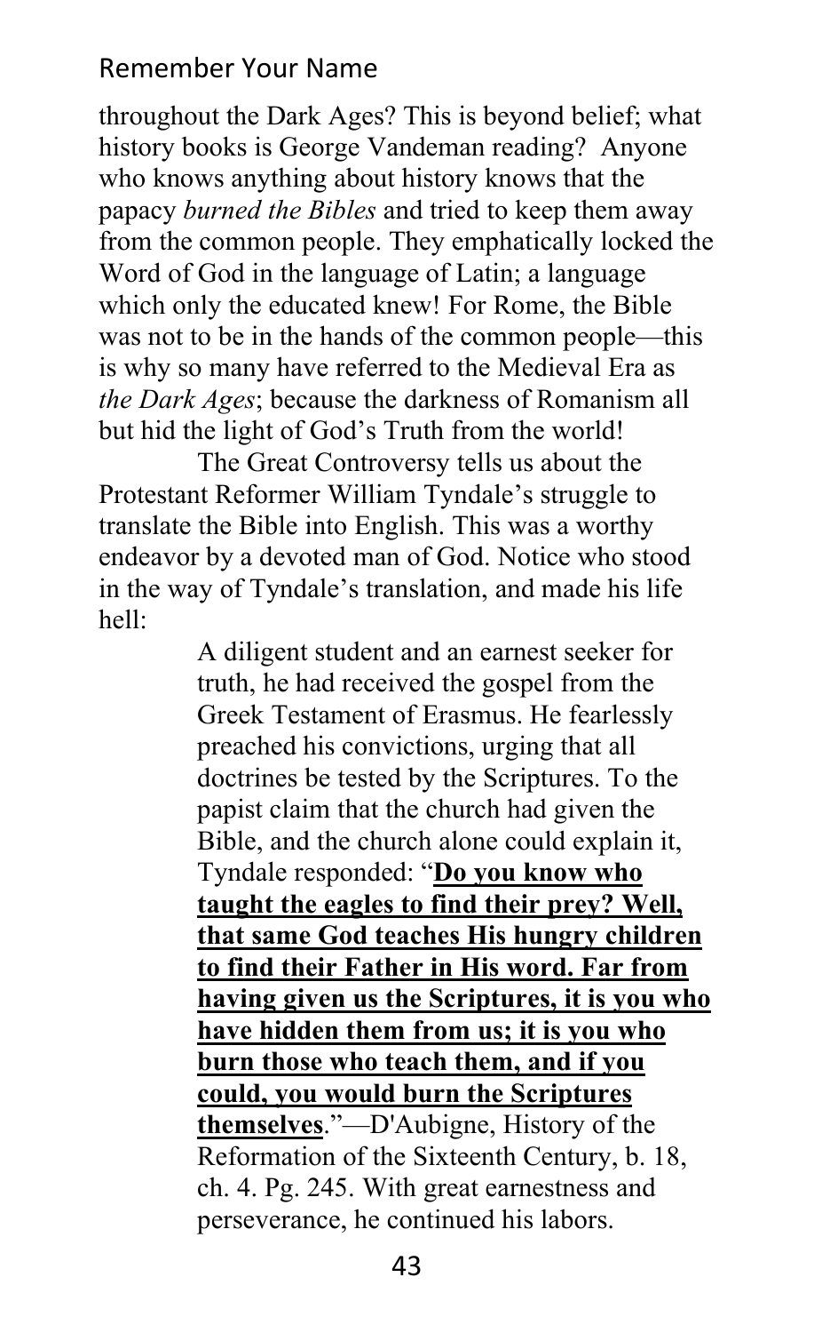throughout the Dark Ages? This is beyond belief; what history books is George Vandeman reading? Anyone who knows anything about history knows that the papacy *burned the Bibles* and tried to keep them away from the common people. They emphatically locked the Word of God in the language of Latin; a language which only the educated knew! For Rome, the Bible was not to be in the hands of the common people—this is why so many have referred to the Medieval Era as *the Dark Ages*; because the darkness of Romanism all but hid the light of God's Truth from the world!

The Great Controversy tells us about the Protestant Reformer William Tyndale's struggle to translate the Bible into English. This was a worthy endeavor by a devoted man of God. Notice who stood in the way of Tyndale's translation, and made his life hell:

> A diligent student and an earnest seeker for truth, he had received the gospel from the Greek Testament of Erasmus. He fearlessly preached his convictions, urging that all doctrines be tested by the Scriptures. To the papist claim that the church had given the Bible, and the church alone could explain it, Tyndale responded: "**Do you know who taught the eagles to find their prey? Well, that same God teaches His hungry children to find their Father in His word. Far from having given us the Scriptures, it is you who have hidden them from us; it is you who burn those who teach them, and if you could, you would burn the Scriptures themselves**."—D'Aubigne, History of the Reformation of the Sixteenth Century, b. 18, ch. 4. Pg. 245. With great earnestness and perseverance, he continued his labors.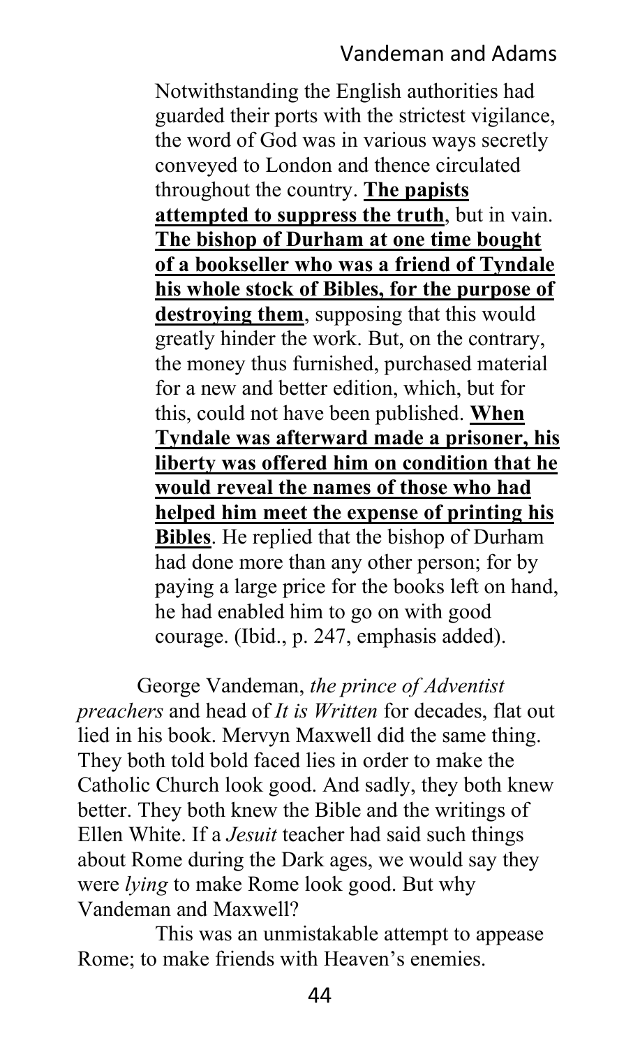> Notwithstanding the English authorities had guarded their ports with the strictest vigilance, the word of God was in various ways secretly conveyed to London and thence circulated throughout the country. **<u>The papists attempted to suppress the truth</u>**, but in vain. **<u>The bishop of Durham at one time bought of a bookseller who was a friend of Tyndale his whole stock of Bibles, for the purpose of destroying them</u>**, supposing that this would greatly hinder the work. But, on the contrary, the money thus furnished, purchased material for a new and better edition, which, but for this, could not have been published. **<u>When Tyndale was afterward made a prisoner, his liberty was offered him on condition that he would reveal the names of those who had helped him meet the expense of printing his Bibles</u>**. He replied that the bishop of Durham had done more than any other person; for by paying a large price for the books left on hand, he had enabled him to go on with good courage. (Ibid., p. 247, emphasis added).

George Vandeman, *the prince of Adventist preachers* and head of *It is Written* for decades, flat out lied in his book. Mervyn Maxwell did the same thing. They both told bold faced lies in order to make the Catholic Church look good. And sadly, they both knew better. They both knew the Bible and the writings of Ellen White. If a *Jesuit* teacher had said such things about Rome during the Dark ages, we would say they were *lying* to make Rome look good. But why Vandeman and Maxwell?

This was an unmistakable attempt to appease Rome; to make friends with Heaven's enemies.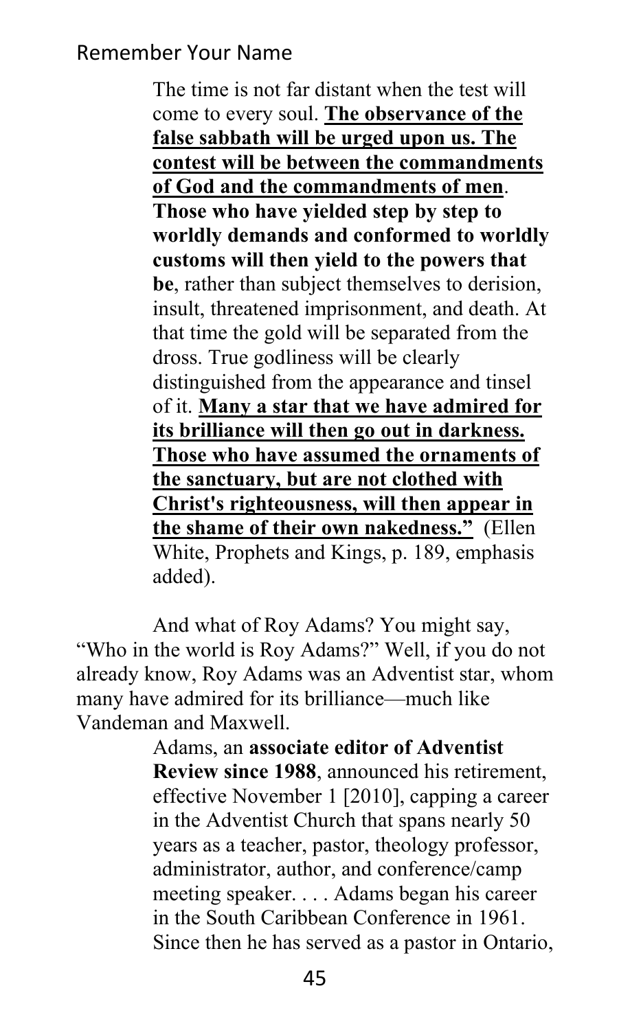> The time is not far distant when the test will come to every soul. **<u>The observance of the false sabbath will be urged upon us. The contest will be between the commandments of God and the commandments of men</u>. Those who have yielded step by step to worldly demands and conformed to worldly customs will then yield to the powers that be**, rather than subject themselves to derision, insult, threatened imprisonment, and death. At that time the gold will be separated from the dross. True godliness will be clearly distinguished from the appearance and tinsel of it. **<u>Many a star that we have admired for its brilliance will then go out in darkness. Those who have assumed the ornaments of the sanctuary, but are not clothed with Christ's righteousness, will then appear in the shame of their own nakedness."</u>** (Ellen White, Prophets and Kings, p. 189, emphasis added).

And what of Roy Adams? You might say, "Who in the world is Roy Adams?" Well, if you do not already know, Roy Adams was an Adventist star, whom many have admired for its brilliance—much like Vandeman and Maxwell.

> Adams, an **associate editor of Adventist Review since 1988**, announced his retirement, effective November 1 [2010], capping a career in the Adventist Church that spans nearly 50 years as a teacher, pastor, theology professor, administrator, author, and conference/camp meeting speaker. . . . Adams began his career in the South Caribbean Conference in 1961. Since then he has served as a pastor in Ontario,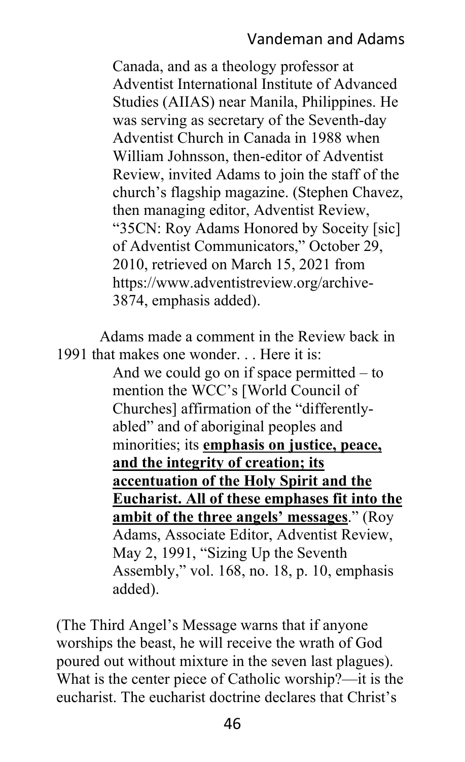> Canada, and as a theology professor at Adventist International Institute of Advanced Studies (AIIAS) near Manila, Philippines. He was serving as secretary of the Seventh-day Adventist Church in Canada in 1988 when William Johnsson, then-editor of Adventist Review, invited Adams to join the staff of the church's flagship magazine. (Stephen Chavez, then managing editor, Adventist Review, "35CN: Roy Adams Honored by Soceity [sic] of Adventist Communicators," October 29, 2010, retrieved on March 15, 2021 from https://www.adventistreview.org/archive-3874, emphasis added).

Adams made a comment in the Review back in 1991 that makes one wonder. . . Here it is:

> And we could go on if space permitted – to mention the WCC's [World Council of Churches] affirmation of the "differently-abled" and of aboriginal peoples and minorities; its **emphasis on justice, peace, and the integrity of creation; its accentuation of the Holy Spirit and the Eucharist. All of these emphases fit into the ambit of the three angels' messages**." (Roy Adams, Associate Editor, Adventist Review, May 2, 1991, "Sizing Up the Seventh Assembly," vol. 168, no. 18, p. 10, emphasis added).

(The Third Angel's Message warns that if anyone worships the beast, he will receive the wrath of God poured out without mixture in the seven last plagues). What is the center piece of Catholic worship?—it is the eucharist. The eucharist doctrine declares that Christ's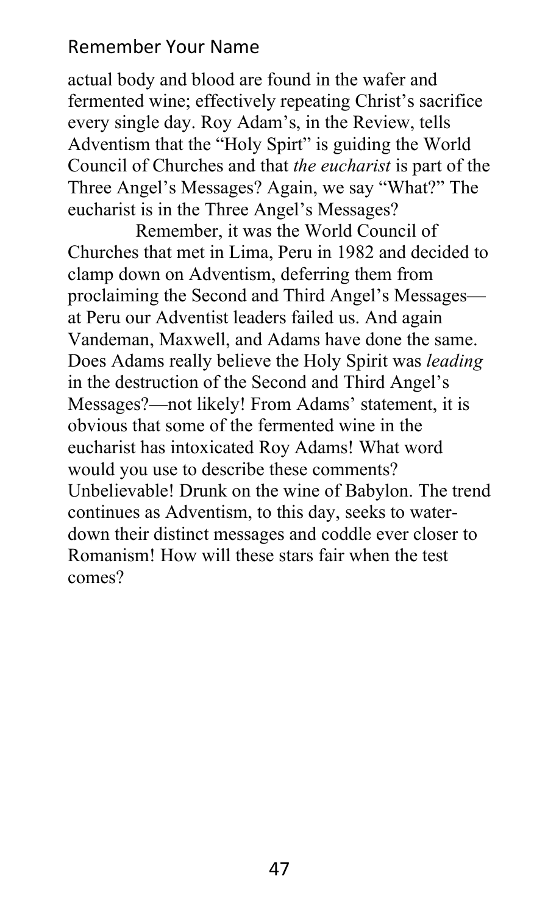actual body and blood are found in the wafer and fermented wine; effectively repeating Christ's sacrifice every single day. Roy Adam's, in the Review, tells Adventism that the "Holy Spirt" is guiding the World Council of Churches and that *the eucharist* is part of the Three Angel's Messages? Again, we say "What?" The eucharist is in the Three Angel's Messages?

Remember, it was the World Council of Churches that met in Lima, Peru in 1982 and decided to clamp down on Adventism, deferring them from proclaiming the Second and Third Angel's Messages—at Peru our Adventist leaders failed us. And again Vandeman, Maxwell, and Adams have done the same. Does Adams really believe the Holy Spirit was *leading* in the destruction of the Second and Third Angel's Messages?—not likely! From Adams' statement, it is obvious that some of the fermented wine in the eucharist has intoxicated Roy Adams! What word would you use to describe these comments? Unbelievable! Drunk on the wine of Babylon. The trend continues as Adventism, to this day, seeks to water-down their distinct messages and coddle ever closer to Romanism! How will these stars fair when the test comes?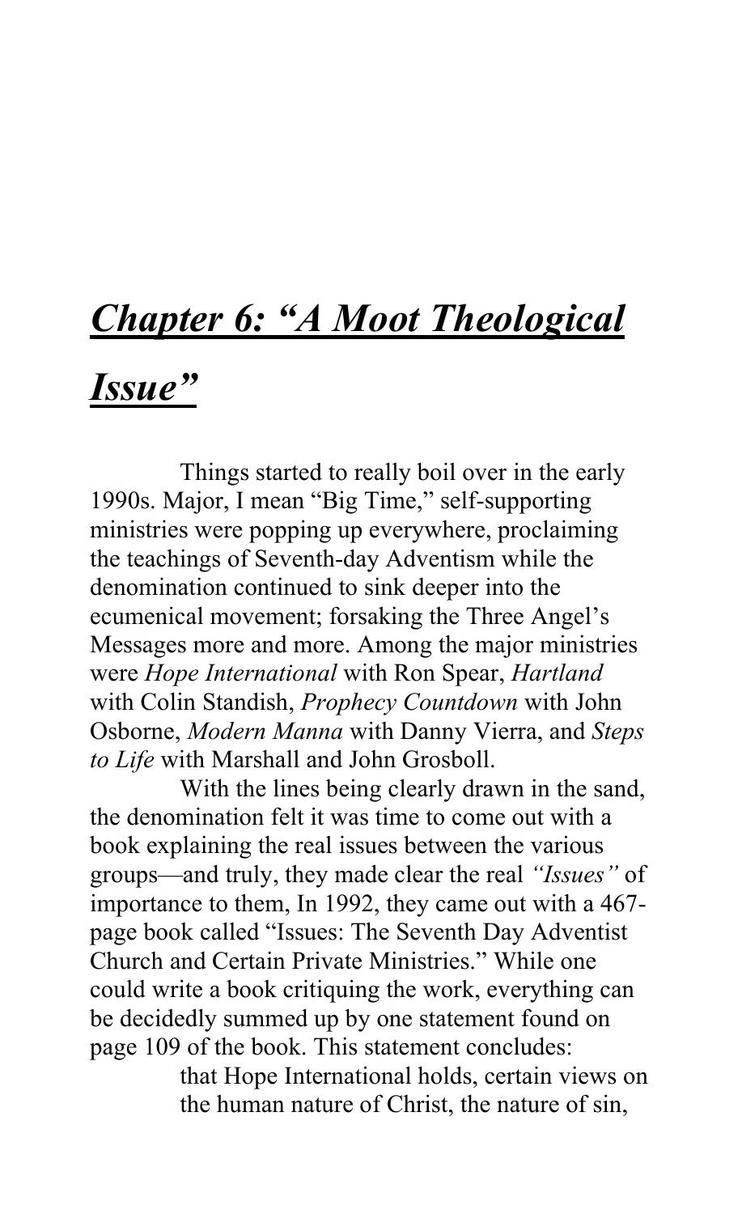# ***Chapter 6: "A Moot Theological Issue"***

Things started to really boil over in the early 1990s. Major, I mean "Big Time," self-supporting ministries were popping up everywhere, proclaiming the teachings of Seventh-day Adventism while the denomination continued to sink deeper into the ecumenical movement; forsaking the Three Angel's Messages more and more. Among the major ministries were *Hope International* with Ron Spear, *Hartland* with Colin Standish, *Prophecy Countdown* with John Osborne, *Modern Manna* with Danny Vierra, and *Steps to Life* with Marshall and John Grosboll.

With the lines being clearly drawn in the sand, the denomination felt it was time to come out with a book explaining the real issues between the various groups—and truly, they made clear the real *"Issues"* of importance to them, In 1992, they came out with a 467-page book called "Issues: The Seventh Day Adventist Church and Certain Private Ministries." While one could write a book critiquing the work, everything can be decidedly summed up by one statement found on page 109 of the book. This statement concludes:

> that Hope International holds, certain views on the human nature of Christ, the nature of sin,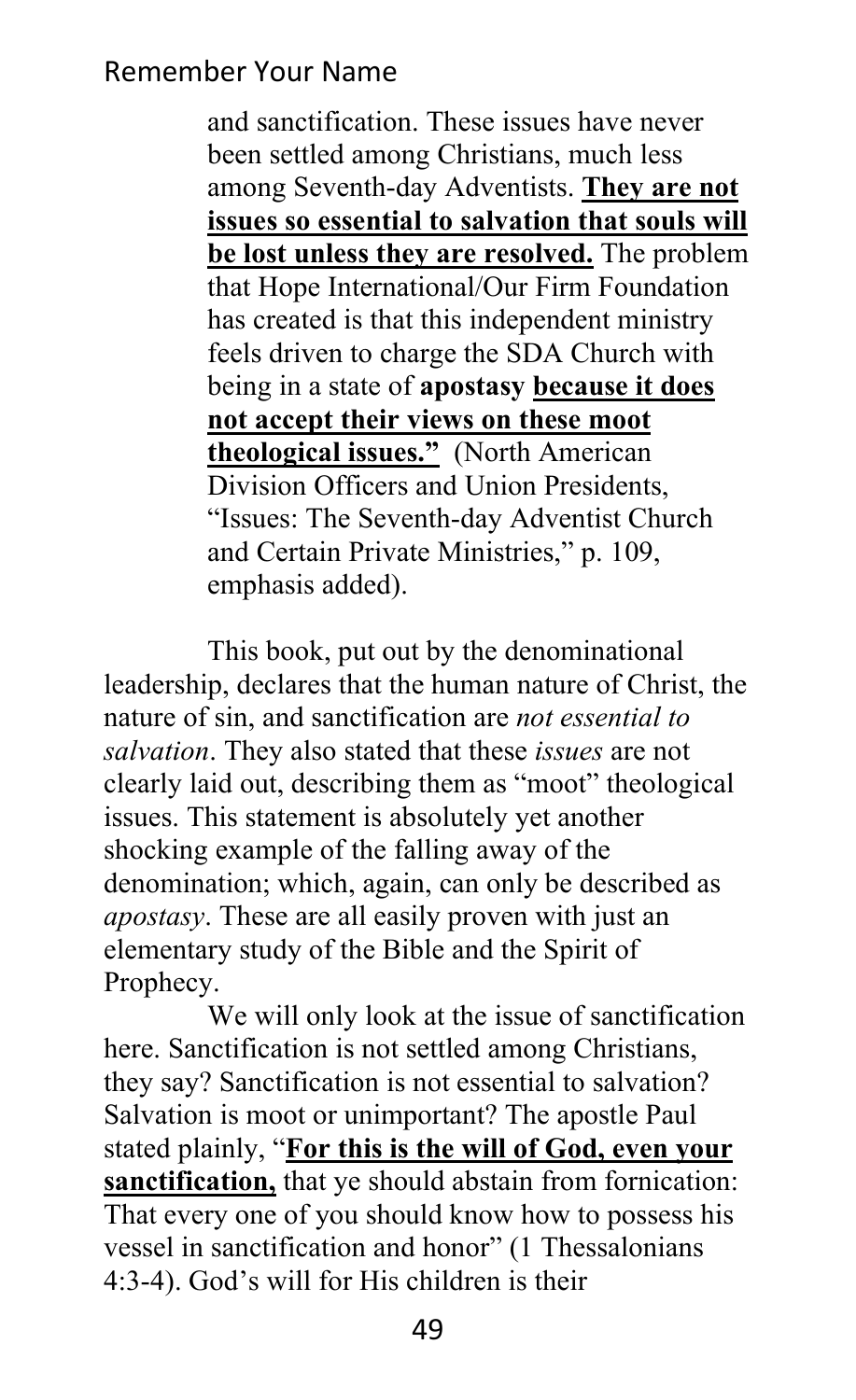> and sanctification. These issues have never been settled among Christians, much less among Seventh-day Adventists. **They are not issues so essential to salvation that souls will be lost unless they are resolved.** The problem that Hope International/Our Firm Foundation has created is that this independent ministry feels driven to charge the SDA Church with being in a state of **apostasy** **because it does not accept their views on these moot theological issues."** (North American Division Officers and Union Presidents, "Issues: The Seventh-day Adventist Church and Certain Private Ministries," p. 109, emphasis added).

This book, put out by the denominational leadership, declares that the human nature of Christ, the nature of sin, and sanctification are *not essential to salvation*. They also stated that these *issues* are not clearly laid out, describing them as "moot" theological issues. This statement is absolutely yet another shocking example of the falling away of the denomination; which, again, can only be described as *apostasy*. These are all easily proven with just an elementary study of the Bible and the Spirit of Prophecy.

We will only look at the issue of sanctification here. Sanctification is not settled among Christians, they say? Sanctification is not essential to salvation? Salvation is moot or unimportant? The apostle Paul stated plainly, "**For this is the will of God, even your sanctification,** that ye should abstain from fornication: That every one of you should know how to possess his vessel in sanctification and honor" (1 Thessalonians 4:3-4). God's will for His children is their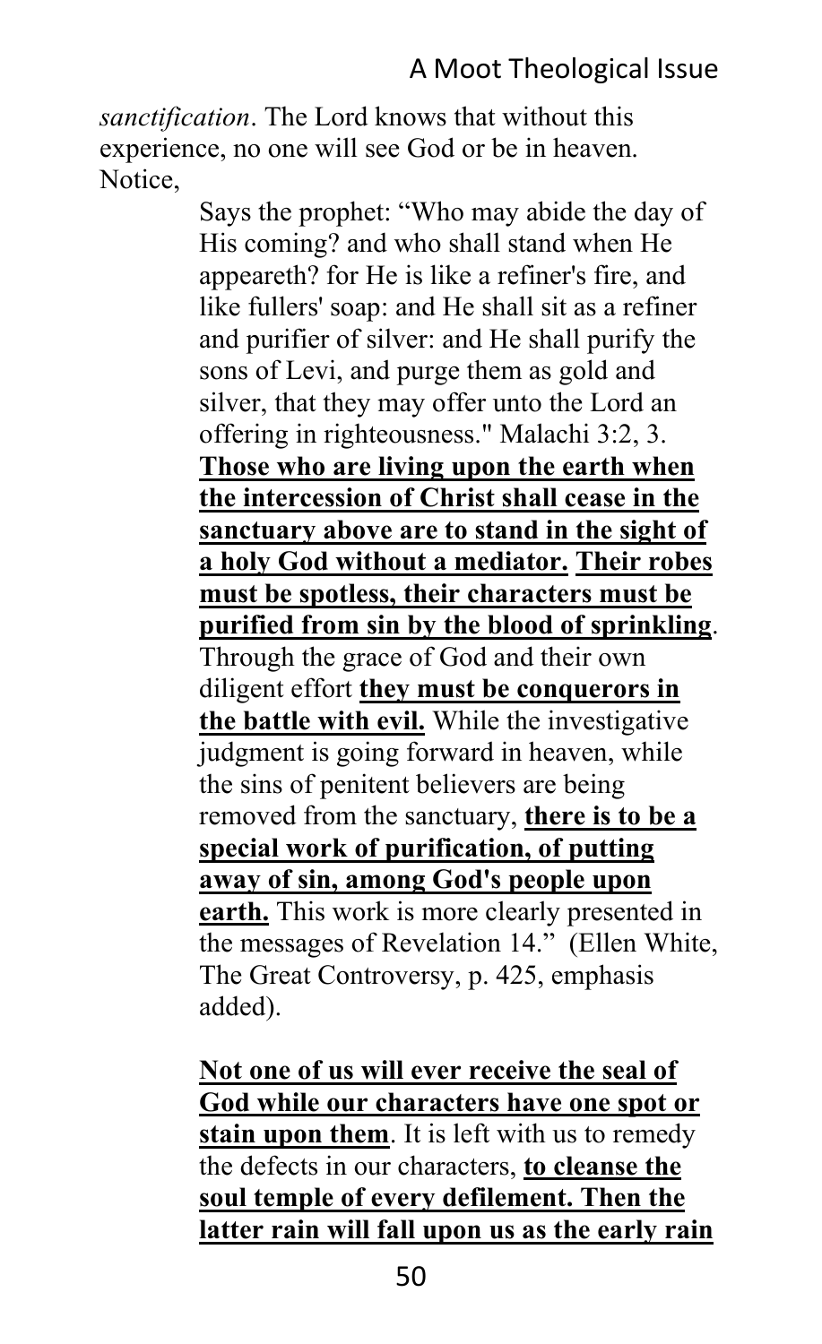*sanctification*. The Lord knows that without this experience, no one will see God or be in heaven. Notice,

> Says the prophet: "Who may abide the day of His coming? and who shall stand when He appeareth? for He is like a refiner's fire, and like fullers' soap: and He shall sit as a refiner and purifier of silver: and He shall purify the sons of Levi, and purge them as gold and silver, that they may offer unto the Lord an offering in righteousness." Malachi 3:2, 3. **Those who are living upon the earth when the intercession of Christ shall cease in the sanctuary above are to stand in the sight of a holy God without a mediator. Their robes must be spotless, their characters must be purified from sin by the blood of sprinkling**. Through the grace of God and their own diligent effort **they must be conquerors in the battle with evil.** While the investigative judgment is going forward in heaven, while the sins of penitent believers are being removed from the sanctuary, **there is to be a special work of purification, of putting away of sin, among God's people upon earth.** This work is more clearly presented in the messages of Revelation 14." (Ellen White, The Great Controversy, p. 425, emphasis added).
>
> **Not one of us will ever receive the seal of God while our characters have one spot or stain upon them**. It is left with us to remedy the defects in our characters, **to cleanse the soul temple of every defilement. Then the latter rain will fall upon us as the early rain**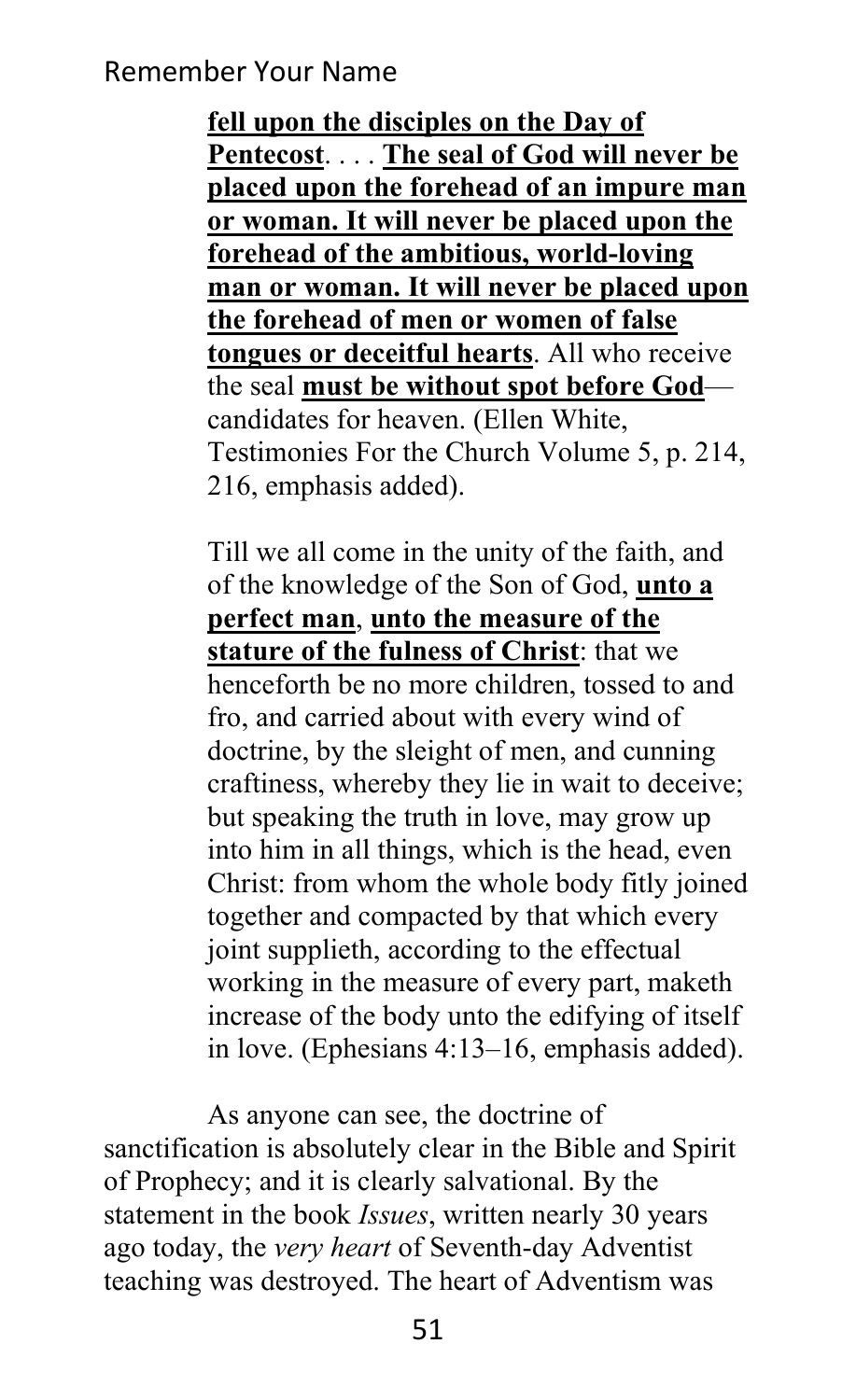> **fell upon the disciples on the Day of Pentecost**. . . . **The seal of God will never be placed upon the forehead of an impure man or woman. It will never be placed upon the forehead of the ambitious, world-loving man or woman. It will never be placed upon the forehead of men or women of false tongues or deceitful hearts**. All who receive the seal **must be without spot before God**—candidates for heaven. (Ellen White, Testimonies For the Church Volume 5, p. 214, 216, emphasis added).

> Till we all come in the unity of the faith, and of the knowledge of the Son of God, **unto a perfect man**, **unto the measure of the stature of the fulness of Christ**: that we henceforth be no more children, tossed to and fro, and carried about with every wind of doctrine, by the sleight of men, and cunning craftiness, whereby they lie in wait to deceive; but speaking the truth in love, may grow up into him in all things, which is the head, even Christ: from whom the whole body fitly joined together and compacted by that which every joint supplieth, according to the effectual working in the measure of every part, maketh increase of the body unto the edifying of itself in love. (Ephesians 4:13–16, emphasis added).

As anyone can see, the doctrine of sanctification is absolutely clear in the Bible and Spirit of Prophecy; and it is clearly salvational. By the statement in the book *Issues*, written nearly 30 years ago today, the *very heart* of Seventh-day Adventist teaching was destroyed. The heart of Adventism was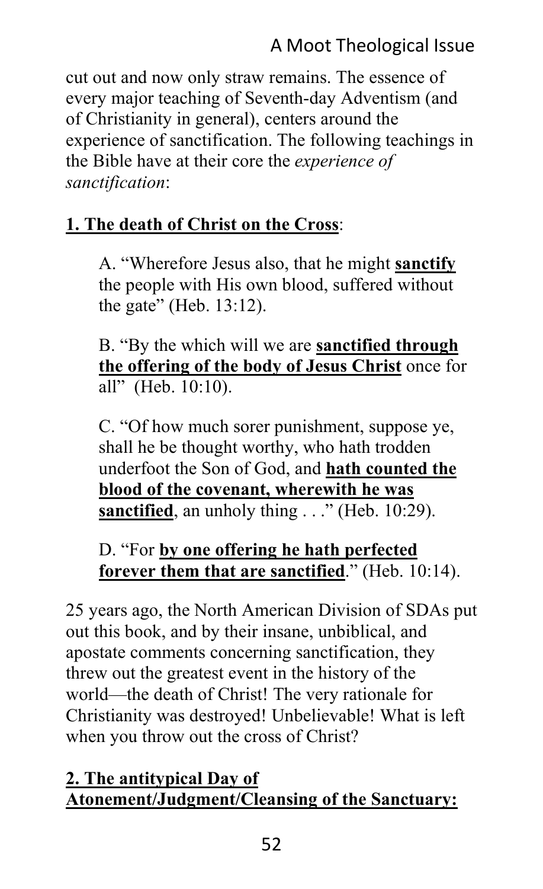cut out and now only straw remains. The essence of every major teaching of Seventh-day Adventism (and of Christianity in general), centers around the experience of sanctification. The following teachings in the Bible have at their core the *experience of sanctification*:

**1. The death of Christ on the Cross**:

> A. "Wherefore Jesus also, that he might **sanctify** the people with His own blood, suffered without the gate" (Heb. 13:12).
>
> B. "By the which will we are **sanctified through the offering of the body of Jesus Christ** once for all" (Heb. 10:10).
>
> C. "Of how much sorer punishment, suppose ye, shall he be thought worthy, who hath trodden underfoot the Son of God, and **hath counted the blood of the covenant, wherewith he was sanctified**, an unholy thing . . ." (Heb. 10:29).
>
> D. "For **by one offering he hath perfected forever them that are sanctified**." (Heb. 10:14).

25 years ago, the North American Division of SDAs put out this book, and by their insane, unbiblical, and apostate comments concerning sanctification, they threw out the greatest event in the history of the world—the death of Christ! The very rationale for Christianity was destroyed! Unbelievable! What is left when you throw out the cross of Christ?

**2. The antitypical Day of Atonement/Judgment/Cleansing of the Sanctuary:**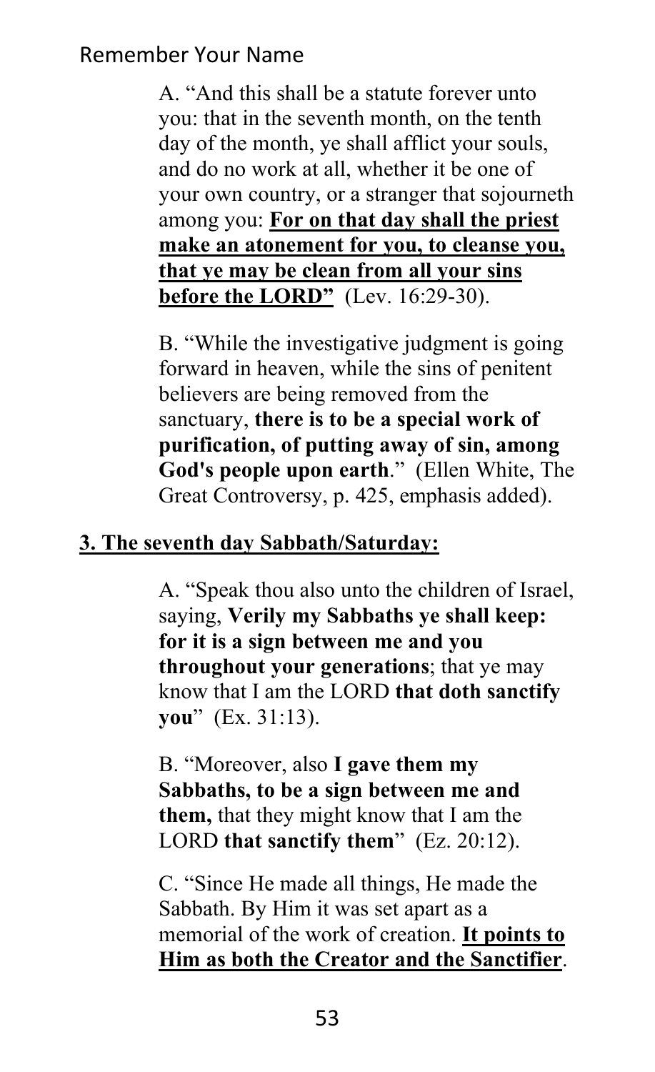A. "And this shall be a statute forever unto you: that in the seventh month, on the tenth day of the month, ye shall afflict your souls, and do no work at all, whether it be one of your own country, or a stranger that sojourneth among you: **<u>For on that day shall the priest make an atonement for you, to cleanse you, that ye may be clean from all your sins before the LORD"</u>** (Lev. 16:29-30).

B. "While the investigative judgment is going forward in heaven, while the sins of penitent believers are being removed from the sanctuary, **there is to be a special work of purification, of putting away of sin, among God's people upon earth**." (Ellen White, The Great Controversy, p. 425, emphasis added).

**<u>3. The seventh day Sabbath/Saturday:</u>**

A. "Speak thou also unto the children of Israel, saying, **Verily my Sabbaths ye shall keep: for it is a sign between me and you throughout your generations**; that ye may know that I am the LORD **that doth sanctify you**" (Ex. 31:13).

B. "Moreover, also **I gave them my Sabbaths, to be a sign between me and them,** that they might know that I am the LORD **that sanctify them**" (Ez. 20:12).

C. "Since He made all things, He made the Sabbath. By Him it was set apart as a memorial of the work of creation. **<u>It points to Him as both the Creator and the Sanctifier</u>**.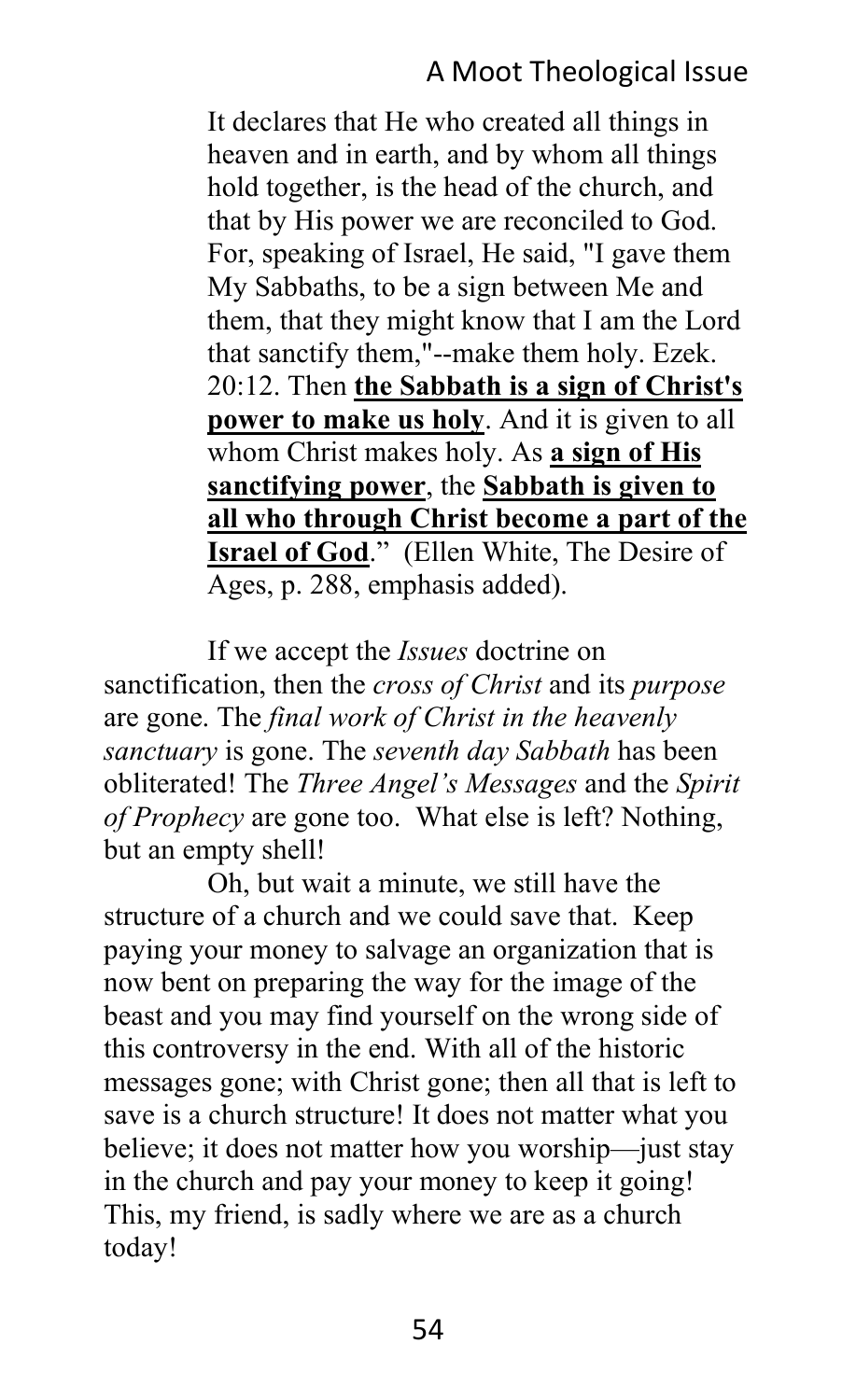> It declares that He who created all things in heaven and in earth, and by whom all things hold together, is the head of the church, and that by His power we are reconciled to God. For, speaking of Israel, He said, "I gave them My Sabbaths, to be a sign between Me and them, that they might know that I am the Lord that sanctify them,"--make them holy. Ezek. 20:12. Then **the Sabbath is a sign of Christ's power to make us holy**. And it is given to all whom Christ makes holy. As **a sign of His sanctifying power**, the **Sabbath is given to all who through Christ become a part of the Israel of God**." (Ellen White, The Desire of Ages, p. 288, emphasis added).

If we accept the *Issues* doctrine on sanctification, then the *cross of Christ* and its *purpose* are gone. The *final work of Christ in the heavenly sanctuary* is gone. The *seventh day Sabbath* has been obliterated! The *Three Angel's Messages* and the *Spirit of Prophecy* are gone too. What else is left? Nothing, but an empty shell!

Oh, but wait a minute, we still have the structure of a church and we could save that. Keep paying your money to salvage an organization that is now bent on preparing the way for the image of the beast and you may find yourself on the wrong side of this controversy in the end. With all of the historic messages gone; with Christ gone; then all that is left to save is a church structure! It does not matter what you believe; it does not matter how you worship—just stay in the church and pay your money to keep it going! This, my friend, is sadly where we are as a church today!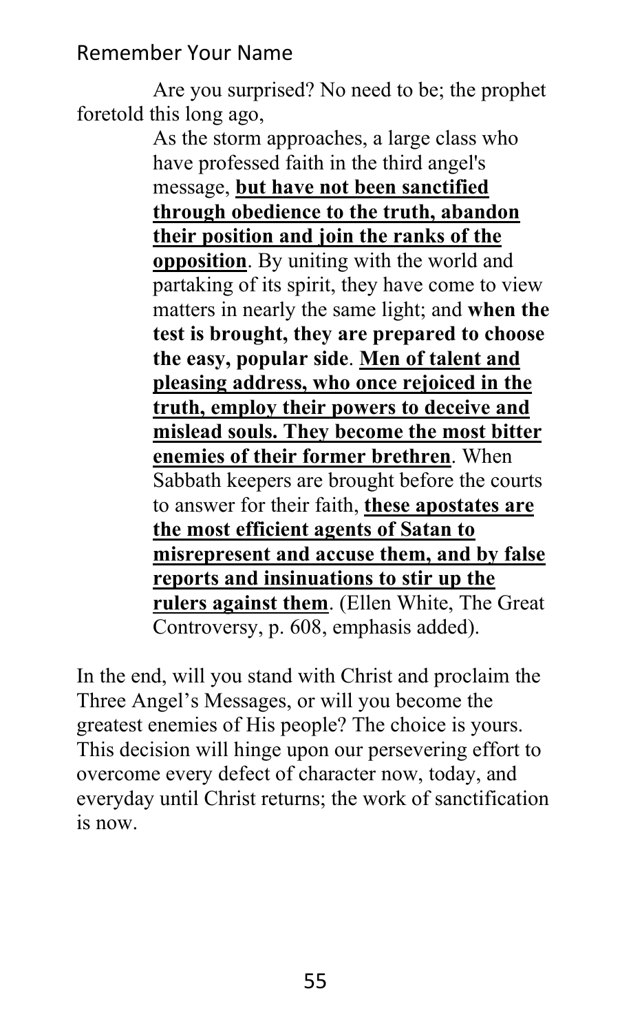Are you surprised? No need to be; the prophet foretold this long ago,

> As the storm approaches, a large class who have professed faith in the third angel's message, <u>**but have not been sanctified through obedience to the truth, abandon their position and join the ranks of the opposition**</u>. By uniting with the world and partaking of its spirit, they have come to view matters in nearly the same light; and **when the test is brought, they are prepared to choose the easy, popular side**. <u>**Men of talent and pleasing address, who once rejoiced in the truth, employ their powers to deceive and mislead souls. They become the most bitter enemies of their former brethren**</u>. When Sabbath keepers are brought before the courts to answer for their faith, <u>**these apostates are the most efficient agents of Satan to misrepresent and accuse them, and by false reports and insinuations to stir up the rulers against them**</u>. (Ellen White, The Great Controversy, p. 608, emphasis added).

In the end, will you stand with Christ and proclaim the Three Angel's Messages, or will you become the greatest enemies of His people? The choice is yours. This decision will hinge upon our persevering effort to overcome every defect of character now, today, and everyday until Christ returns; the work of sanctification is now.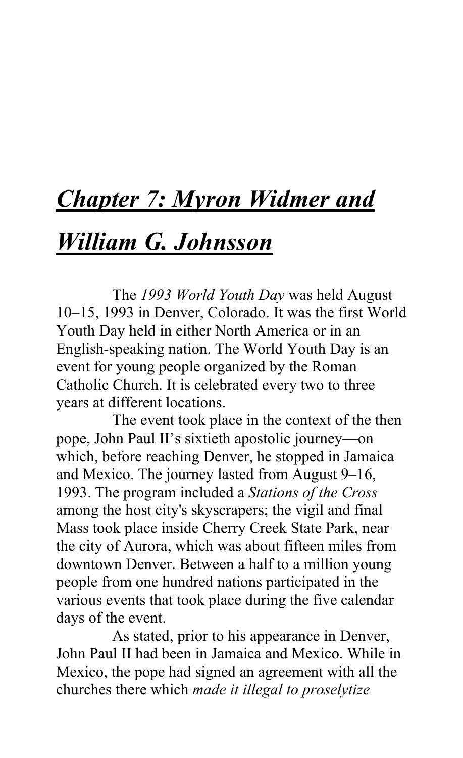# *Chapter 7: Myron Widmer and William G. Johnsson*

The *1993 World Youth Day* was held August 10–15, 1993 in Denver, Colorado. It was the first World Youth Day held in either North America or in an English-speaking nation. The World Youth Day is an event for young people organized by the Roman Catholic Church. It is celebrated every two to three years at different locations.

The event took place in the context of the then pope, John Paul II's sixtieth apostolic journey—on which, before reaching Denver, he stopped in Jamaica and Mexico. The journey lasted from August 9–16, 1993. The program included a *Stations of the Cross* among the host city's skyscrapers; the vigil and final Mass took place inside Cherry Creek State Park, near the city of Aurora, which was about fifteen miles from downtown Denver. Between a half to a million young people from one hundred nations participated in the various events that took place during the five calendar days of the event.

As stated, prior to his appearance in Denver, John Paul II had been in Jamaica and Mexico. While in Mexico, the pope had signed an agreement with all the churches there which *made it illegal to proselytize*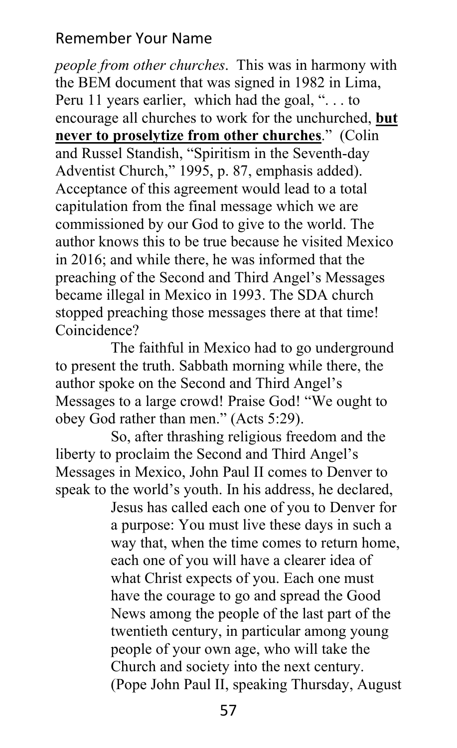*people from other churches*. This was in harmony with the BEM document that was signed in 1982 in Lima, Peru 11 years earlier, which had the goal, ". . . to encourage all churches to work for the unchurched, **but never to proselytize from other churches**." (Colin and Russel Standish, "Spiritism in the Seventh-day Adventist Church," 1995, p. 87, emphasis added). Acceptance of this agreement would lead to a total capitulation from the final message which we are commissioned by our God to give to the world. The author knows this to be true because he visited Mexico in 2016; and while there, he was informed that the preaching of the Second and Third Angel's Messages became illegal in Mexico in 1993. The SDA church stopped preaching those messages there at that time! Coincidence?

The faithful in Mexico had to go underground to present the truth. Sabbath morning while there, the author spoke on the Second and Third Angel's Messages to a large crowd! Praise God! "We ought to obey God rather than men." (Acts 5:29).

So, after thrashing religious freedom and the liberty to proclaim the Second and Third Angel's Messages in Mexico, John Paul II comes to Denver to speak to the world's youth. In his address, he declared,

> Jesus has called each one of you to Denver for a purpose: You must live these days in such a way that, when the time comes to return home, each one of you will have a clearer idea of what Christ expects of you. Each one must have the courage to go and spread the Good News among the people of the last part of the twentieth century, in particular among young people of your own age, who will take the Church and society into the next century. (Pope John Paul II, speaking Thursday, August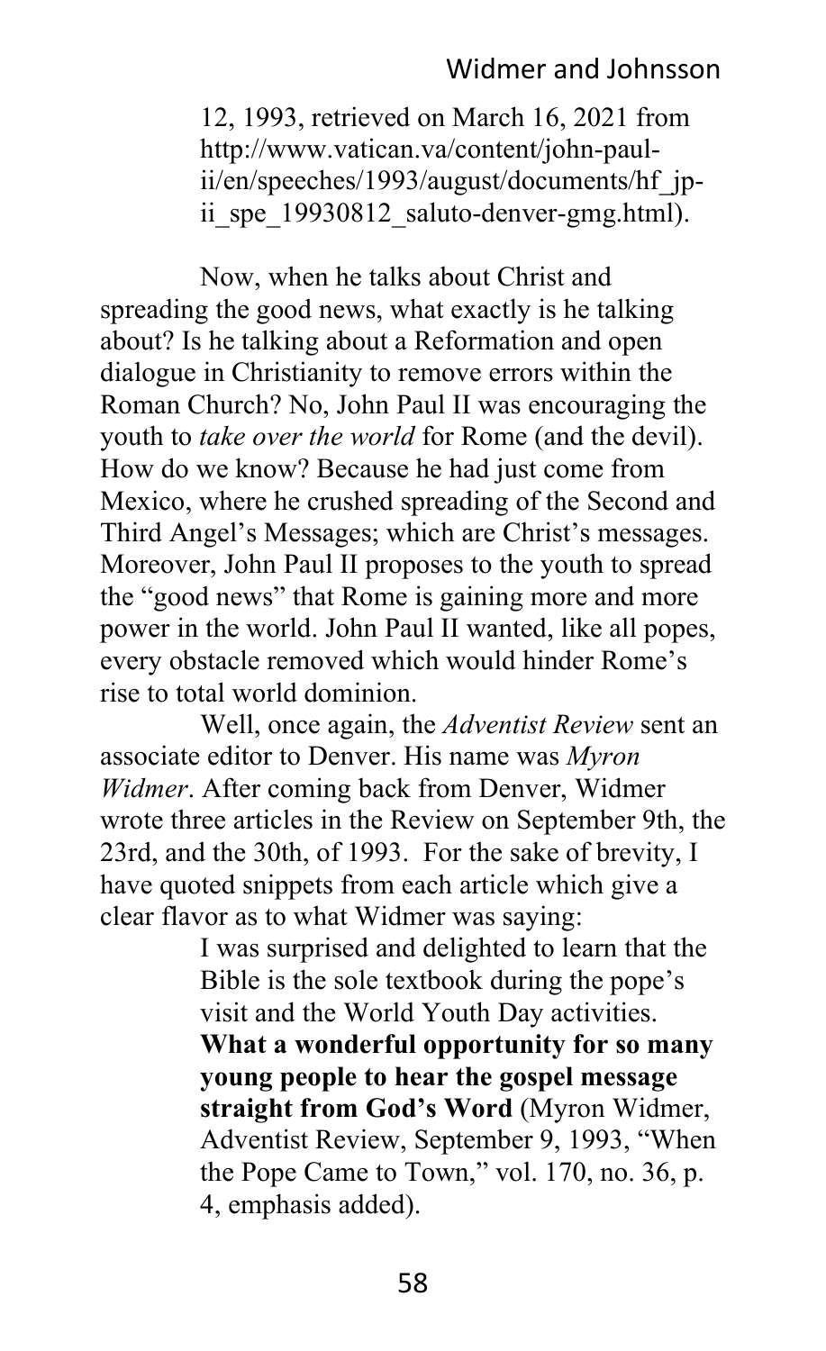> 12, 1993, retrieved on March 16, 2021 from http://www.vatican.va/content/john-paul-ii/en/speeches/1993/august/documents/hf_jp-ii_spe_19930812_saluto-denver-gmg.html).

Now, when he talks about Christ and spreading the good news, what exactly is he talking about? Is he talking about a Reformation and open dialogue in Christianity to remove errors within the Roman Church? No, John Paul II was encouraging the youth to *take over the world* for Rome (and the devil). How do we know? Because he had just come from Mexico, where he crushed spreading of the Second and Third Angel's Messages; which are Christ's messages. Moreover, John Paul II proposes to the youth to spread the "good news" that Rome is gaining more and more power in the world. John Paul II wanted, like all popes, every obstacle removed which would hinder Rome's rise to total world dominion.

Well, once again, the *Adventist Review* sent an associate editor to Denver. His name was *Myron Widmer*. After coming back from Denver, Widmer wrote three articles in the Review on September 9th, the 23rd, and the 30th, of 1993. For the sake of brevity, I have quoted snippets from each article which give a clear flavor as to what Widmer was saying:

> I was surprised and delighted to learn that the Bible is the sole textbook during the pope's visit and the World Youth Day activities. **What a wonderful opportunity for so many young people to hear the gospel message straight from God's Word** (Myron Widmer, Adventist Review, September 9, 1993, "When the Pope Came to Town," vol. 170, no. 36, p. 4, emphasis added).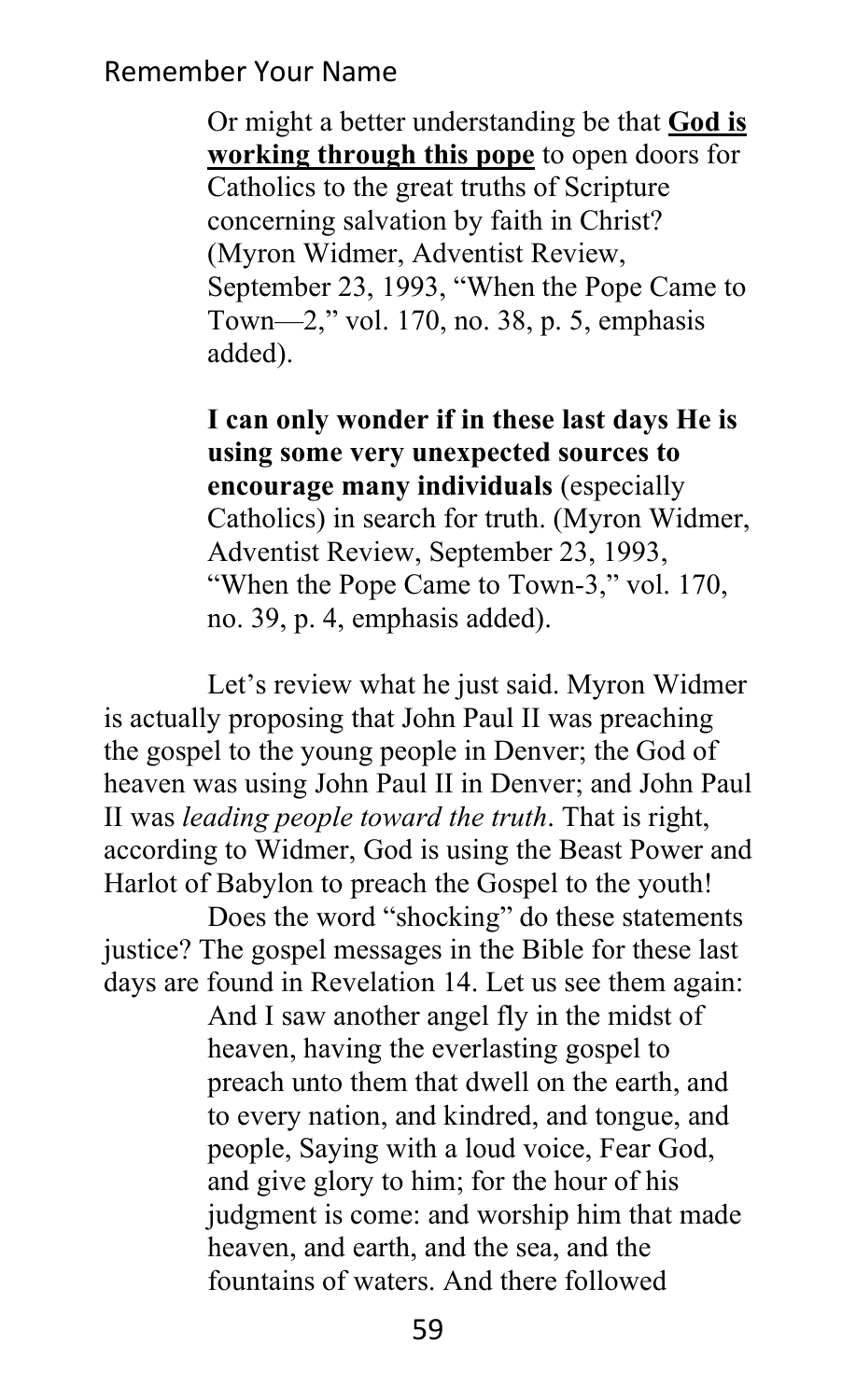> Or might a better understanding be that **<u>God is working through this pope</u>** to open doors for Catholics to the great truths of Scripture concerning salvation by faith in Christ? (Myron Widmer, Adventist Review, September 23, 1993, "When the Pope Came to Town—2," vol. 170, no. 38, p. 5, emphasis added).

> **I can only wonder if in these last days He is using some very unexpected sources to encourage many individuals** (especially Catholics) in search for truth. (Myron Widmer, Adventist Review, September 23, 1993, "When the Pope Came to Town-3," vol. 170, no. 39, p. 4, emphasis added).

Let's review what he just said. Myron Widmer is actually proposing that John Paul II was preaching the gospel to the young people in Denver; the God of heaven was using John Paul II in Denver; and John Paul II was *leading people toward the truth*. That is right, according to Widmer, God is using the Beast Power and Harlot of Babylon to preach the Gospel to the youth!

Does the word "shocking" do these statements justice? The gospel messages in the Bible for these last days are found in Revelation 14. Let us see them again:

> And I saw another angel fly in the midst of heaven, having the everlasting gospel to preach unto them that dwell on the earth, and to every nation, and kindred, and tongue, and people, Saying with a loud voice, Fear God, and give glory to him; for the hour of his judgment is come: and worship him that made heaven, and earth, and the sea, and the fountains of waters. And there followed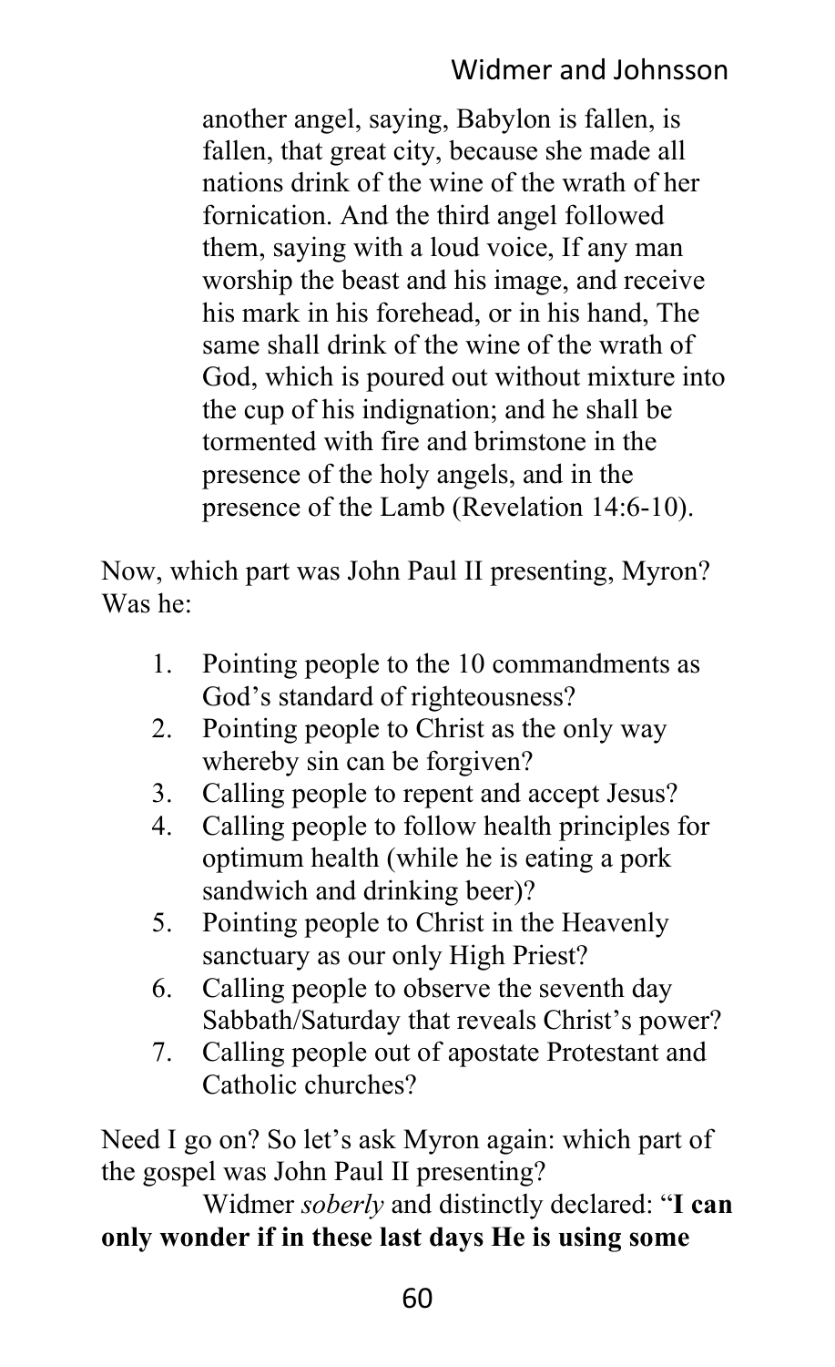> another angel, saying, Babylon is fallen, is fallen, that great city, because she made all nations drink of the wine of the wrath of her fornication. And the third angel followed them, saying with a loud voice, If any man worship the beast and his image, and receive his mark in his forehead, or in his hand, The same shall drink of the wine of the wrath of God, which is poured out without mixture into the cup of his indignation; and he shall be tormented with fire and brimstone in the presence of the holy angels, and in the presence of the Lamb (Revelation 14:6-10).

Now, which part was John Paul II presenting, Myron? Was he:

1. Pointing people to the 10 commandments as God's standard of righteousness?
2. Pointing people to Christ as the only way whereby sin can be forgiven?
3. Calling people to repent and accept Jesus?
4. Calling people to follow health principles for optimum health (while he is eating a pork sandwich and drinking beer)?
5. Pointing people to Christ in the Heavenly sanctuary as our only High Priest?
6. Calling people to observe the seventh day Sabbath/Saturday that reveals Christ's power?
7. Calling people out of apostate Protestant and Catholic churches?

Need I go on? So let's ask Myron again: which part of the gospel was John Paul II presenting?

Widmer *soberly* and distinctly declared: "**I can only wonder if in these last days He is using some**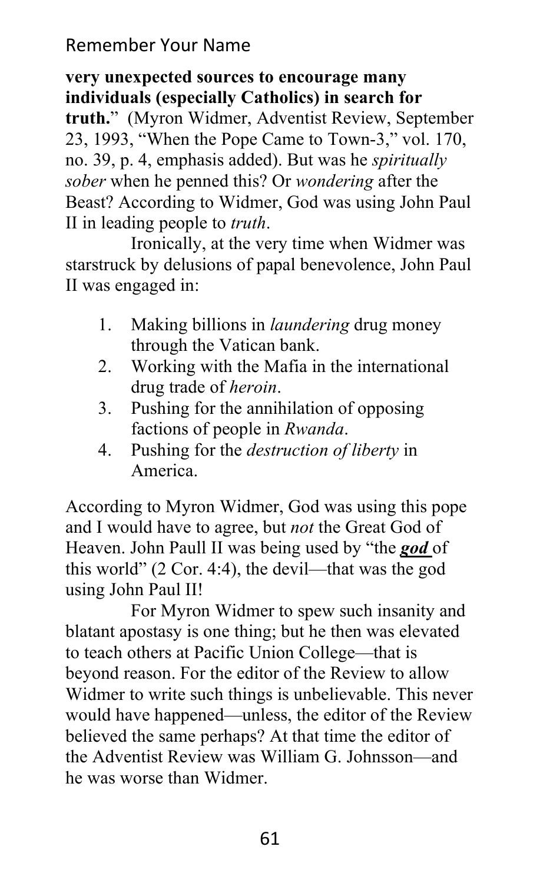**very unexpected sources to encourage many individuals (especially Catholics) in search for truth.**" (Myron Widmer, Adventist Review, September 23, 1993, "When the Pope Came to Town-3," vol. 170, no. 39, p. 4, emphasis added). But was he *spiritually sober* when he penned this? Or *wondering* after the Beast? According to Widmer, God was using John Paul II in leading people to *truth*.

Ironically, at the very time when Widmer was starstruck by delusions of papal benevolence, John Paul II was engaged in:

1. Making billions in *laundering* drug money through the Vatican bank.
2. Working with the Mafia in the international drug trade of *heroin*.
3. Pushing for the annihilation of opposing factions of people in *Rwanda*.
4. Pushing for the *destruction of liberty* in America.

According to Myron Widmer, God was using this pope and I would have to agree, but *not* the Great God of Heaven. John Paull II was being used by "the ***god*** of this world" (2 Cor. 4:4), the devil—that was the god using John Paul II!

For Myron Widmer to spew such insanity and blatant apostasy is one thing; but he then was elevated to teach others at Pacific Union College—that is beyond reason. For the editor of the Review to allow Widmer to write such things is unbelievable. This never would have happened—unless, the editor of the Review believed the same perhaps? At that time the editor of the Adventist Review was William G. Johnsson—and he was worse than Widmer.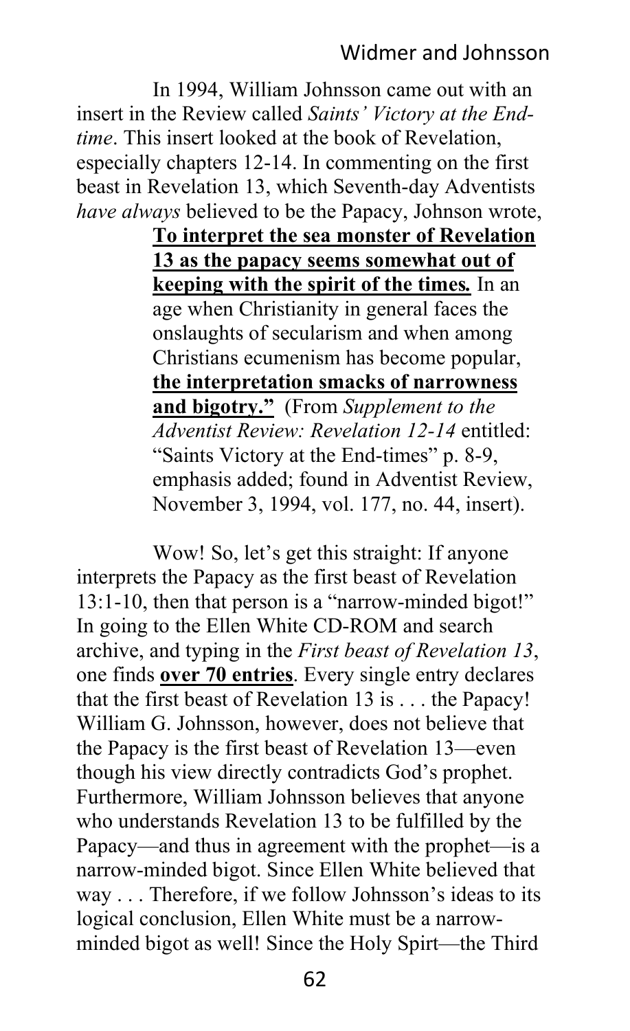In 1994, William Johnsson came out with an insert in the Review called *Saints' Victory at the End-time*. This insert looked at the book of Revelation, especially chapters 12-14. In commenting on the first beast in Revelation 13, which Seventh-day Adventists *have always* believed to be the Papacy, Johnson wrote,

> **To interpret the sea monster of Revelation 13 as the papacy seems somewhat out of keeping with the spirit of the times.** In an age when Christianity in general faces the onslaughts of secularism and when among Christians ecumenism has become popular, **the interpretation smacks of narrowness and bigotry."** (From *Supplement to the Adventist Review: Revelation 12-14* entitled: "Saints Victory at the End-times" p. 8-9, emphasis added; found in Adventist Review, November 3, 1994, vol. 177, no. 44, insert).

Wow! So, let's get this straight: If anyone interprets the Papacy as the first beast of Revelation 13:1-10, then that person is a "narrow-minded bigot!" In going to the Ellen White CD-ROM and search archive, and typing in the *First beast of Revelation 13*, one finds **over 70 entries**. Every single entry declares that the first beast of Revelation 13 is . . . the Papacy! William G. Johnsson, however, does not believe that the Papacy is the first beast of Revelation 13—even though his view directly contradicts God's prophet. Furthermore, William Johnsson believes that anyone who understands Revelation 13 to be fulfilled by the Papacy—and thus in agreement with the prophet—is a narrow-minded bigot. Since Ellen White believed that way . . . Therefore, if we follow Johnsson's ideas to its logical conclusion, Ellen White must be a narrow-minded bigot as well! Since the Holy Spirt—the Third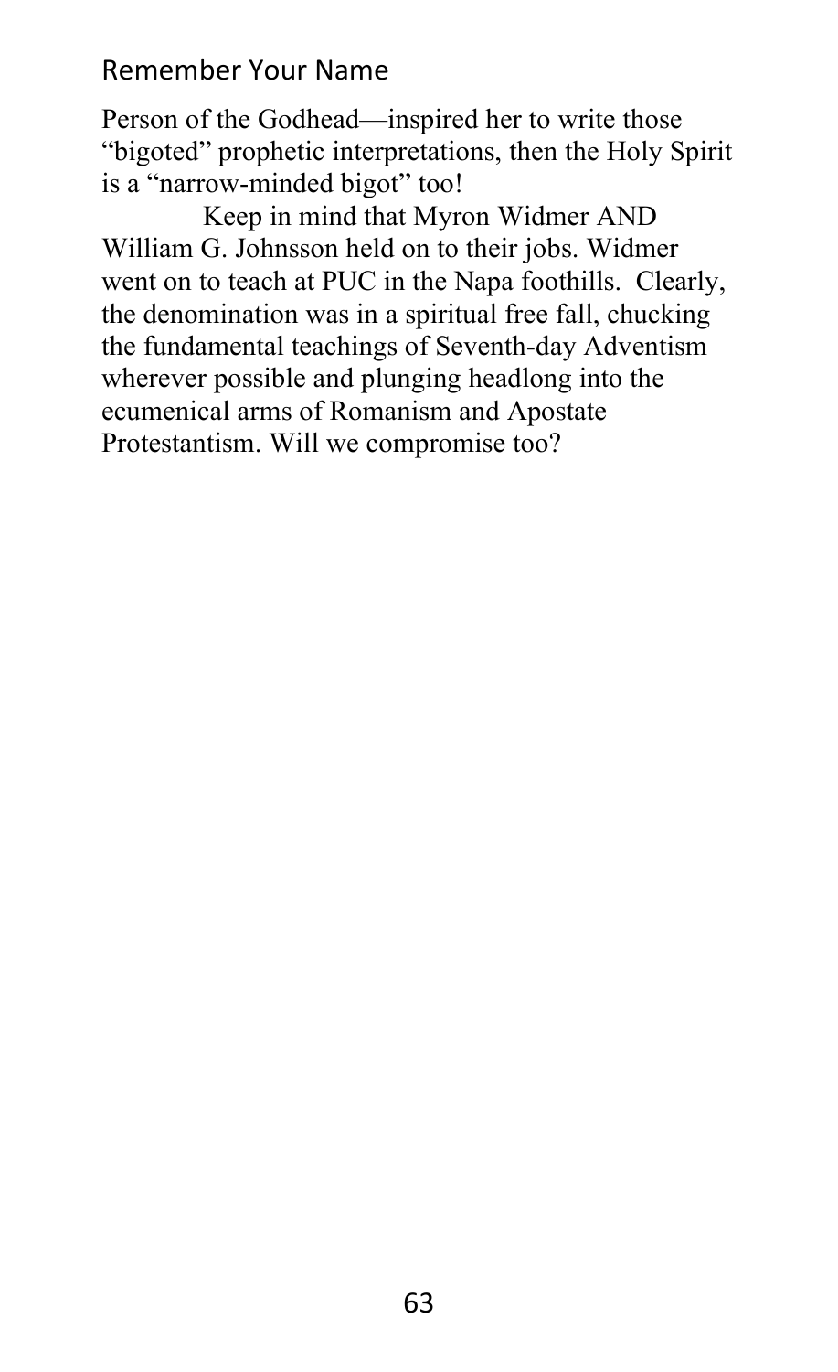Person of the Godhead—inspired her to write those "bigoted" prophetic interpretations, then the Holy Spirit is a "narrow-minded bigot" too!

Keep in mind that Myron Widmer AND William G. Johnsson held on to their jobs. Widmer went on to teach at PUC in the Napa foothills. Clearly, the denomination was in a spiritual free fall, chucking the fundamental teachings of Seventh-day Adventism wherever possible and plunging headlong into the ecumenical arms of Romanism and Apostate Protestantism. Will we compromise too?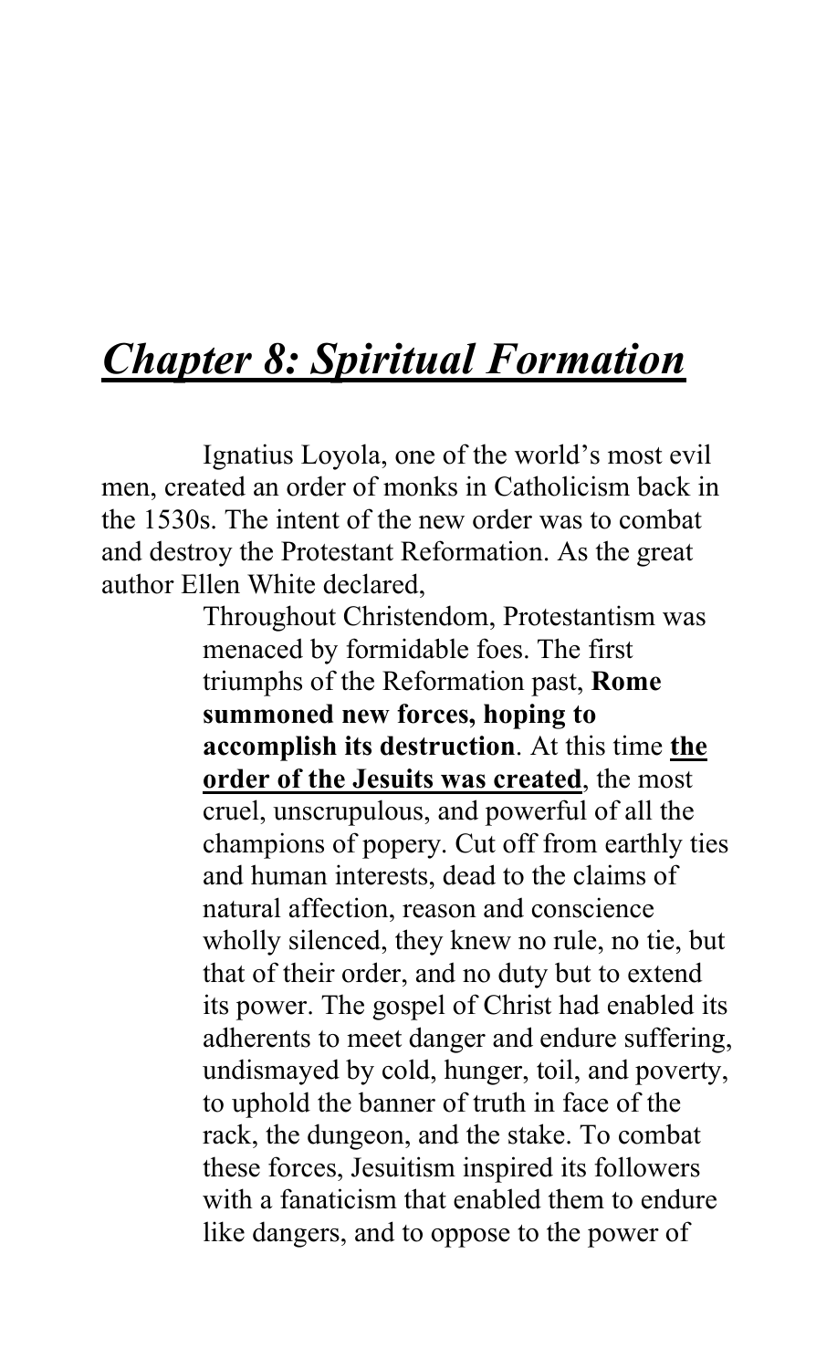# ***Chapter 8: Spiritual Formation***

Ignatius Loyola, one of the world's most evil men, created an order of monks in Catholicism back in the 1530s. The intent of the new order was to combat and destroy the Protestant Reformation. As the great author Ellen White declared,

> Throughout Christendom, Protestantism was menaced by formidable foes. The first triumphs of the Reformation past, **Rome summoned new forces, hoping to accomplish its destruction**. At this time **<u>the order of the Jesuits was created</u>**, the most cruel, unscrupulous, and powerful of all the champions of popery. Cut off from earthly ties and human interests, dead to the claims of natural affection, reason and conscience wholly silenced, they knew no rule, no tie, but that of their order, and no duty but to extend its power. The gospel of Christ had enabled its adherents to meet danger and endure suffering, undismayed by cold, hunger, toil, and poverty, to uphold the banner of truth in face of the rack, the dungeon, and the stake. To combat these forces, Jesuitism inspired its followers with a fanaticism that enabled them to endure like dangers, and to oppose to the power of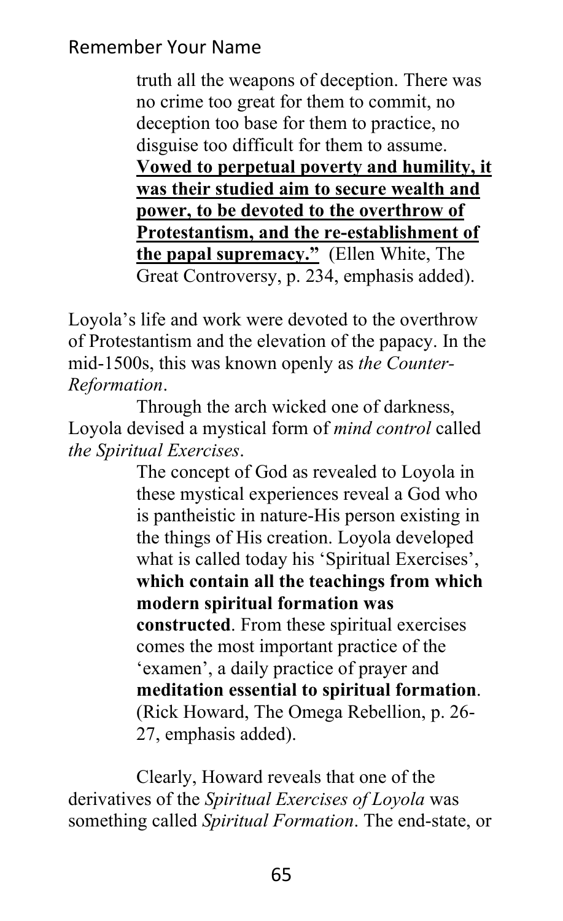> truth all the weapons of deception. There was no crime too great for them to commit, no deception too base for them to practice, no disguise too difficult for them to assume. <u>**Vowed to perpetual poverty and humility, it was their studied aim to secure wealth and power, to be devoted to the overthrow of Protestantism, and the re-establishment of the papal supremacy."**</u> (Ellen White, The Great Controversy, p. 234, emphasis added).

Loyola's life and work were devoted to the overthrow of Protestantism and the elevation of the papacy. In the mid-1500s, this was known openly as *the Counter-Reformation*.

Through the arch wicked one of darkness, Loyola devised a mystical form of *mind control* called *the Spiritual Exercises*.

> The concept of God as revealed to Loyola in these mystical experiences reveal a God who is pantheistic in nature-His person existing in the things of His creation. Loyola developed what is called today his 'Spiritual Exercises', **which contain all the teachings from which modern spiritual formation was constructed**. From these spiritual exercises comes the most important practice of the 'examen', a daily practice of prayer and **meditation essential to spiritual formation**. (Rick Howard, The Omega Rebellion, p. 26-27, emphasis added).

Clearly, Howard reveals that one of the derivatives of the *Spiritual Exercises of Loyola* was something called *Spiritual Formation*. The end-state, or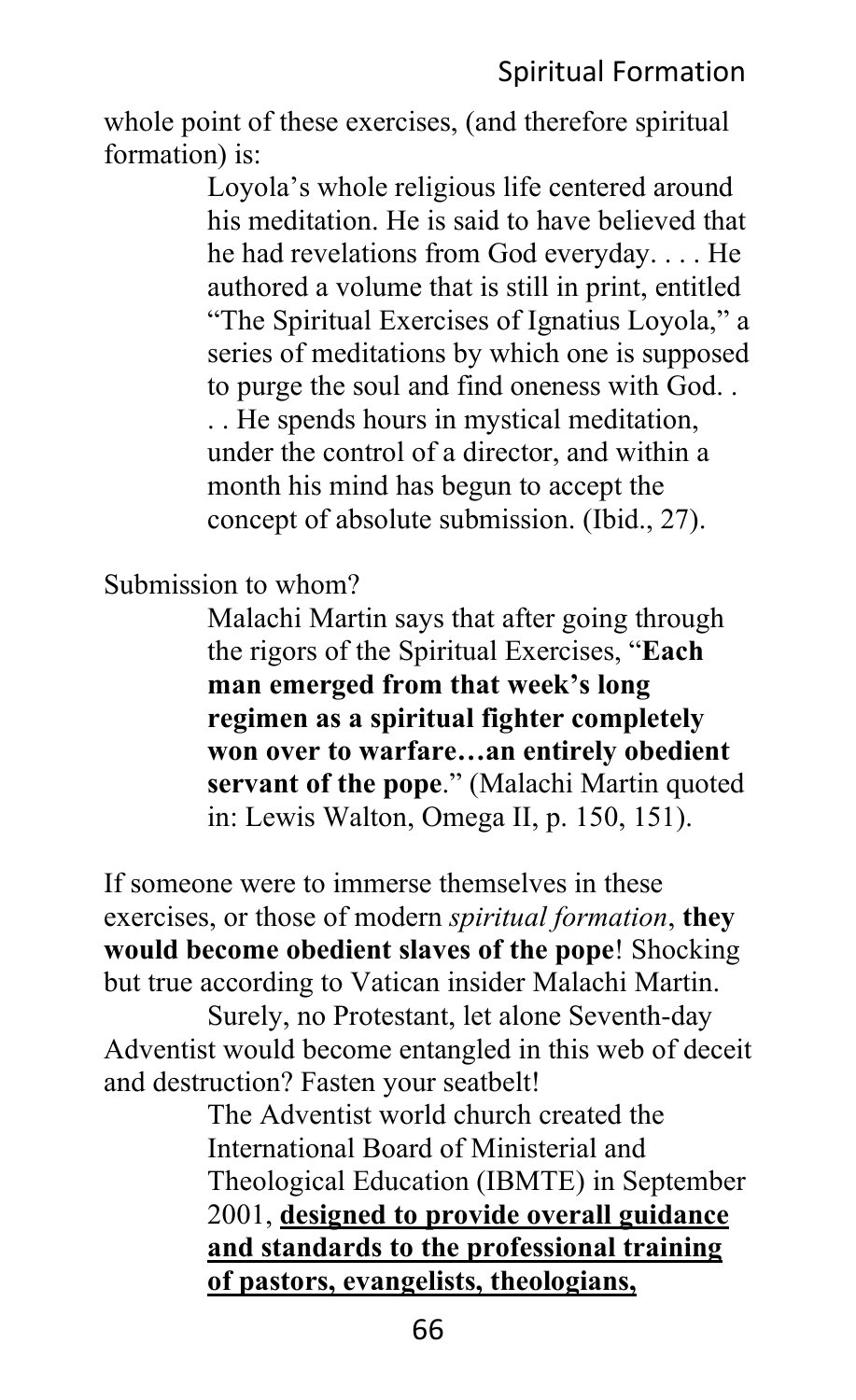whole point of these exercises, (and therefore spiritual formation) is:

> Loyola's whole religious life centered around his meditation. He is said to have believed that he had revelations from God everyday. . . . He authored a volume that is still in print, entitled "The Spiritual Exercises of Ignatius Loyola," a series of meditations by which one is supposed to purge the soul and find oneness with God. . . . He spends hours in mystical meditation, under the control of a director, and within a month his mind has begun to accept the concept of absolute submission. (Ibid., 27).

Submission to whom?

> Malachi Martin says that after going through the rigors of the Spiritual Exercises, "**Each man emerged from that week's long regimen as a spiritual fighter completely won over to warfare…an entirely obedient servant of the pope**." (Malachi Martin quoted in: Lewis Walton, Omega II, p. 150, 151).

If someone were to immerse themselves in these exercises, or those of modern *spiritual formation*, **they would become obedient slaves of the pope**! Shocking but true according to Vatican insider Malachi Martin.

Surely, no Protestant, let alone Seventh-day Adventist would become entangled in this web of deceit and destruction? Fasten your seatbelt!

> The Adventist world church created the International Board of Ministerial and Theological Education (IBMTE) in September 2001, <u>**designed to provide overall guidance and standards to the professional training of pastors, evangelists, theologians,**</u>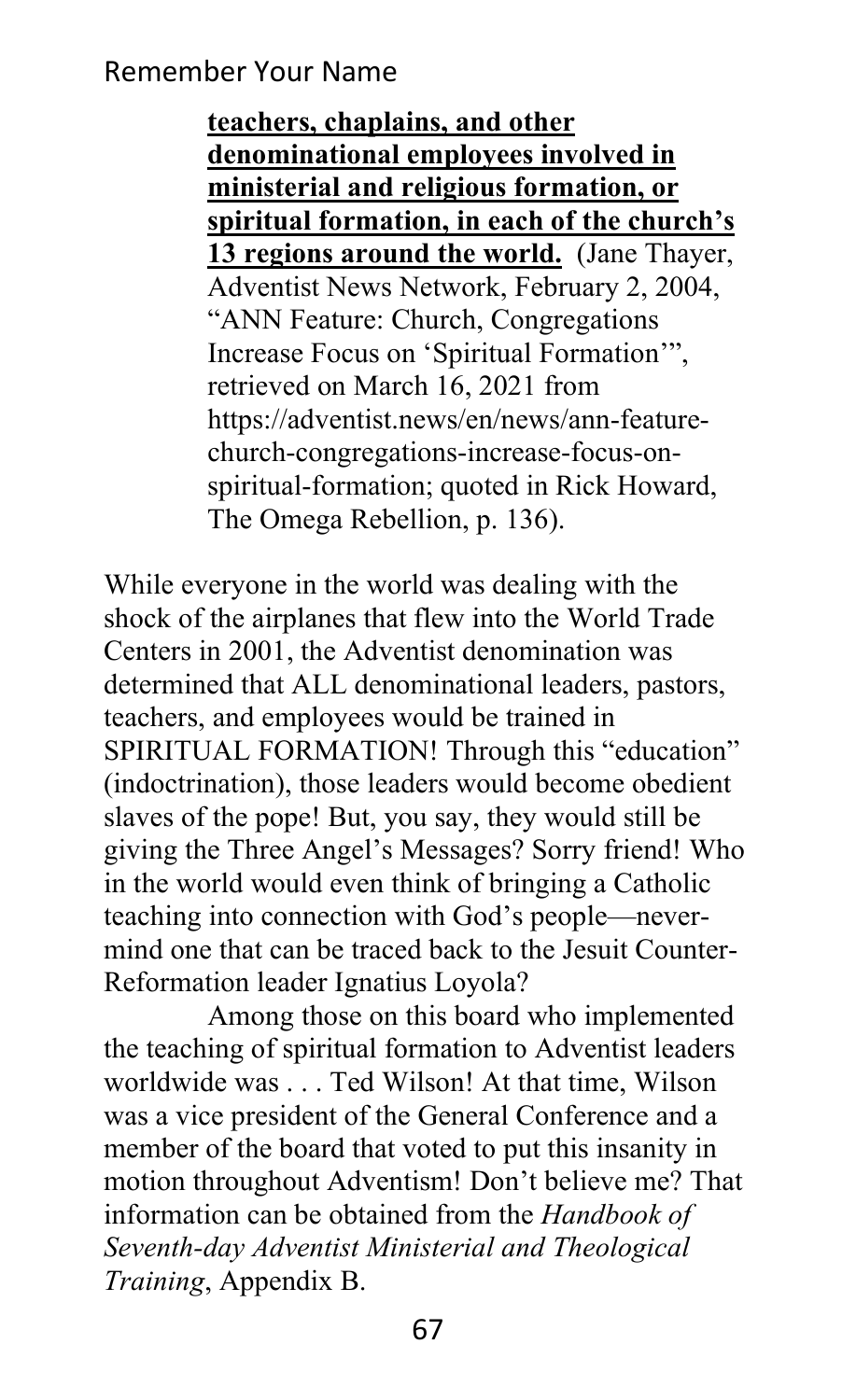> **<u>teachers, chaplains, and other denominational employees involved in ministerial and religious formation, or spiritual formation, in each of the church's 13 regions around the world.</u>** (Jane Thayer, Adventist News Network, February 2, 2004, "ANN Feature: Church, Congregations Increase Focus on 'Spiritual Formation'", retrieved on March 16, 2021 from https://adventist.news/en/news/ann-feature-church-congregations-increase-focus-on-spiritual-formation; quoted in Rick Howard, The Omega Rebellion, p. 136).

While everyone in the world was dealing with the shock of the airplanes that flew into the World Trade Centers in 2001, the Adventist denomination was determined that ALL denominational leaders, pastors, teachers, and employees would be trained in SPIRITUAL FORMATION! Through this "education" (indoctrination), those leaders would become obedient slaves of the pope! But, you say, they would still be giving the Three Angel's Messages? Sorry friend! Who in the world would even think of bringing a Catholic teaching into connection with God's people—nevermind one that can be traced back to the Jesuit Counter-Reformation leader Ignatius Loyola?

Among those on this board who implemented the teaching of spiritual formation to Adventist leaders worldwide was . . . Ted Wilson! At that time, Wilson was a vice president of the General Conference and a member of the board that voted to put this insanity in motion throughout Adventism! Don't believe me? That information can be obtained from the *Handbook of Seventh-day Adventist Ministerial and Theological Training*, Appendix B.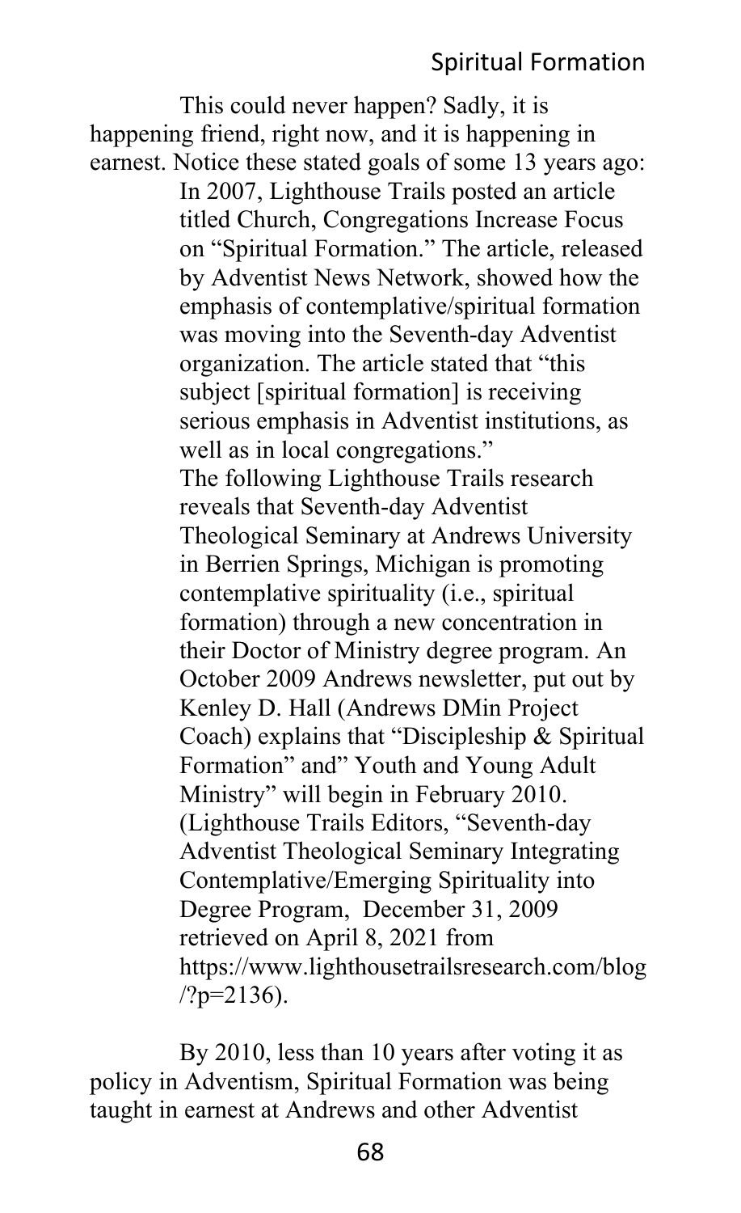This could never happen? Sadly, it is happening friend, right now, and it is happening in earnest. Notice these stated goals of some 13 years ago:

> In 2007, Lighthouse Trails posted an article titled Church, Congregations Increase Focus on "Spiritual Formation." The article, released by Adventist News Network, showed how the emphasis of contemplative/spiritual formation was moving into the Seventh-day Adventist organization. The article stated that "this subject [spiritual formation] is receiving serious emphasis in Adventist institutions, as well as in local congregations."
>
> The following Lighthouse Trails research reveals that Seventh-day Adventist Theological Seminary at Andrews University in Berrien Springs, Michigan is promoting contemplative spirituality (i.e., spiritual formation) through a new concentration in their Doctor of Ministry degree program. An October 2009 Andrews newsletter, put out by Kenley D. Hall (Andrews DMin Project Coach) explains that "Discipleship & Spiritual Formation" and" Youth and Young Adult Ministry" will begin in February 2010. (Lighthouse Trails Editors, "Seventh-day Adventist Theological Seminary Integrating Contemplative/Emerging Spirituality into Degree Program, December 31, 2009 retrieved on April 8, 2021 from https://www.lighthousetrailsresearch.com/blog/?p=2136).

By 2010, less than 10 years after voting it as policy in Adventism, Spiritual Formation was being taught in earnest at Andrews and other Adventist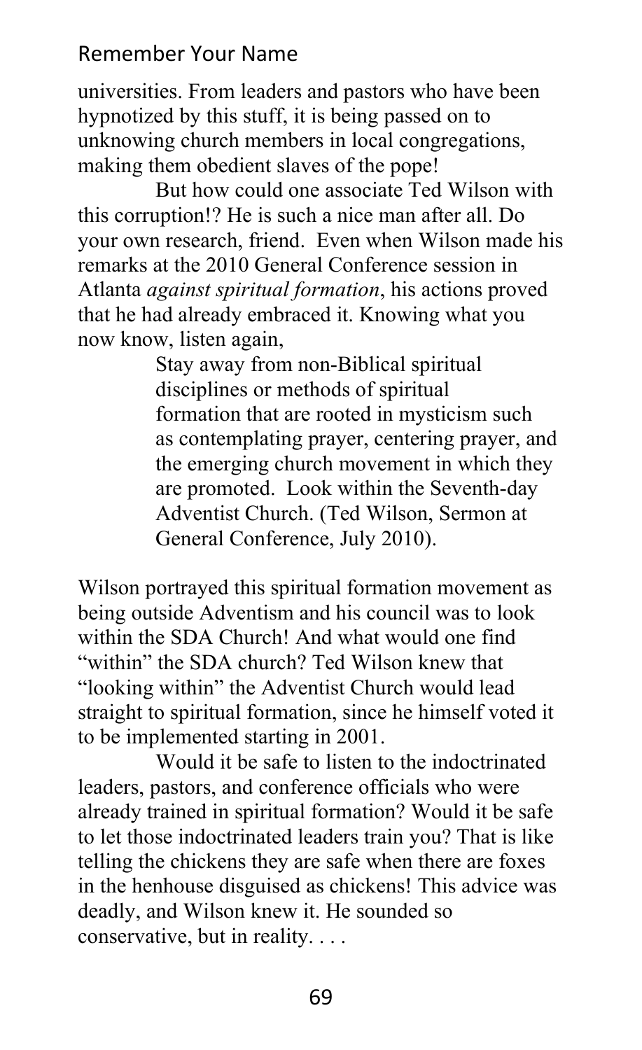universities. From leaders and pastors who have been hypnotized by this stuff, it is being passed on to unknowing church members in local congregations, making them obedient slaves of the pope!

But how could one associate Ted Wilson with this corruption!? He is such a nice man after all. Do your own research, friend. Even when Wilson made his remarks at the 2010 General Conference session in Atlanta *against spiritual formation*, his actions proved that he had already embraced it. Knowing what you now know, listen again,

> Stay away from non-Biblical spiritual disciplines or methods of spiritual formation that are rooted in mysticism such as contemplating prayer, centering prayer, and the emerging church movement in which they are promoted. Look within the Seventh-day Adventist Church. (Ted Wilson, Sermon at General Conference, July 2010).

Wilson portrayed this spiritual formation movement as being outside Adventism and his council was to look within the SDA Church! And what would one find "within" the SDA church? Ted Wilson knew that "looking within" the Adventist Church would lead straight to spiritual formation, since he himself voted it to be implemented starting in 2001.

Would it be safe to listen to the indoctrinated leaders, pastors, and conference officials who were already trained in spiritual formation? Would it be safe to let those indoctrinated leaders train you? That is like telling the chickens they are safe when there are foxes in the henhouse disguised as chickens! This advice was deadly, and Wilson knew it. He sounded so conservative, but in reality. . . .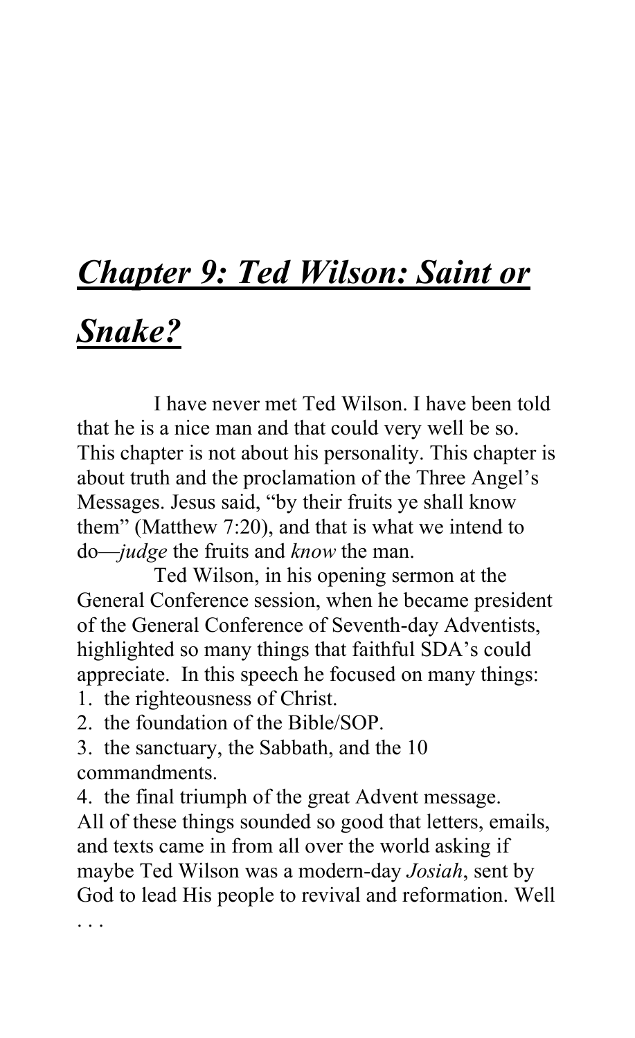# *Chapter 9: Ted Wilson: Saint or Snake?*

I have never met Ted Wilson. I have been told that he is a nice man and that could very well be so. This chapter is not about his personality. This chapter is about truth and the proclamation of the Three Angel's Messages. Jesus said, "by their fruits ye shall know them" (Matthew 7:20), and that is what we intend to do—*judge* the fruits and *know* the man.

Ted Wilson, in his opening sermon at the General Conference session, when he became president of the General Conference of Seventh-day Adventists, highlighted so many things that faithful SDA's could appreciate. In this speech he focused on many things:

1. the righteousness of Christ.
2. the foundation of the Bible/SOP.
3. the sanctuary, the Sabbath, and the 10 commandments.
4. the final triumph of the great Advent message.

All of these things sounded so good that letters, emails, and texts came in from all over the world asking if maybe Ted Wilson was a modern-day *Josiah*, sent by God to lead His people to revival and reformation. Well . . .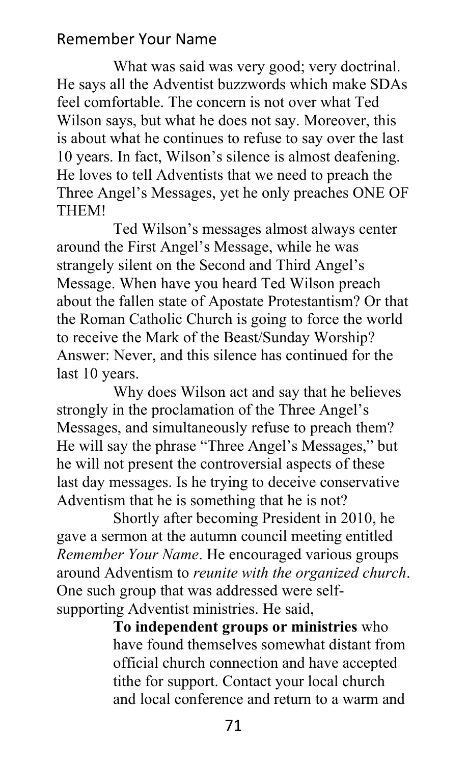What was said was very good; very doctrinal. He says all the Adventist buzzwords which make SDAs feel comfortable. The concern is not over what Ted Wilson says, but what he does not say. Moreover, this is about what he continues to refuse to say over the last 10 years. In fact, Wilson's silence is almost deafening. He loves to tell Adventists that we need to preach the Three Angel's Messages, yet he only preaches ONE OF THEM!

Ted Wilson's messages almost always center around the First Angel's Message, while he was strangely silent on the Second and Third Angel's Message. When have you heard Ted Wilson preach about the fallen state of Apostate Protestantism? Or that the Roman Catholic Church is going to force the world to receive the Mark of the Beast/Sunday Worship? Answer: Never, and this silence has continued for the last 10 years.

Why does Wilson act and say that he believes strongly in the proclamation of the Three Angel's Messages, and simultaneously refuse to preach them? He will say the phrase "Three Angel's Messages," but he will not present the controversial aspects of these last day messages. Is he trying to deceive conservative Adventism that he is something that he is not?

Shortly after becoming President in 2010, he gave a sermon at the autumn council meeting entitled *Remember Your Name*. He encouraged various groups around Adventism to *reunite with the organized church*. One such group that was addressed were self-supporting Adventist ministries. He said,

> **To independent groups or ministries** who have found themselves somewhat distant from official church connection and have accepted tithe for support. Contact your local church and local conference and return to a warm and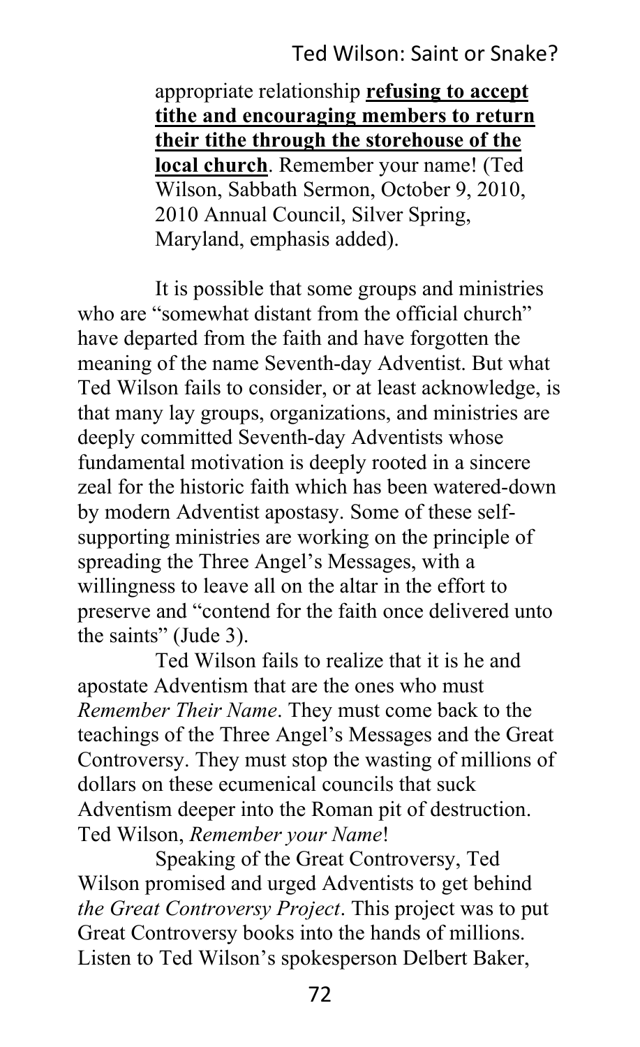> appropriate relationship **refusing to accept tithe and encouraging members to return their tithe through the storehouse of the local church**. Remember your name! (Ted Wilson, Sabbath Sermon, October 9, 2010, 2010 Annual Council, Silver Spring, Maryland, emphasis added).

It is possible that some groups and ministries who are "somewhat distant from the official church" have departed from the faith and have forgotten the meaning of the name Seventh-day Adventist. But what Ted Wilson fails to consider, or at least acknowledge, is that many lay groups, organizations, and ministries are deeply committed Seventh-day Adventists whose fundamental motivation is deeply rooted in a sincere zeal for the historic faith which has been watered-down by modern Adventist apostasy. Some of these self-supporting ministries are working on the principle of spreading the Three Angel's Messages, with a willingness to leave all on the altar in the effort to preserve and "contend for the faith once delivered unto the saints" (Jude 3).

Ted Wilson fails to realize that it is he and apostate Adventism that are the ones who must *Remember Their Name*. They must come back to the teachings of the Three Angel's Messages and the Great Controversy. They must stop the wasting of millions of dollars on these ecumenical councils that suck Adventism deeper into the Roman pit of destruction. Ted Wilson, *Remember your Name*!

Speaking of the Great Controversy, Ted Wilson promised and urged Adventists to get behind *the Great Controversy Project*. This project was to put Great Controversy books into the hands of millions. Listen to Ted Wilson's spokesperson Delbert Baker,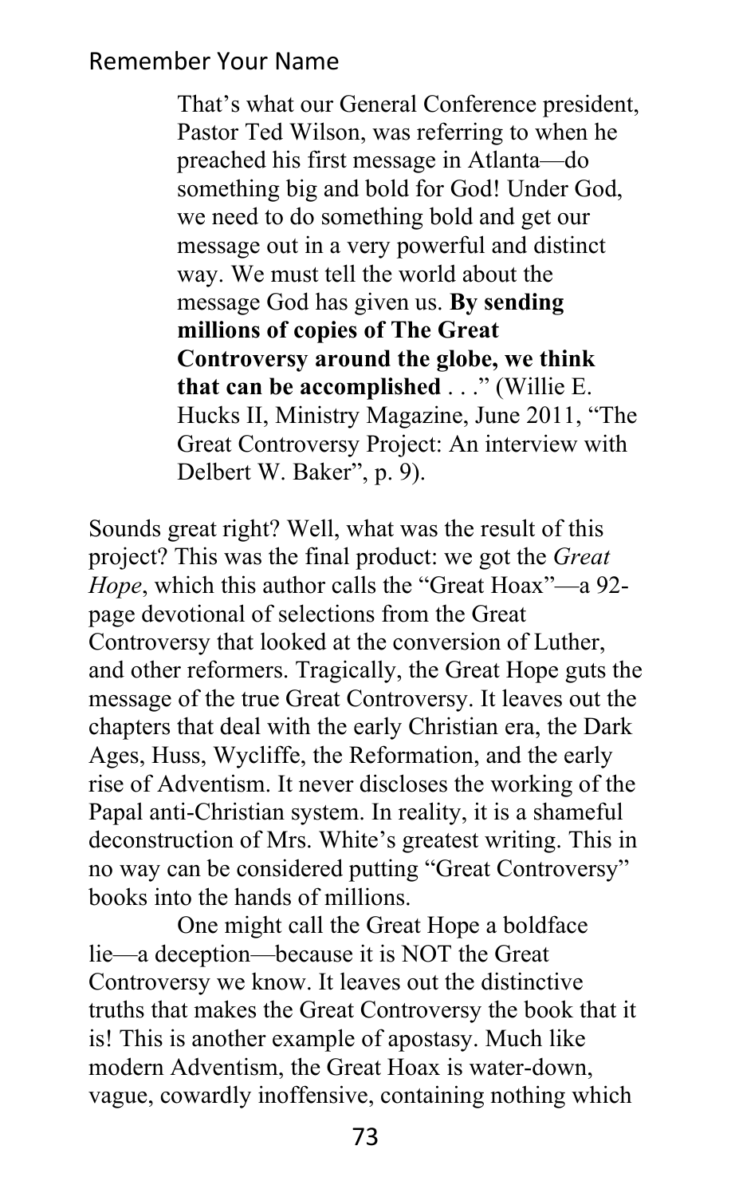> That's what our General Conference president, Pastor Ted Wilson, was referring to when he preached his first message in Atlanta—do something big and bold for God! Under God, we need to do something bold and get our message out in a very powerful and distinct way. We must tell the world about the message God has given us. **By sending millions of copies of The Great Controversy around the globe, we think that can be accomplished** . . ." (Willie E. Hucks II, Ministry Magazine, June 2011, "The Great Controversy Project: An interview with Delbert W. Baker", p. 9).

Sounds great right? Well, what was the result of this project? This was the final product: we got the *Great Hope*, which this author calls the "Great Hoax"—a 92-page devotional of selections from the Great Controversy that looked at the conversion of Luther, and other reformers. Tragically, the Great Hope guts the message of the true Great Controversy. It leaves out the chapters that deal with the early Christian era, the Dark Ages, Huss, Wycliffe, the Reformation, and the early rise of Adventism. It never discloses the working of the Papal anti-Christian system. In reality, it is a shameful deconstruction of Mrs. White's greatest writing. This in no way can be considered putting "Great Controversy" books into the hands of millions.

One might call the Great Hope a boldface lie—a deception—because it is NOT the Great Controversy we know. It leaves out the distinctive truths that makes the Great Controversy the book that it is! This is another example of apostasy. Much like modern Adventism, the Great Hoax is water-down, vague, cowardly inoffensive, containing nothing which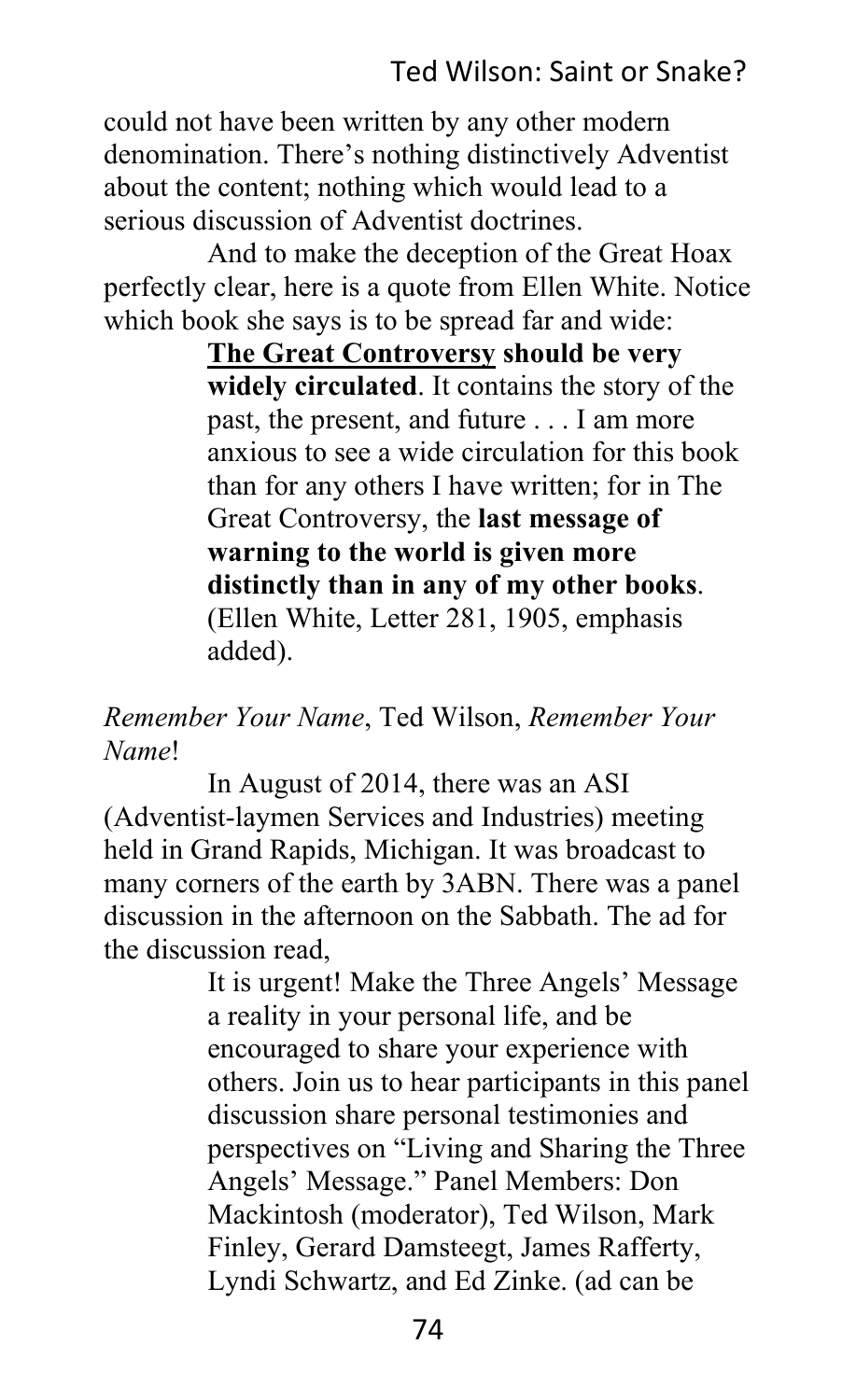could not have been written by any other modern denomination. There's nothing distinctively Adventist about the content; nothing which would lead to a serious discussion of Adventist doctrines.

And to make the deception of the Great Hoax perfectly clear, here is a quote from Ellen White. Notice which book she says is to be spread far and wide:

> **<u>The Great Controversy</u> should be very widely circulated**. It contains the story of the past, the present, and future . . . I am more anxious to see a wide circulation for this book than for any others I have written; for in The Great Controversy, the **last message of warning to the world is given more distinctly than in any of my other books**. (Ellen White, Letter 281, 1905, emphasis added).

*Remember Your Name*, Ted Wilson, *Remember Your Name*!

In August of 2014, there was an ASI (Adventist-laymen Services and Industries) meeting held in Grand Rapids, Michigan. It was broadcast to many corners of the earth by 3ABN. There was a panel discussion in the afternoon on the Sabbath. The ad for the discussion read,

> It is urgent! Make the Three Angels' Message a reality in your personal life, and be encouraged to share your experience with others. Join us to hear participants in this panel discussion share personal testimonies and perspectives on "Living and Sharing the Three Angels' Message." Panel Members: Don Mackintosh (moderator), Ted Wilson, Mark Finley, Gerard Damsteegt, James Rafferty, Lyndi Schwartz, and Ed Zinke. (ad can be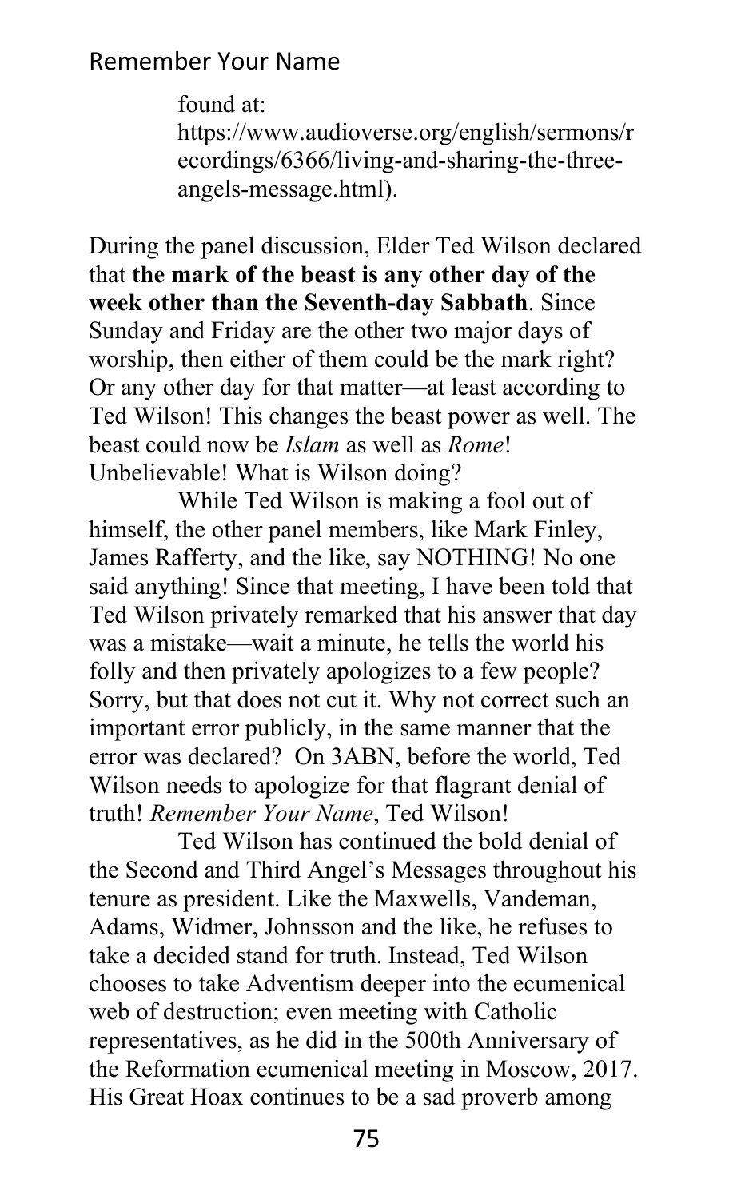found at: https://www.audioverse.org/english/sermons/recordings/6366/living-and-sharing-the-three-angels-message.html).

During the panel discussion, Elder Ted Wilson declared that **the mark of the beast is any other day of the week other than the Seventh-day Sabbath**. Since Sunday and Friday are the other two major days of worship, then either of them could be the mark right? Or any other day for that matter—at least according to Ted Wilson! This changes the beast power as well. The beast could now be *Islam* as well as *Rome*! Unbelievable! What is Wilson doing?

While Ted Wilson is making a fool out of himself, the other panel members, like Mark Finley, James Rafferty, and the like, say NOTHING! No one said anything! Since that meeting, I have been told that Ted Wilson privately remarked that his answer that day was a mistake—wait a minute, he tells the world his folly and then privately apologizes to a few people? Sorry, but that does not cut it. Why not correct such an important error publicly, in the same manner that the error was declared? On 3ABN, before the world, Ted Wilson needs to apologize for that flagrant denial of truth! *Remember Your Name*, Ted Wilson!

Ted Wilson has continued the bold denial of the Second and Third Angel's Messages throughout his tenure as president. Like the Maxwells, Vandeman, Adams, Widmer, Johnsson and the like, he refuses to take a decided stand for truth. Instead, Ted Wilson chooses to take Adventism deeper into the ecumenical web of destruction; even meeting with Catholic representatives, as he did in the 500th Anniversary of the Reformation ecumenical meeting in Moscow, 2017. His Great Hoax continues to be a sad proverb among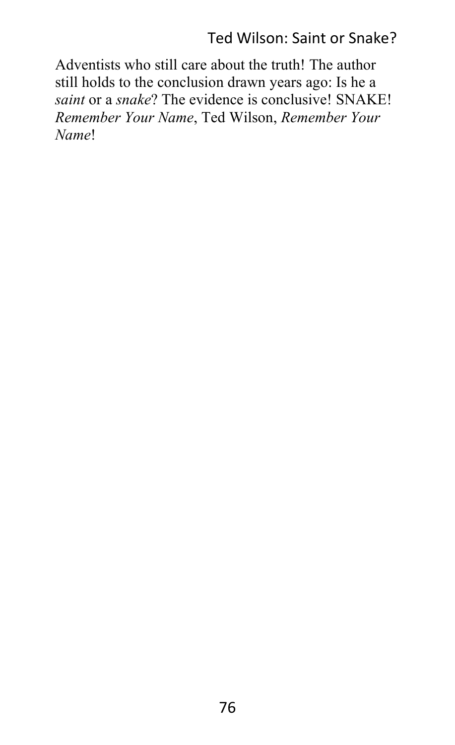Adventists who still care about the truth! The author still holds to the conclusion drawn years ago: Is he a *saint* or a *snake*? The evidence is conclusive! SNAKE! *Remember Your Name*, Ted Wilson, *Remember Your Name*!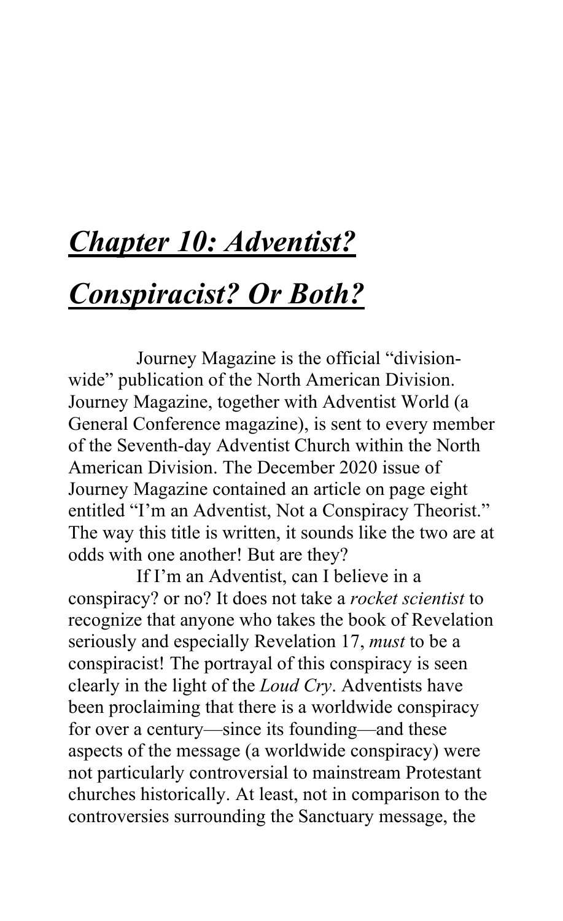# ***Chapter 10: Adventist? Conspiracist? Or Both?***

Journey Magazine is the official "division-wide" publication of the North American Division. Journey Magazine, together with Adventist World (a General Conference magazine), is sent to every member of the Seventh-day Adventist Church within the North American Division. The December 2020 issue of Journey Magazine contained an article on page eight entitled "I'm an Adventist, Not a Conspiracy Theorist." The way this title is written, it sounds like the two are at odds with one another! But are they?

If I'm an Adventist, can I believe in a conspiracy? or no? It does not take a *rocket scientist* to recognize that anyone who takes the book of Revelation seriously and especially Revelation 17, *must* to be a conspiracist! The portrayal of this conspiracy is seen clearly in the light of the *Loud Cry*. Adventists have been proclaiming that there is a worldwide conspiracy for over a century—since its founding—and these aspects of the message (a worldwide conspiracy) were not particularly controversial to mainstream Protestant churches historically. At least, not in comparison to the controversies surrounding the Sanctuary message, the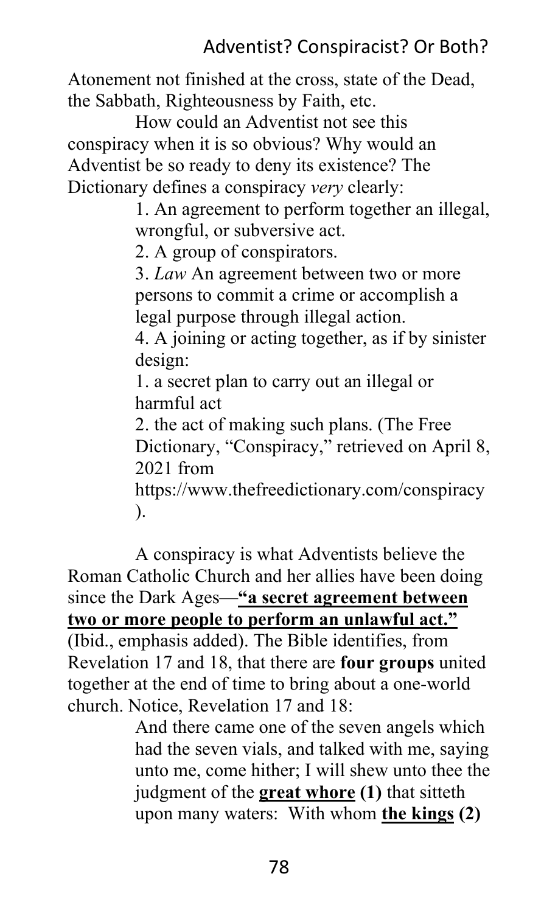Atonement not finished at the cross, state of the Dead, the Sabbath, Righteousness by Faith, etc.

How could an Adventist not see this conspiracy when it is so obvious? Why would an Adventist be so ready to deny its existence? The Dictionary defines a conspiracy *very* clearly:

> 1. An agreement to perform together an illegal, wrongful, or subversive act.
>
> 2. A group of conspirators.
>
> 3. *Law* An agreement between two or more persons to commit a crime or accomplish a legal purpose through illegal action.
>
> 4. A joining or acting together, as if by sinister design:
>
> 1. a secret plan to carry out an illegal or harmful act
>
> 2. the act of making such plans. (The Free Dictionary, "Conspiracy," retrieved on April 8, 2021 from https://www.thefreedictionary.com/conspiracy).

A conspiracy is what Adventists believe the Roman Catholic Church and her allies have been doing since the Dark Ages—<u>**"a secret agreement between two or more people to perform an unlawful act."**</u> (Ibid., emphasis added). The Bible identifies, from Revelation 17 and 18, that there are **four groups** united together at the end of time to bring about a one-world church. Notice, Revelation 17 and 18:

> And there came one of the seven angels which had the seven vials, and talked with me, saying unto me, come hither; I will shew unto thee the judgment of the <u>**great whore**</u> **(1)** that sitteth upon many waters: With whom <u>**the kings**</u> **(2)**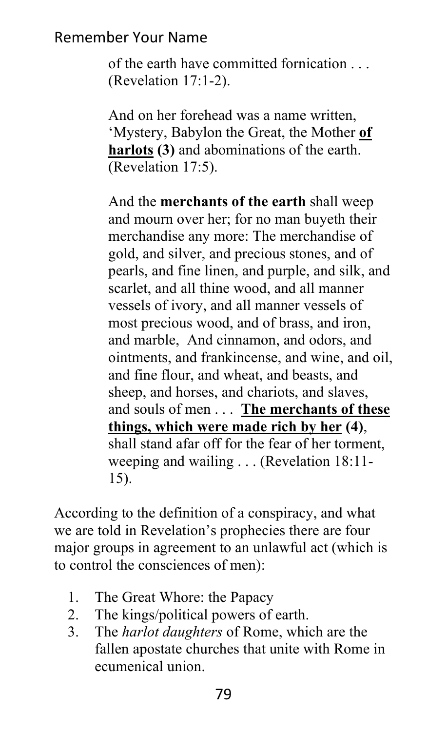> of the earth have committed fornication . . . (Revelation 17:1-2).
>
> And on her forehead was a name written, 'Mystery, Babylon the Great, the Mother **<u>of harlots</u> (3)** and abominations of the earth. (Revelation 17:5).
>
> And the **merchants of the earth** shall weep and mourn over her; for no man buyeth their merchandise any more: The merchandise of gold, and silver, and precious stones, and of pearls, and fine linen, and purple, and silk, and scarlet, and all thine wood, and all manner vessels of ivory, and all manner vessels of most precious wood, and of brass, and iron, and marble, And cinnamon, and odors, and ointments, and frankincense, and wine, and oil, and fine flour, and wheat, and beasts, and sheep, and horses, and chariots, and slaves, and souls of men . . . **<u>The merchants of these things, which were made rich by her</u> (4)**, shall stand afar off for the fear of her torment, weeping and wailing . . . (Revelation 18:11-15).

According to the definition of a conspiracy, and what we are told in Revelation's prophecies there are four major groups in agreement to an unlawful act (which is to control the consciences of men):

1. The Great Whore: the Papacy
2. The kings/political powers of earth.
3. The *harlot daughters* of Rome, which are the fallen apostate churches that unite with Rome in ecumenical union.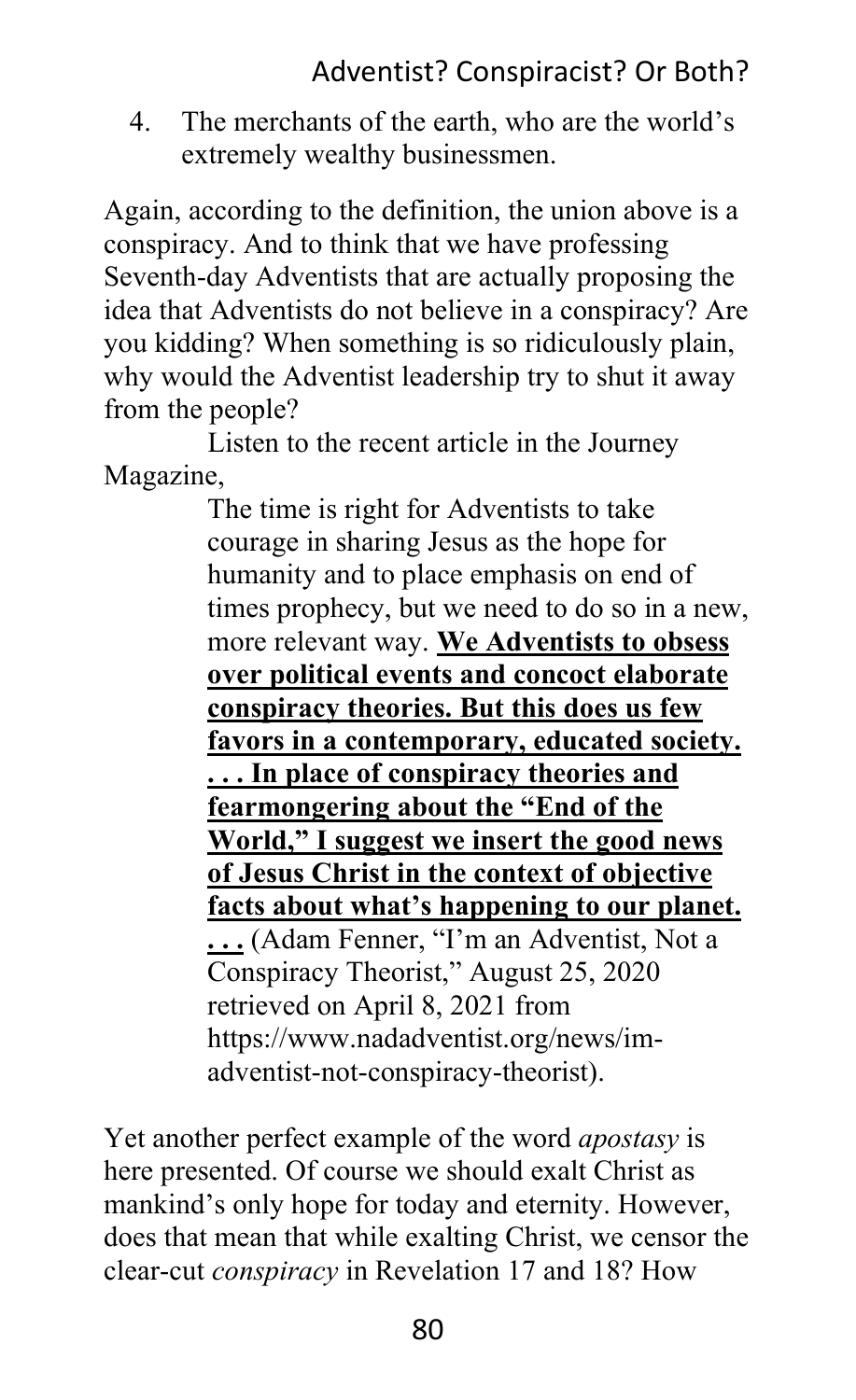4. The merchants of the earth, who are the world's extremely wealthy businessmen.

Again, according to the definition, the union above is a conspiracy. And to think that we have professing Seventh-day Adventists that are actually proposing the idea that Adventists do not believe in a conspiracy? Are you kidding? When something is so ridiculously plain, why would the Adventist leadership try to shut it away from the people?

Listen to the recent article in the Journey Magazine,

> The time is right for Adventists to take courage in sharing Jesus as the hope for humanity and to place emphasis on end of times prophecy, but we need to do so in a new, more relevant way. <u>**We Adventists to obsess over political events and concoct elaborate conspiracy theories. But this does us few favors in a contemporary, educated society. . . . In place of conspiracy theories and fearmongering about the "End of the World," I suggest we insert the good news of Jesus Christ in the context of objective facts about what's happening to our planet. . . .**</u> (Adam Fenner, "I'm an Adventist, Not a Conspiracy Theorist," August 25, 2020 retrieved on April 8, 2021 from https://www.nadadventist.org/news/im-adventist-not-conspiracy-theorist).

Yet another perfect example of the word *apostasy* is here presented. Of course we should exalt Christ as mankind's only hope for today and eternity. However, does that mean that while exalting Christ, we censor the clear-cut *conspiracy* in Revelation 17 and 18? How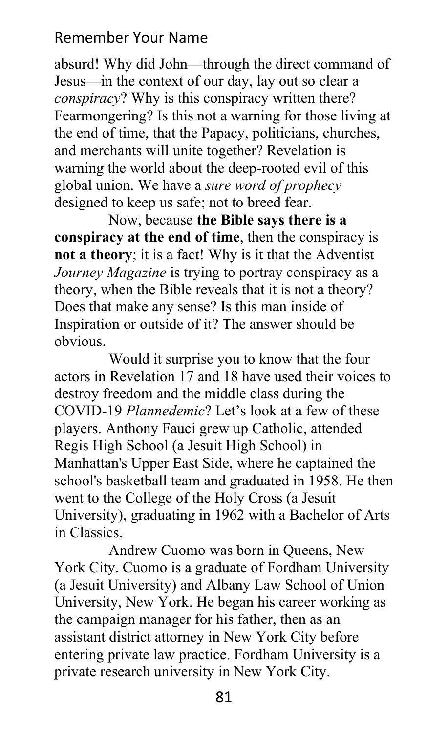absurd! Why did John—through the direct command of Jesus—in the context of our day, lay out so clear a *conspiracy*? Why is this conspiracy written there? Fearmongering? Is this not a warning for those living at the end of time, that the Papacy, politicians, churches, and merchants will unite together? Revelation is warning the world about the deep-rooted evil of this global union. We have a *sure word of prophecy* designed to keep us safe; not to breed fear.

Now, because **the Bible says there is a conspiracy at the end of time**, then the conspiracy is **not a theory**; it is a fact! Why is it that the Adventist *Journey Magazine* is trying to portray conspiracy as a theory, when the Bible reveals that it is not a theory? Does that make any sense? Is this man inside of Inspiration or outside of it? The answer should be obvious.

Would it surprise you to know that the four actors in Revelation 17 and 18 have used their voices to destroy freedom and the middle class during the COVID-19 *Plannedemic*? Let's look at a few of these players. Anthony Fauci grew up Catholic, attended Regis High School (a Jesuit High School) in Manhattan's Upper East Side, where he captained the school's basketball team and graduated in 1958. He then went to the College of the Holy Cross (a Jesuit University), graduating in 1962 with a Bachelor of Arts in Classics.

Andrew Cuomo was born in Queens, New York City. Cuomo is a graduate of Fordham University (a Jesuit University) and Albany Law School of Union University, New York. He began his career working as the campaign manager for his father, then as an assistant district attorney in New York City before entering private law practice. Fordham University is a private research university in New York City.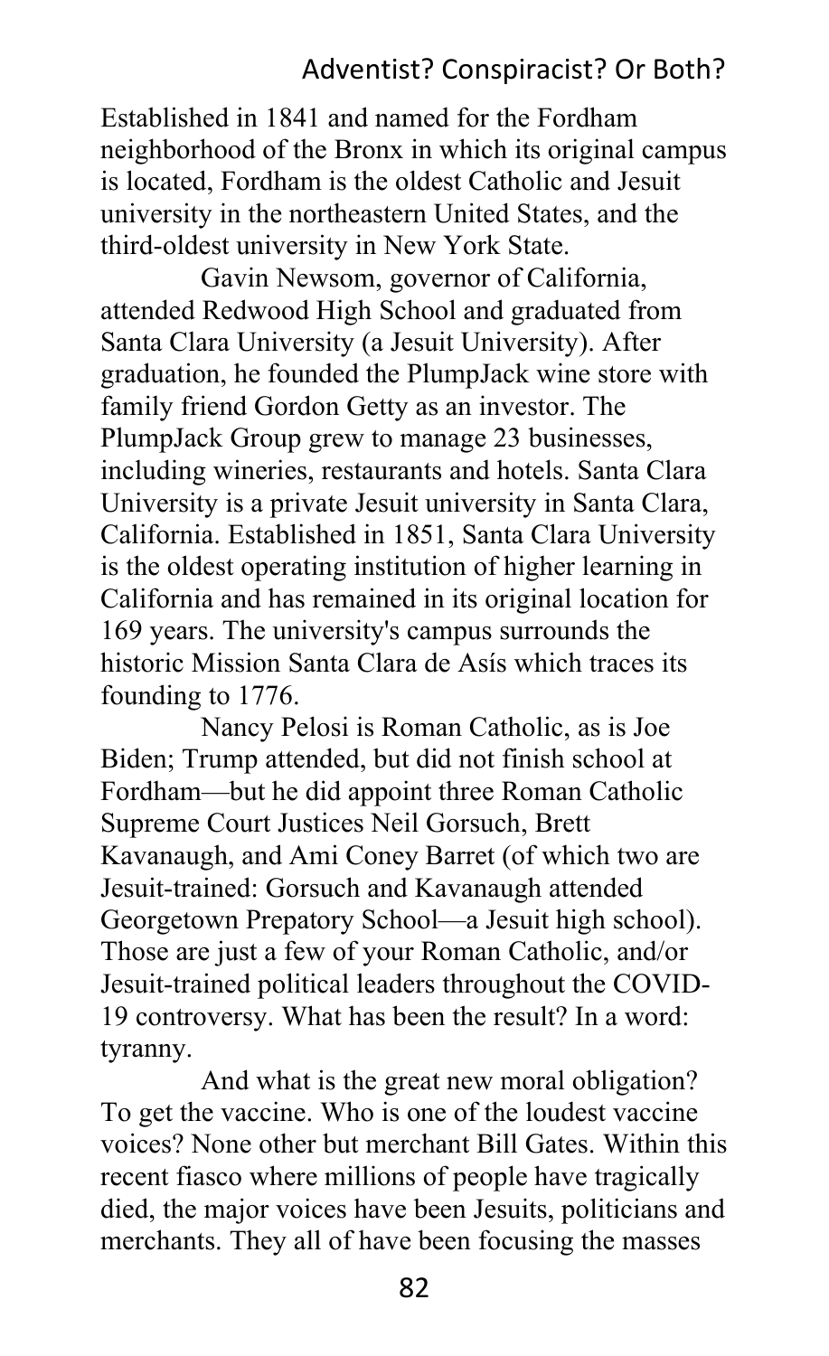Established in 1841 and named for the Fordham neighborhood of the Bronx in which its original campus is located, Fordham is the oldest Catholic and Jesuit university in the northeastern United States, and the third-oldest university in New York State.

Gavin Newsom, governor of California, attended Redwood High School and graduated from Santa Clara University (a Jesuit University). After graduation, he founded the PlumpJack wine store with family friend Gordon Getty as an investor. The PlumpJack Group grew to manage 23 businesses, including wineries, restaurants and hotels. Santa Clara University is a private Jesuit university in Santa Clara, California. Established in 1851, Santa Clara University is the oldest operating institution of higher learning in California and has remained in its original location for 169 years. The university's campus surrounds the historic Mission Santa Clara de Asís which traces its founding to 1776.

Nancy Pelosi is Roman Catholic, as is Joe Biden; Trump attended, but did not finish school at Fordham—but he did appoint three Roman Catholic Supreme Court Justices Neil Gorsuch, Brett Kavanaugh, and Ami Coney Barret (of which two are Jesuit-trained: Gorsuch and Kavanaugh attended Georgetown Prepatory School—a Jesuit high school). Those are just a few of your Roman Catholic, and/or Jesuit-trained political leaders throughout the COVID-19 controversy. What has been the result? In a word: tyranny.

And what is the great new moral obligation? To get the vaccine. Who is one of the loudest vaccine voices? None other but merchant Bill Gates. Within this recent fiasco where millions of people have tragically died, the major voices have been Jesuits, politicians and merchants. They all of have been focusing the masses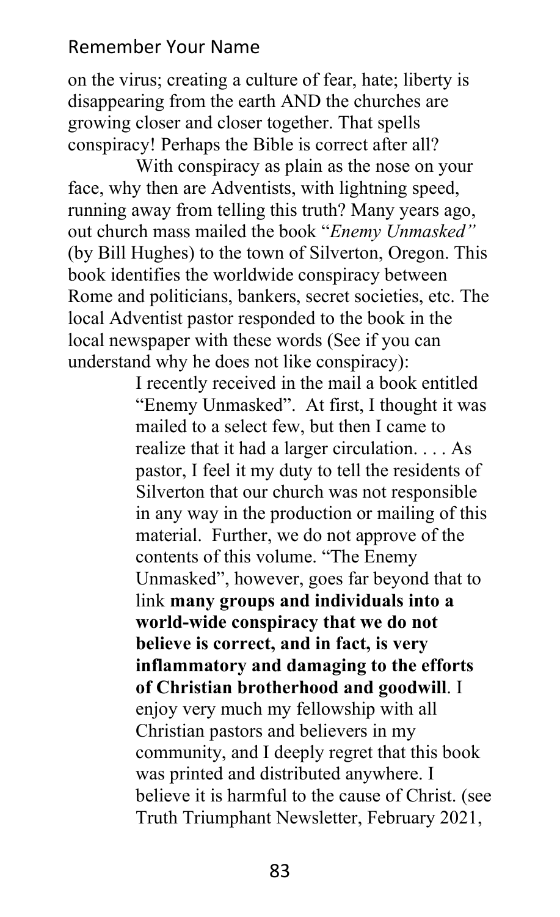on the virus; creating a culture of fear, hate; liberty is disappearing from the earth AND the churches are growing closer and closer together. That spells conspiracy! Perhaps the Bible is correct after all?

With conspiracy as plain as the nose on your face, why then are Adventists, with lightning speed, running away from telling this truth? Many years ago, out church mass mailed the book "*Enemy Unmasked"* (by Bill Hughes) to the town of Silverton, Oregon. This book identifies the worldwide conspiracy between Rome and politicians, bankers, secret societies, etc. The local Adventist pastor responded to the book in the local newspaper with these words (See if you can understand why he does not like conspiracy):

> I recently received in the mail a book entitled "Enemy Unmasked". At first, I thought it was mailed to a select few, but then I came to realize that it had a larger circulation. . . . As pastor, I feel it my duty to tell the residents of Silverton that our church was not responsible in any way in the production or mailing of this material. Further, we do not approve of the contents of this volume. "The Enemy Unmasked", however, goes far beyond that to link **many groups and individuals into a world-wide conspiracy that we do not believe is correct, and in fact, is very inflammatory and damaging to the efforts of Christian brotherhood and goodwill**. I enjoy very much my fellowship with all Christian pastors and believers in my community, and I deeply regret that this book was printed and distributed anywhere. I believe it is harmful to the cause of Christ. (see Truth Triumphant Newsletter, February 2021,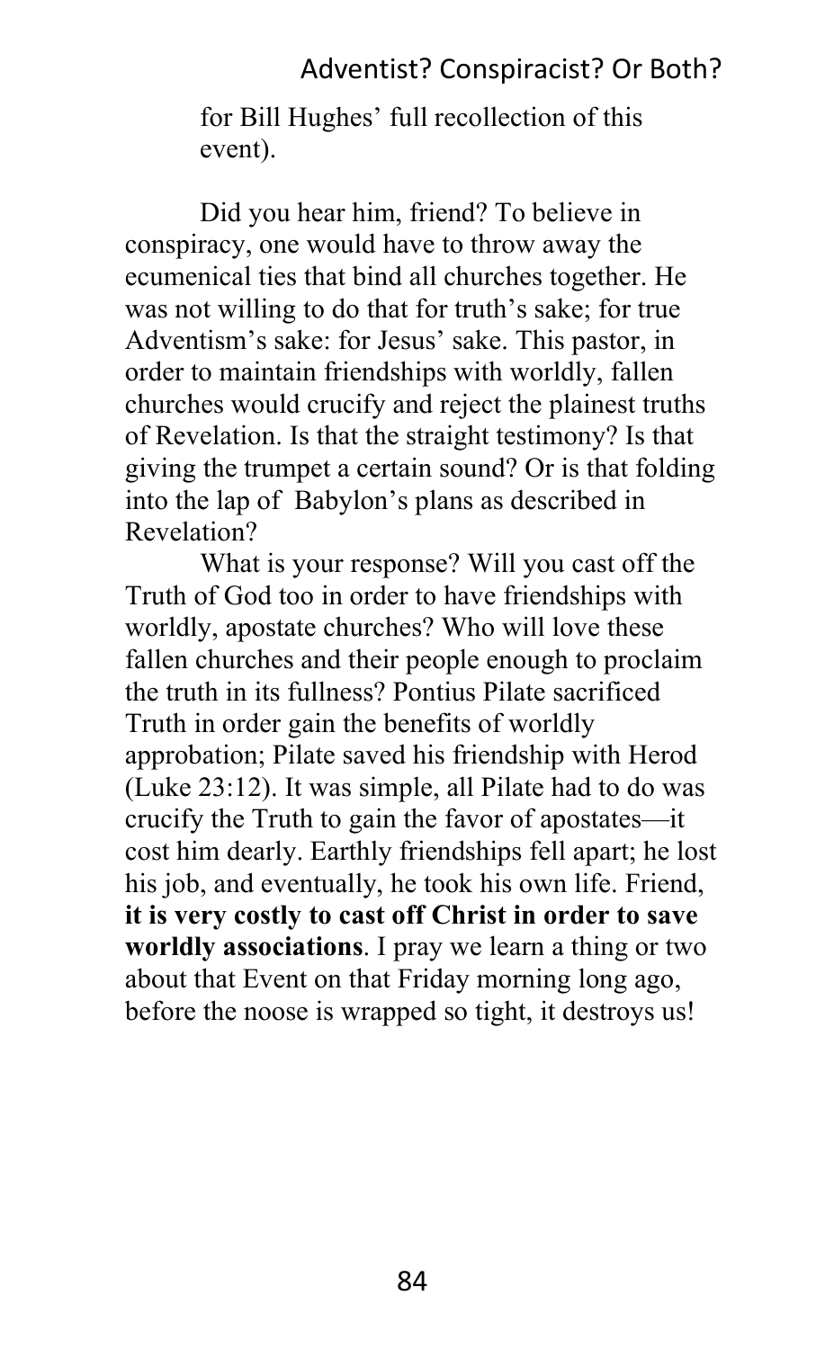for Bill Hughes' full recollection of this event).

Did you hear him, friend? To believe in conspiracy, one would have to throw away the ecumenical ties that bind all churches together. He was not willing to do that for truth's sake; for true Adventism's sake: for Jesus' sake. This pastor, in order to maintain friendships with worldly, fallen churches would crucify and reject the plainest truths of Revelation. Is that the straight testimony? Is that giving the trumpet a certain sound? Or is that folding into the lap of Babylon's plans as described in Revelation?

What is your response? Will you cast off the Truth of God too in order to have friendships with worldly, apostate churches? Who will love these fallen churches and their people enough to proclaim the truth in its fullness? Pontius Pilate sacrificed Truth in order gain the benefits of worldly approbation; Pilate saved his friendship with Herod (Luke 23:12). It was simple, all Pilate had to do was crucify the Truth to gain the favor of apostates—it cost him dearly. Earthly friendships fell apart; he lost his job, and eventually, he took his own life. Friend, **it is very costly to cast off Christ in order to save worldly associations**. I pray we learn a thing or two about that Event on that Friday morning long ago, before the noose is wrapped so tight, it destroys us!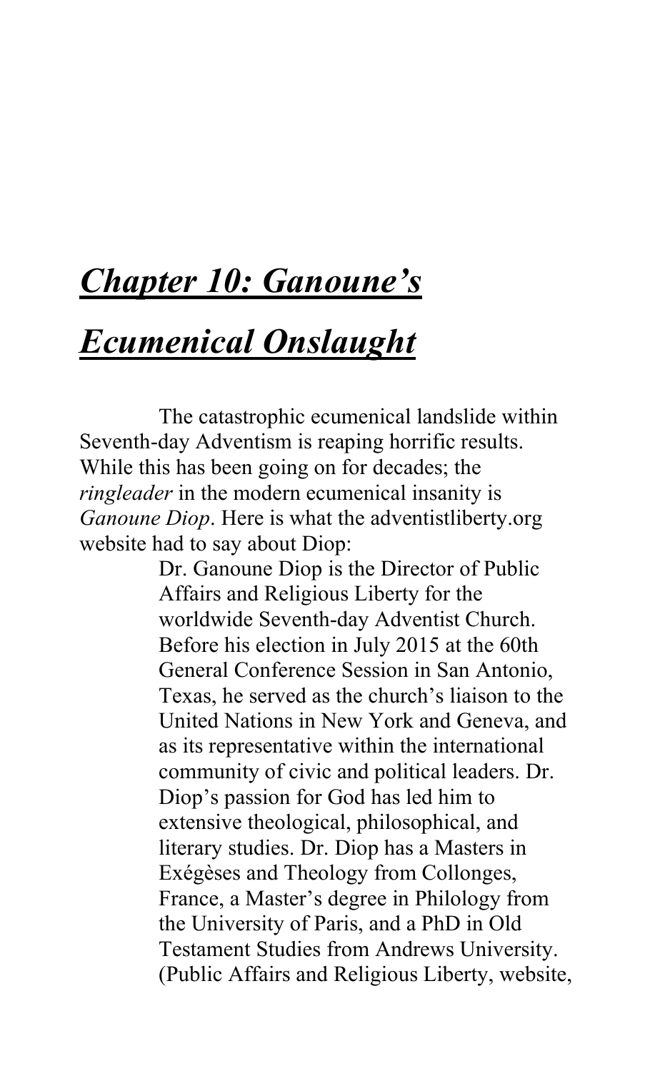# ***Chapter 10: Ganoune's Ecumenical Onslaught***

The catastrophic ecumenical landslide within Seventh-day Adventism is reaping horrific results. While this has been going on for decades; the *ringleader* in the modern ecumenical insanity is *Ganoune Diop*. Here is what the adventistliberty.org website had to say about Diop:

> Dr. Ganoune Diop is the Director of Public Affairs and Religious Liberty for the worldwide Seventh-day Adventist Church. Before his election in July 2015 at the 60th General Conference Session in San Antonio, Texas, he served as the church's liaison to the United Nations in New York and Geneva, and as its representative within the international community of civic and political leaders. Dr. Diop's passion for God has led him to extensive theological, philosophical, and literary studies. Dr. Diop has a Masters in Exégèses and Theology from Collonges, France, a Master's degree in Philology from the University of Paris, and a PhD in Old Testament Studies from Andrews University. (Public Affairs and Religious Liberty, website,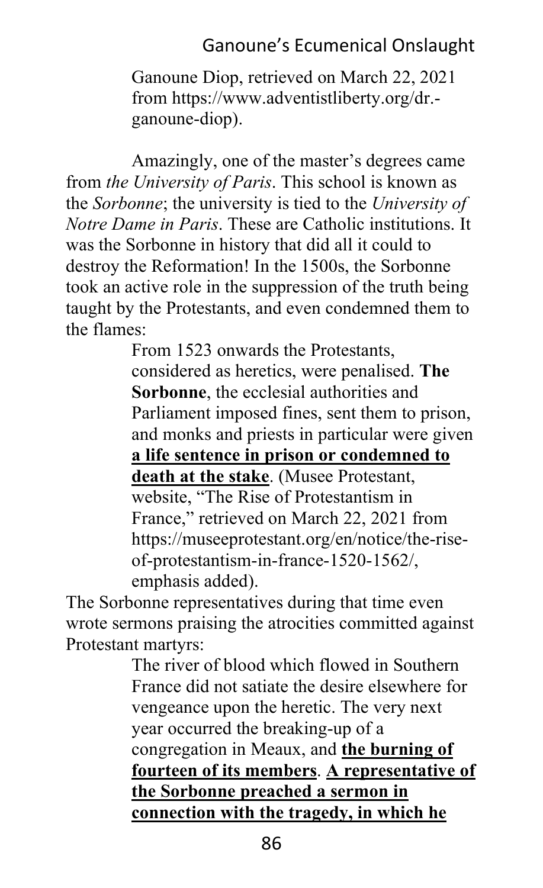Ganoune Diop, retrieved on March 22, 2021 from https://www.adventistliberty.org/dr.-ganoune-diop).

Amazingly, one of the master's degrees came from *the University of Paris*. This school is known as the *Sorbonne*; the university is tied to the *University of Notre Dame in Paris*. These are Catholic institutions. It was the Sorbonne in history that did all it could to destroy the Reformation! In the 1500s, the Sorbonne took an active role in the suppression of the truth being taught by the Protestants, and even condemned them to the flames:

> From 1523 onwards the Protestants, considered as heretics, were penalised. **The Sorbonne**, the ecclesial authorities and Parliament imposed fines, sent them to prison, and monks and priests in particular were given **<u>a life sentence in prison or condemned to death at the stake</u>**. (Musee Protestant, website, "The Rise of Protestantism in France," retrieved on March 22, 2021 from https://museeprotestant.org/en/notice/the-rise-of-protestantism-in-france-1520-1562/, emphasis added).

The Sorbonne representatives during that time even wrote sermons praising the atrocities committed against Protestant martyrs:

> The river of blood which flowed in Southern France did not satiate the desire elsewhere for vengeance upon the heretic. The very next year occurred the breaking-up of a congregation in Meaux, and **<u>the burning of fourteen of its members</u>**. **<u>A representative of the Sorbonne preached a sermon in connection with the tragedy, in which he</u>**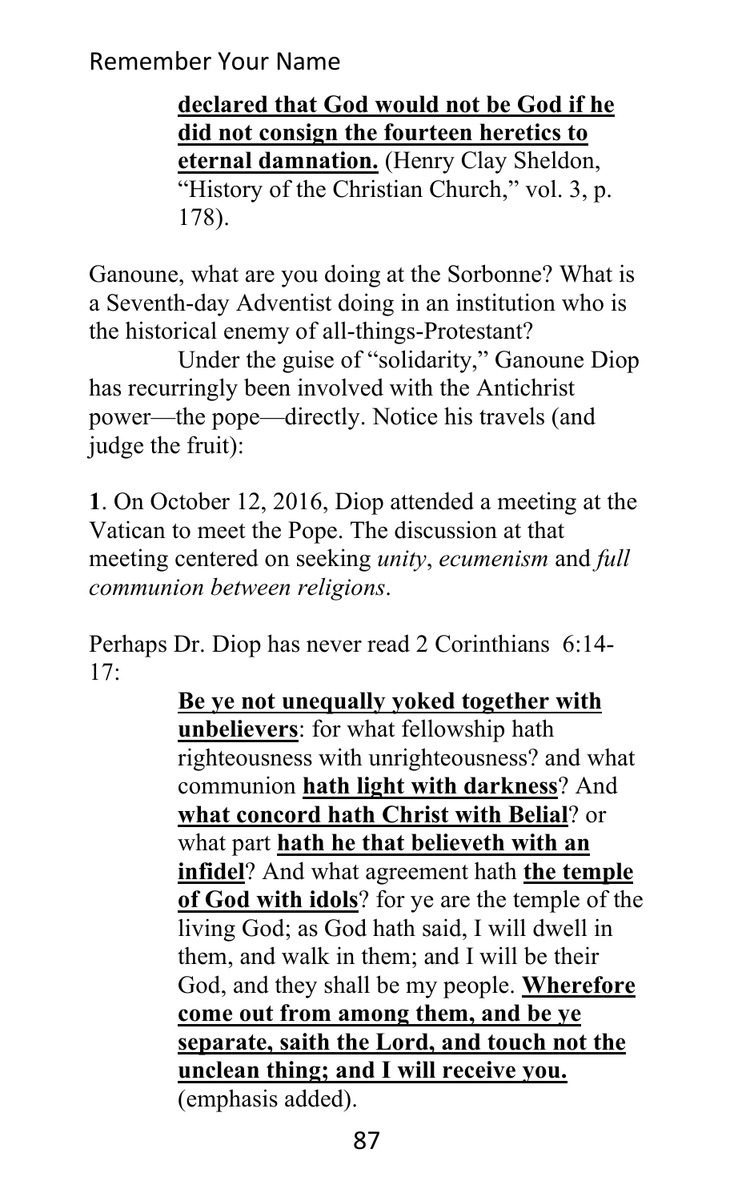> **declared that God would not be God if he did not consign the fourteen heretics to eternal damnation.** (Henry Clay Sheldon, "History of the Christian Church," vol. 3, p. 178).

Ganoune, what are you doing at the Sorbonne? What is a Seventh-day Adventist doing in an institution who is the historical enemy of all-things-Protestant?

Under the guise of "solidarity," Ganoune Diop has recurringly been involved with the Antichrist power—the pope—directly. Notice his travels (and judge the fruit):

**1**. On October 12, 2016, Diop attended a meeting at the Vatican to meet the Pope. The discussion at that meeting centered on seeking *unity*, *ecumenism* and *full communion between religions*.

Perhaps Dr. Diop has never read 2 Corinthians 6:14-17:

> **Be ye not unequally yoked together with unbelievers**: for what fellowship hath righteousness with unrighteousness? and what communion **hath light with darkness**? And **what concord hath Christ with Belial**? or what part **hath he that believeth with an infidel**? And what agreement hath **the temple of God with idols**? for ye are the temple of the living God; as God hath said, I will dwell in them, and walk in them; and I will be their God, and they shall be my people. **Wherefore come out from among them, and be ye separate, saith the Lord, and touch not the unclean thing; and I will receive you.** (emphasis added).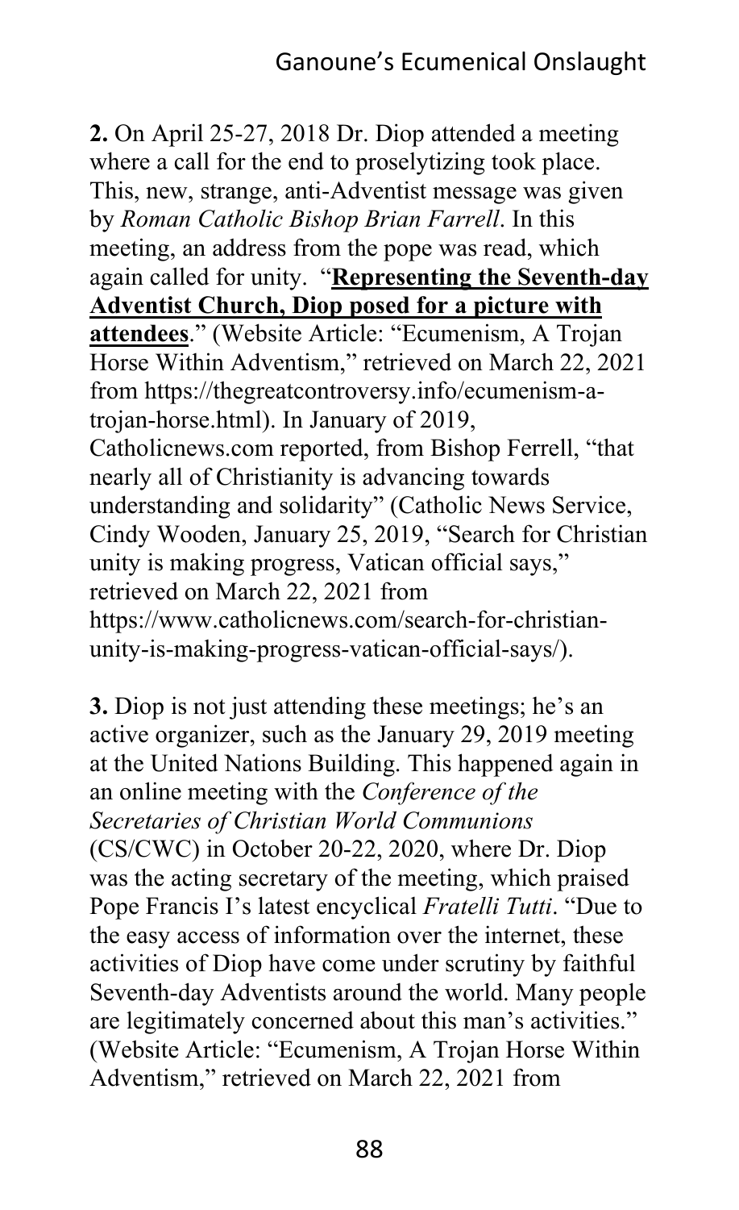**2.** On April 25-27, 2018 Dr. Diop attended a meeting where a call for the end to proselytizing took place. This, new, strange, anti-Adventist message was given by *Roman Catholic Bishop Brian Farrell*. In this meeting, an address from the pope was read, which again called for unity. "**Representing the Seventh-day Adventist Church, Diop posed for a picture with attendees**." (Website Article: "Ecumenism, A Trojan Horse Within Adventism," retrieved on March 22, 2021 from https://thegreatcontroversy.info/ecumenism-a-trojan-horse.html). In January of 2019, Catholicnews.com reported, from Bishop Ferrell, "that nearly all of Christianity is advancing towards understanding and solidarity" (Catholic News Service, Cindy Wooden, January 25, 2019, "Search for Christian unity is making progress, Vatican official says," retrieved on March 22, 2021 from https://www.catholicnews.com/search-for-christian-unity-is-making-progress-vatican-official-says/).

**3.** Diop is not just attending these meetings; he's an active organizer, such as the January 29, 2019 meeting at the United Nations Building. This happened again in an online meeting with the *Conference of the Secretaries of Christian World Communions* (CS/CWC) in October 20-22, 2020, where Dr. Diop was the acting secretary of the meeting, which praised Pope Francis I's latest encyclical *Fratelli Tutti*. "Due to the easy access of information over the internet, these activities of Diop have come under scrutiny by faithful Seventh-day Adventists around the world. Many people are legitimately concerned about this man's activities." (Website Article: "Ecumenism, A Trojan Horse Within Adventism," retrieved on March 22, 2021 from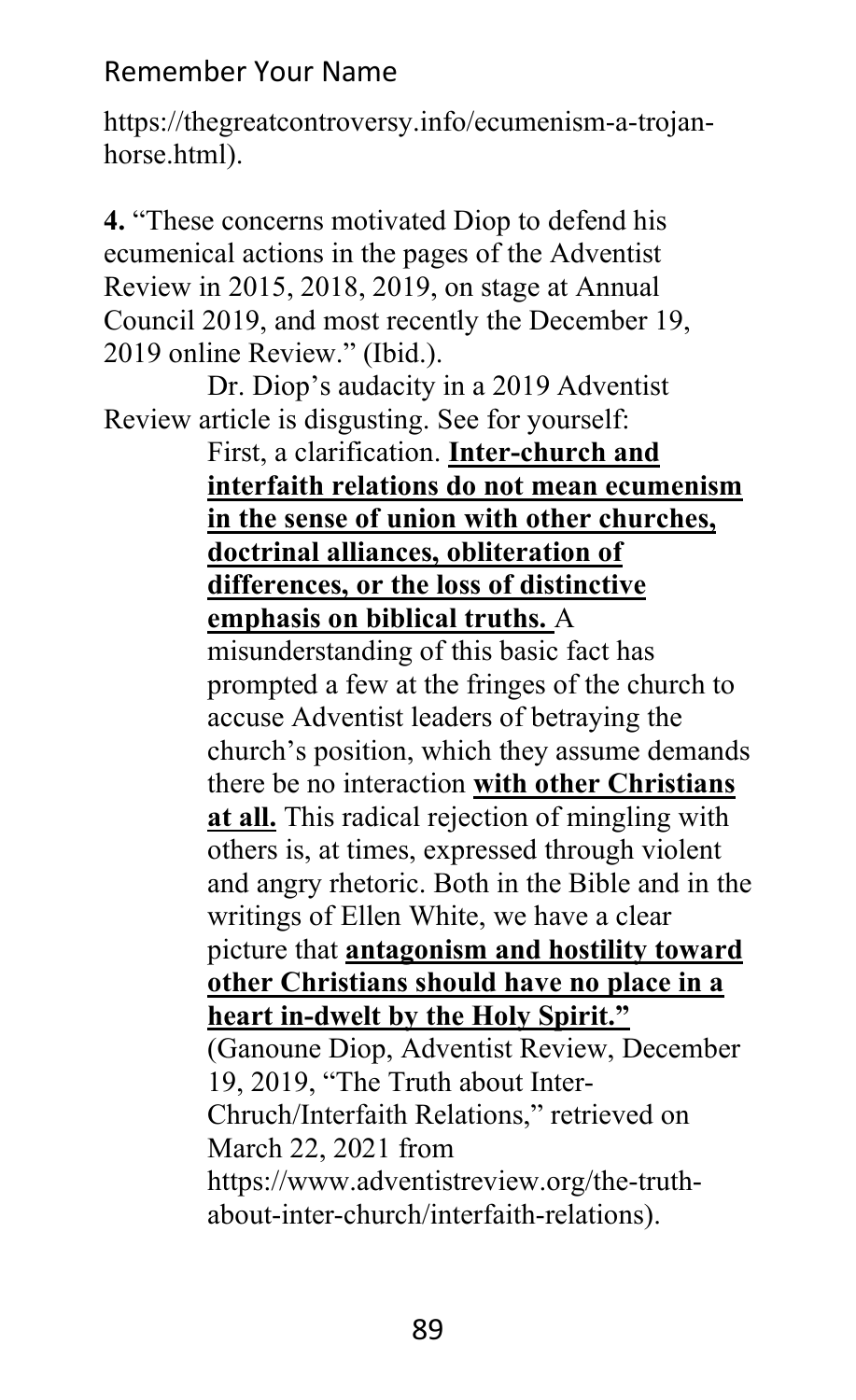https://thegreatcontroversy.info/ecumenism-a-trojan-horse.html).

**4.** "These concerns motivated Diop to defend his ecumenical actions in the pages of the Adventist Review in 2015, 2018, 2019, on stage at Annual Council 2019, and most recently the December 19, 2019 online Review." (Ibid.).

Dr. Diop's audacity in a 2019 Adventist Review article is disgusting. See for yourself:

> First, a clarification. **<u>Inter-church and interfaith relations do not mean ecumenism in the sense of union with other churches, doctrinal alliances, obliteration of differences, or the loss of distinctive emphasis on biblical truths.</u>** A misunderstanding of this basic fact has prompted a few at the fringes of the church to accuse Adventist leaders of betraying the church's position, which they assume demands there be no interaction **<u>with other Christians at all.</u>** This radical rejection of mingling with others is, at times, expressed through violent and angry rhetoric. Both in the Bible and in the writings of Ellen White, we have a clear picture that **<u>antagonism and hostility toward other Christians should have no place in a heart in-dwelt by the Holy Spirit."</u>** (Ganoune Diop, Adventist Review, December 19, 2019, "The Truth about Inter-Chruch/Interfaith Relations," retrieved on March 22, 2021 from https://www.adventistreview.org/the-truth-about-inter-church/interfaith-relations).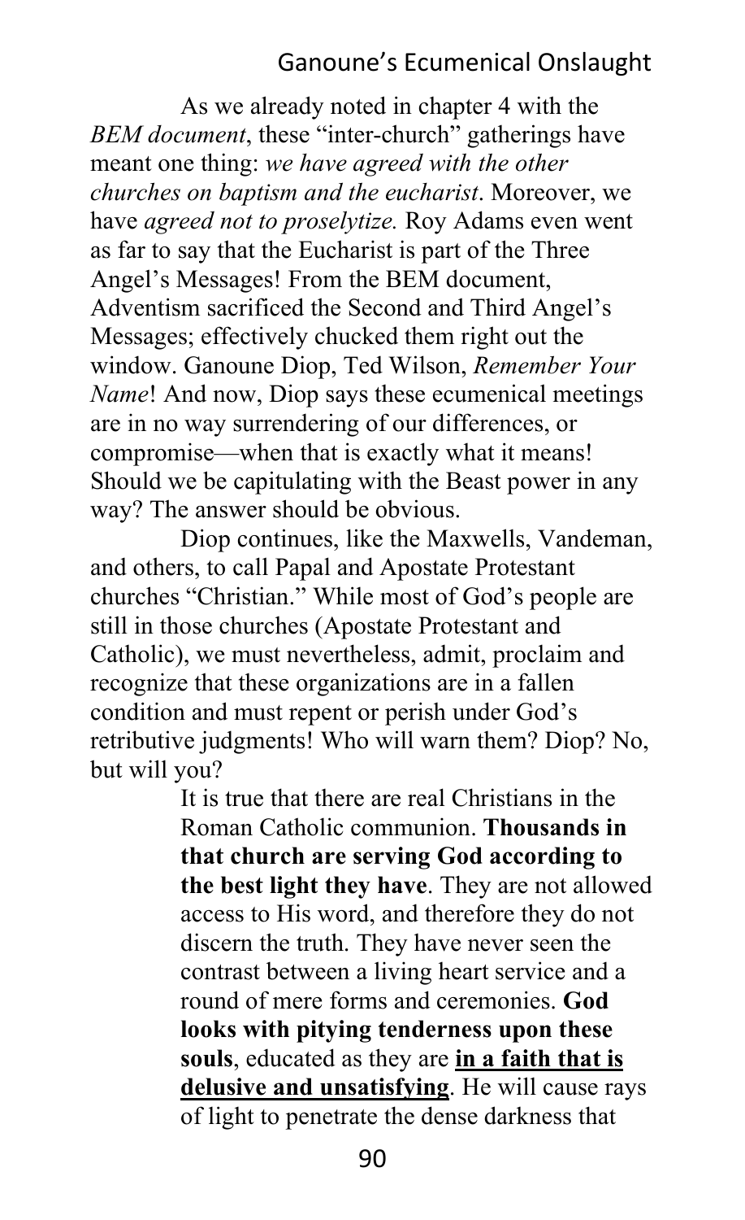As we already noted in chapter 4 with the *BEM document*, these "inter-church" gatherings have meant one thing: *we have agreed with the other churches on baptism and the eucharist*. Moreover, we have *agreed not to proselytize.* Roy Adams even went as far to say that the Eucharist is part of the Three Angel's Messages! From the BEM document, Adventism sacrificed the Second and Third Angel's Messages; effectively chucked them right out the window. Ganoune Diop, Ted Wilson, *Remember Your Name*! And now, Diop says these ecumenical meetings are in no way surrendering of our differences, or compromise—when that is exactly what it means! Should we be capitulating with the Beast power in any way? The answer should be obvious.

Diop continues, like the Maxwells, Vandeman, and others, to call Papal and Apostate Protestant churches "Christian." While most of God's people are still in those churches (Apostate Protestant and Catholic), we must nevertheless, admit, proclaim and recognize that these organizations are in a fallen condition and must repent or perish under God's retributive judgments! Who will warn them? Diop? No, but will you?

> It is true that there are real Christians in the Roman Catholic communion. **Thousands in that church are serving God according to the best light they have**. They are not allowed access to His word, and therefore they do not discern the truth. They have never seen the contrast between a living heart service and a round of mere forms and ceremonies. **God looks with pitying tenderness upon these souls**, educated as they are **<u>in a faith that is delusive and unsatisfying</u>**. He will cause rays of light to penetrate the dense darkness that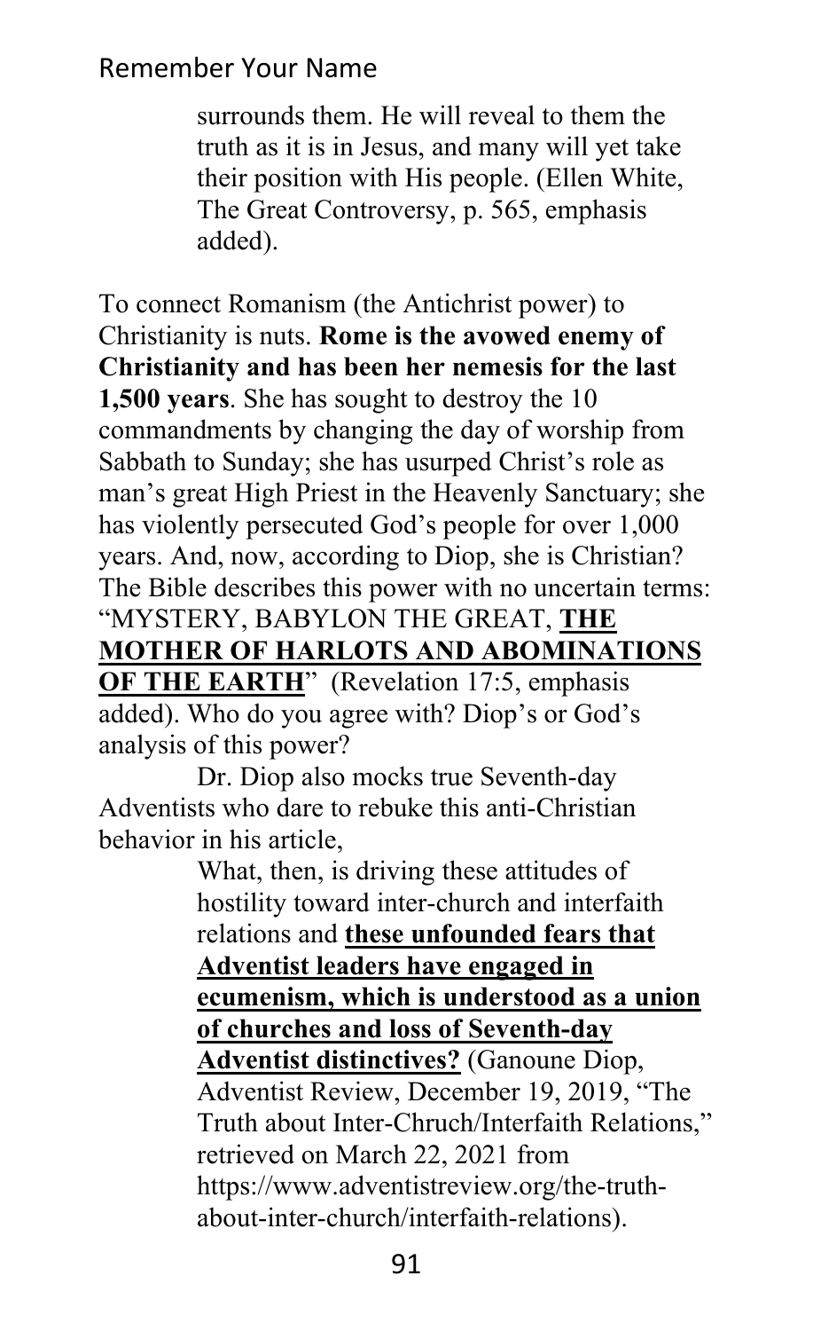> surrounds them. He will reveal to them the truth as it is in Jesus, and many will yet take their position with His people. (Ellen White, The Great Controversy, p. 565, emphasis added).

To connect Romanism (the Antichrist power) to Christianity is nuts. **Rome is the avowed enemy of Christianity and has been her nemesis for the last 1,500 years**. She has sought to destroy the 10 commandments by changing the day of worship from Sabbath to Sunday; she has usurped Christ's role as man's great High Priest in the Heavenly Sanctuary; she has violently persecuted God's people for over 1,000 years. And, now, according to Diop, she is Christian? The Bible describes this power with no uncertain terms: "MYSTERY, BABYLON THE GREAT, **THE MOTHER OF HARLOTS AND ABOMINATIONS OF THE EARTH**" (Revelation 17:5, emphasis added). Who do you agree with? Diop's or God's analysis of this power?

Dr. Diop also mocks true Seventh-day Adventists who dare to rebuke this anti-Christian behavior in his article,

> What, then, is driving these attitudes of hostility toward inter-church and interfaith relations and **these unfounded fears that Adventist leaders have engaged in ecumenism, which is understood as a union of churches and loss of Seventh-day Adventist distinctives?** (Ganoune Diop, Adventist Review, December 19, 2019, "The Truth about Inter-Chruch/Interfaith Relations," retrieved on March 22, 2021 from https://www.adventistreview.org/the-truth-about-inter-church/interfaith-relations).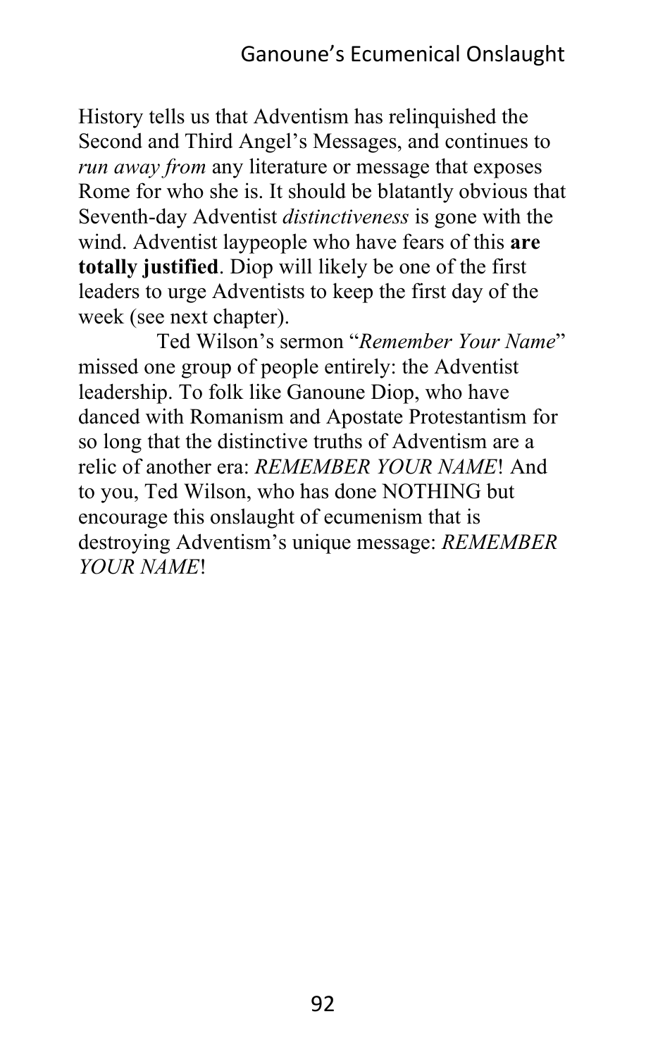History tells us that Adventism has relinquished the Second and Third Angel's Messages, and continues to *run away from* any literature or message that exposes Rome for who she is. It should be blatantly obvious that Seventh-day Adventist *distinctiveness* is gone with the wind. Adventist laypeople who have fears of this **are totally justified**. Diop will likely be one of the first leaders to urge Adventists to keep the first day of the week (see next chapter).

Ted Wilson's sermon "*Remember Your Name*" missed one group of people entirely: the Adventist leadership. To folk like Ganoune Diop, who have danced with Romanism and Apostate Protestantism for so long that the distinctive truths of Adventism are a relic of another era: *REMEMBER YOUR NAME*! And to you, Ted Wilson, who has done NOTHING but encourage this onslaught of ecumenism that is destroying Adventism's unique message: *REMEMBER YOUR NAME*!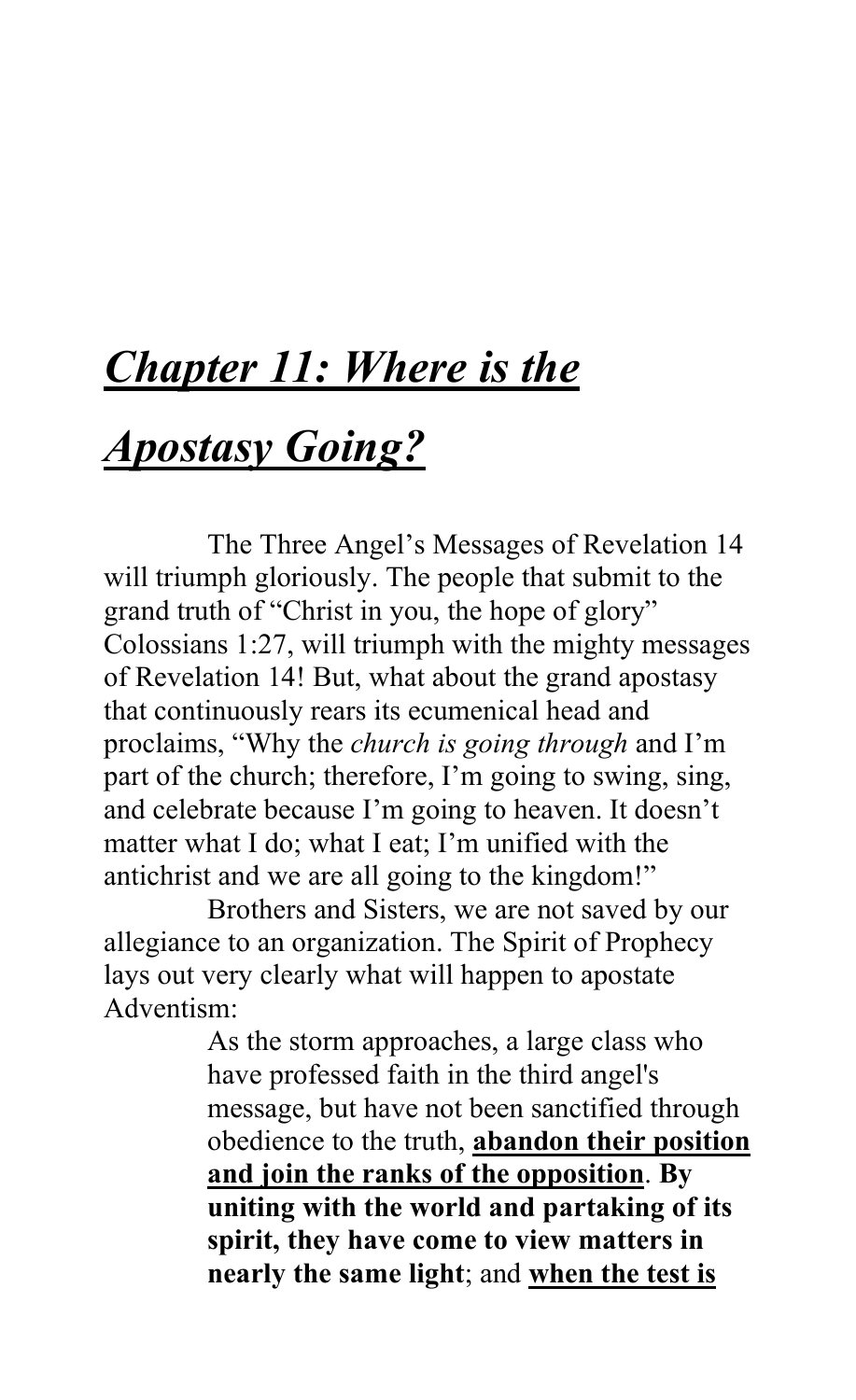# ***Chapter 11: Where is the Apostasy Going?***

The Three Angel's Messages of Revelation 14 will triumph gloriously. The people that submit to the grand truth of "Christ in you, the hope of glory" Colossians 1:27, will triumph with the mighty messages of Revelation 14! But, what about the grand apostasy that continuously rears its ecumenical head and proclaims, "Why the *church is going through* and I'm part of the church; therefore, I'm going to swing, sing, and celebrate because I'm going to heaven. It doesn't matter what I do; what I eat; I'm unified with the antichrist and we are all going to the kingdom!"

Brothers and Sisters, we are not saved by our allegiance to an organization. The Spirit of Prophecy lays out very clearly what will happen to apostate Adventism:

> As the storm approaches, a large class who have professed faith in the third angel's message, but have not been sanctified through obedience to the truth, <u>**abandon their position and join the ranks of the opposition**</u>. **By uniting with the world and partaking of its spirit, they have come to view matters in nearly the same light**; and <u>**when the test is**</u>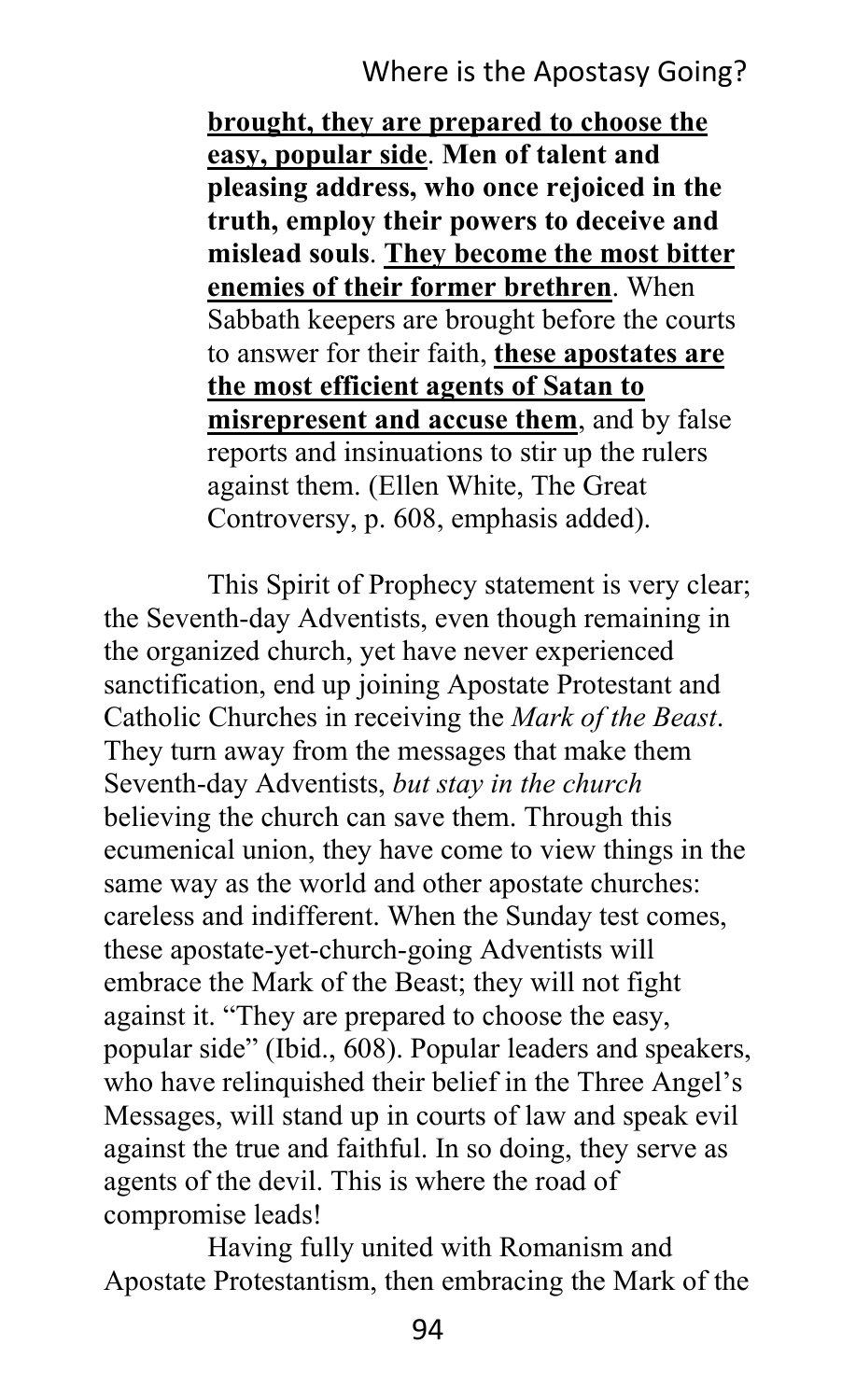> **brought, they are prepared to choose the easy, popular side**. **Men of talent and pleasing address, who once rejoiced in the truth, employ their powers to deceive and mislead souls**. **They become the most bitter enemies of their former brethren**. When Sabbath keepers are brought before the courts to answer for their faith, **these apostates are the most efficient agents of Satan to misrepresent and accuse them**, and by false reports and insinuations to stir up the rulers against them. (Ellen White, The Great Controversy, p. 608, emphasis added).

This Spirit of Prophecy statement is very clear; the Seventh-day Adventists, even though remaining in the organized church, yet have never experienced sanctification, end up joining Apostate Protestant and Catholic Churches in receiving the *Mark of the Beast*. They turn away from the messages that make them Seventh-day Adventists, *but stay in the church* believing the church can save them. Through this ecumenical union, they have come to view things in the same way as the world and other apostate churches: careless and indifferent. When the Sunday test comes, these apostate-yet-church-going Adventists will embrace the Mark of the Beast; they will not fight against it. "They are prepared to choose the easy, popular side" (Ibid., 608). Popular leaders and speakers, who have relinquished their belief in the Three Angel's Messages, will stand up in courts of law and speak evil against the true and faithful. In so doing, they serve as agents of the devil. This is where the road of compromise leads!

Having fully united with Romanism and Apostate Protestantism, then embracing the Mark of the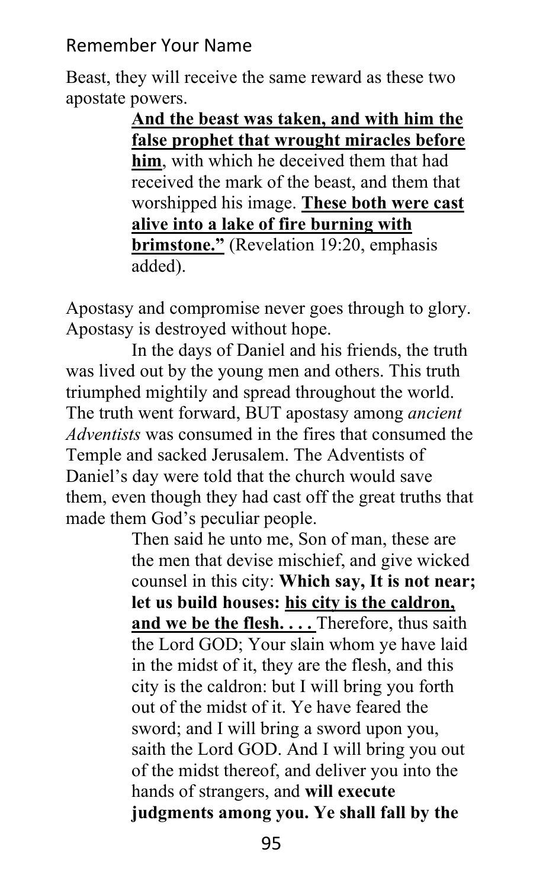Beast, they will receive the same reward as these two apostate powers.

> <u>**And the beast was taken, and with him the false prophet that wrought miracles before him**</u>, with which he deceived them that had received the mark of the beast, and them that worshipped his image. <u>**These both were cast alive into a lake of fire burning with brimstone."**</u> (Revelation 19:20, emphasis added).

Apostasy and compromise never goes through to glory. Apostasy is destroyed without hope.

In the days of Daniel and his friends, the truth was lived out by the young men and others. This truth triumphed mightily and spread throughout the world. The truth went forward, BUT apostasy among *ancient Adventists* was consumed in the fires that consumed the Temple and sacked Jerusalem. The Adventists of Daniel's day were told that the church would save them, even though they had cast off the great truths that made them God's peculiar people.

> Then said he unto me, Son of man, these are the men that devise mischief, and give wicked counsel in this city: **Which say, It is not near; let us build houses:** <u>**his city is the caldron, and we be the flesh. . . .**</u> Therefore, thus saith the Lord GOD; Your slain whom ye have laid in the midst of it, they are the flesh, and this city is the caldron: but I will bring you forth out of the midst of it. Ye have feared the sword; and I will bring a sword upon you, saith the Lord GOD. And I will bring you out of the midst thereof, and deliver you into the hands of strangers, and **will execute judgments among you. Ye shall fall by the**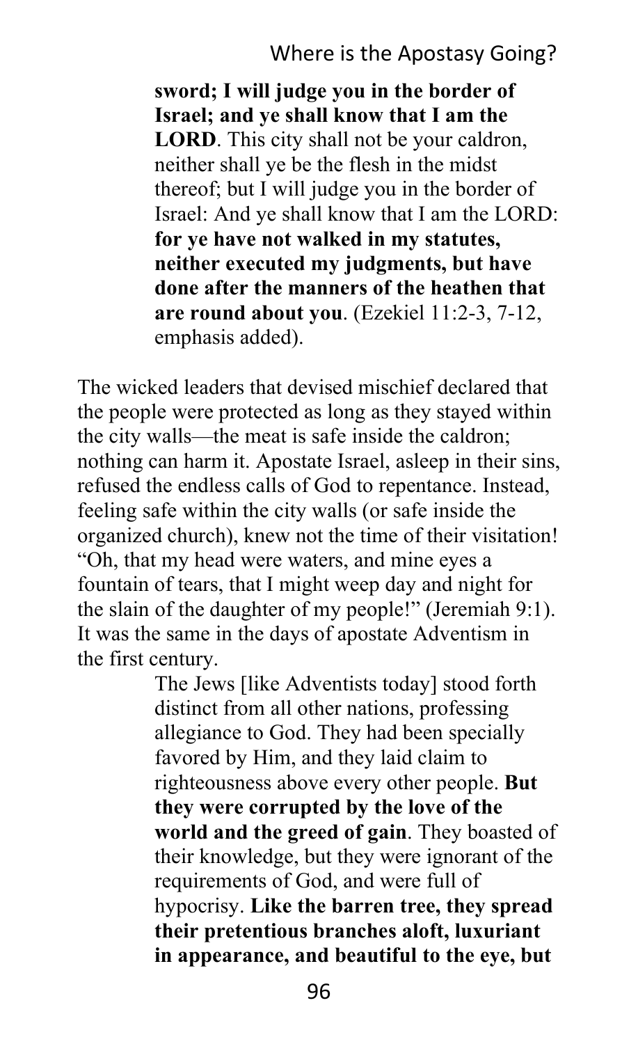> **sword; I will judge you in the border of Israel; and ye shall know that I am the LORD**. This city shall not be your caldron, neither shall ye be the flesh in the midst thereof; but I will judge you in the border of Israel: And ye shall know that I am the LORD: **for ye have not walked in my statutes, neither executed my judgments, but have done after the manners of the heathen that are round about you**. (Ezekiel 11:2-3, 7-12, emphasis added).

The wicked leaders that devised mischief declared that the people were protected as long as they stayed within the city walls—the meat is safe inside the caldron; nothing can harm it. Apostate Israel, asleep in their sins, refused the endless calls of God to repentance. Instead, feeling safe within the city walls (or safe inside the organized church), knew not the time of their visitation! "Oh, that my head were waters, and mine eyes a fountain of tears, that I might weep day and night for the slain of the daughter of my people!" (Jeremiah 9:1). It was the same in the days of apostate Adventism in the first century.

> The Jews [like Adventists today] stood forth distinct from all other nations, professing allegiance to God. They had been specially favored by Him, and they laid claim to righteousness above every other people. **But they were corrupted by the love of the world and the greed of gain**. They boasted of their knowledge, but they were ignorant of the requirements of God, and were full of hypocrisy. **Like the barren tree, they spread their pretentious branches aloft, luxuriant in appearance, and beautiful to the eye, but**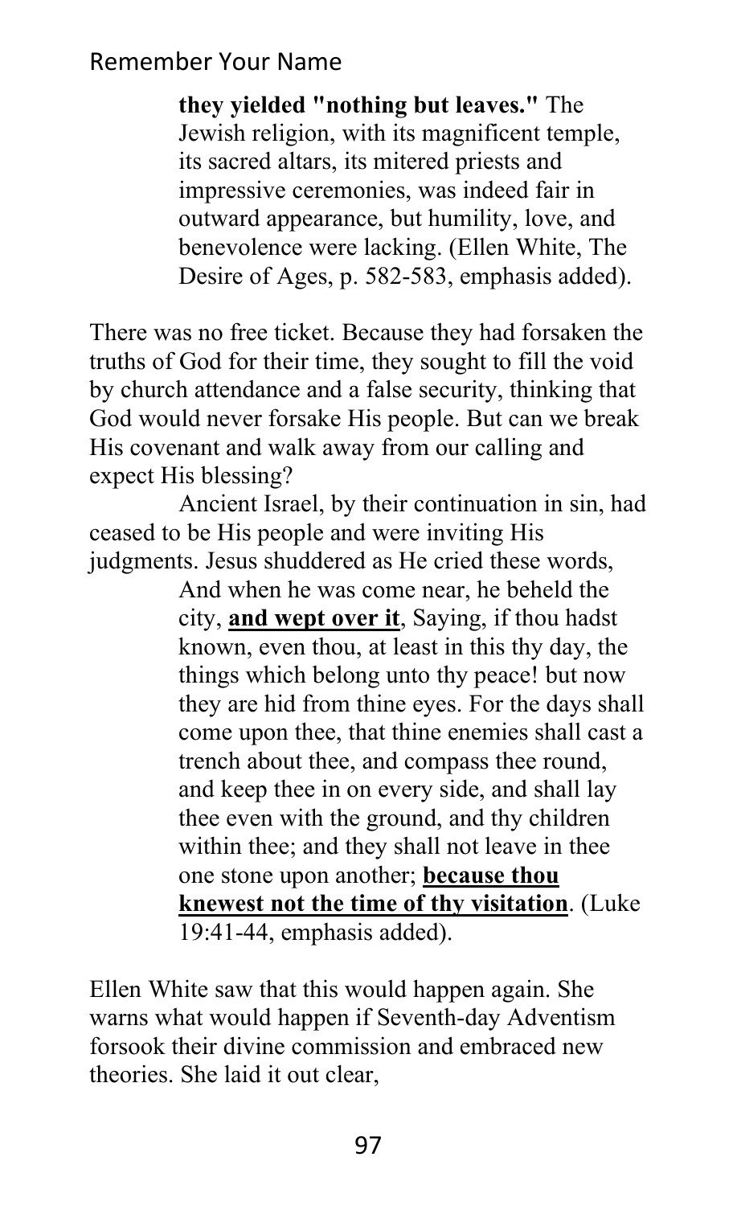> **they yielded "nothing but leaves."** The Jewish religion, with its magnificent temple, its sacred altars, its mitered priests and impressive ceremonies, was indeed fair in outward appearance, but humility, love, and benevolence were lacking. (Ellen White, The Desire of Ages, p. 582-583, emphasis added).

There was no free ticket. Because they had forsaken the truths of God for their time, they sought to fill the void by church attendance and a false security, thinking that God would never forsake His people. But can we break His covenant and walk away from our calling and expect His blessing?

Ancient Israel, by their continuation in sin, had ceased to be His people and were inviting His judgments. Jesus shuddered as He cried these words,

> And when he was come near, he beheld the city, **and wept over it**, Saying, if thou hadst known, even thou, at least in this thy day, the things which belong unto thy peace! but now they are hid from thine eyes. For the days shall come upon thee, that thine enemies shall cast a trench about thee, and compass thee round, and keep thee in on every side, and shall lay thee even with the ground, and thy children within thee; and they shall not leave in thee one stone upon another; **because thou knewest not the time of thy visitation**. (Luke 19:41-44, emphasis added).

Ellen White saw that this would happen again. She warns what would happen if Seventh-day Adventism forsook their divine commission and embraced new theories. She laid it out clear,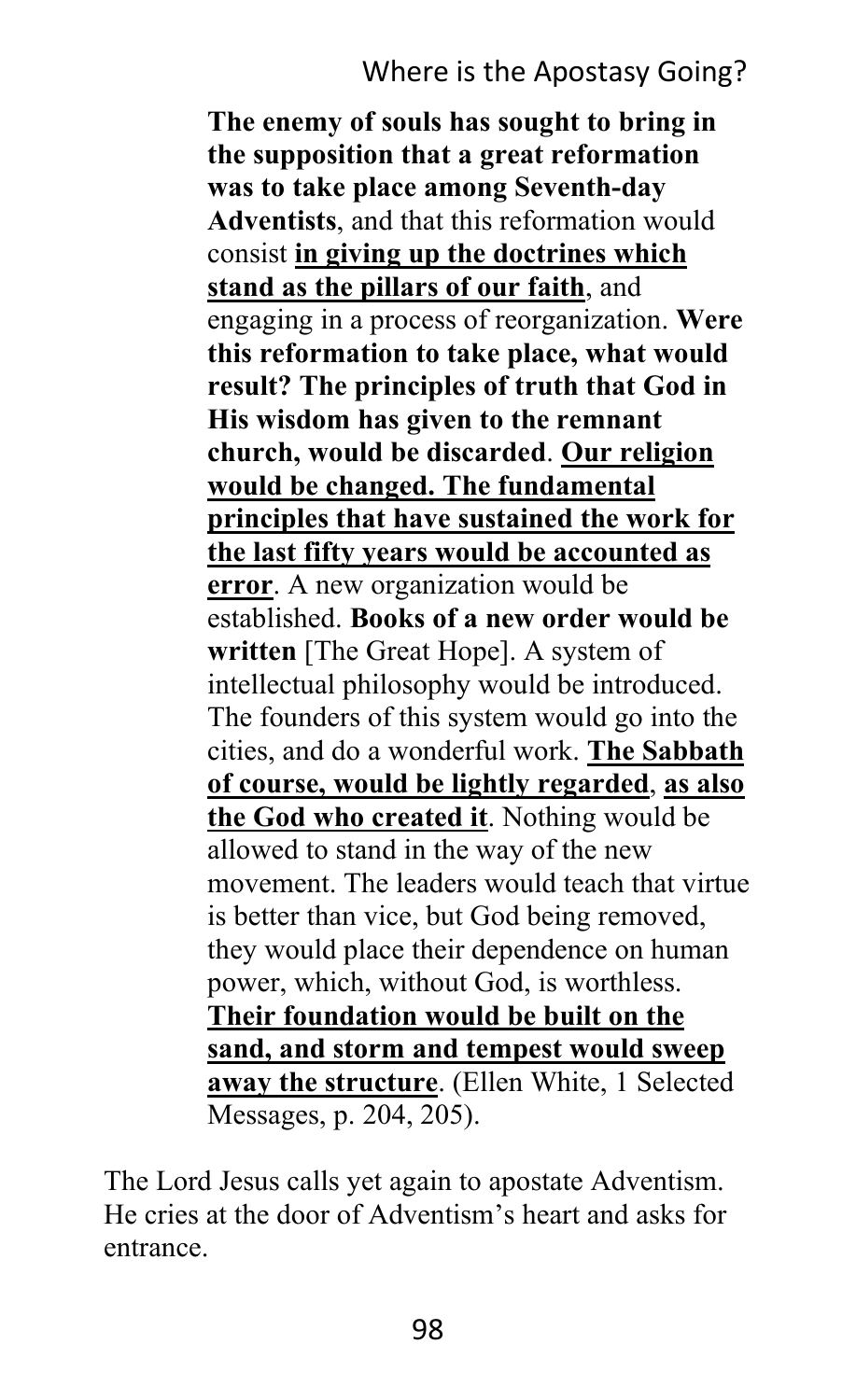> **The enemy of souls has sought to bring in the supposition that a great reformation was to take place among Seventh-day Adventists**, and that this reformation would consist **<u>in giving up the doctrines which stand as the pillars of our faith</u>**, and engaging in a process of reorganization. **Were this reformation to take place, what would result? The principles of truth that God in His wisdom has given to the remnant church, would be discarded**. **<u>Our religion would be changed. The fundamental principles that have sustained the work for the last fifty years would be accounted as error</u>**. A new organization would be established. **Books of a new order would be written** [The Great Hope]. A system of intellectual philosophy would be introduced. The founders of this system would go into the cities, and do a wonderful work. **<u>The Sabbath of course, would be lightly regarded</u>**, **<u>as also the God who created it</u>**. Nothing would be allowed to stand in the way of the new movement. The leaders would teach that virtue is better than vice, but God being removed, they would place their dependence on human power, which, without God, is worthless. **<u>Their foundation would be built on the sand, and storm and tempest would sweep away the structure</u>**. (Ellen White, 1 Selected Messages, p. 204, 205).

The Lord Jesus calls yet again to apostate Adventism. He cries at the door of Adventism's heart and asks for entrance.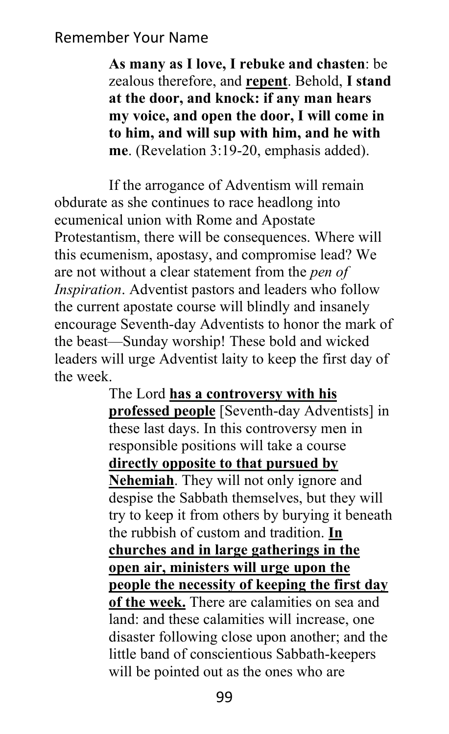> **As many as I love, I rebuke and chasten**: be zealous therefore, and **<u>repent</u>**. Behold, **I stand at the door, and knock: if any man hears my voice, and open the door, I will come in to him, and will sup with him, and he with me**. (Revelation 3:19-20, emphasis added).

If the arrogance of Adventism will remain obdurate as she continues to race headlong into ecumenical union with Rome and Apostate Protestantism, there will be consequences. Where will this ecumenism, apostasy, and compromise lead? We are not without a clear statement from the *pen of Inspiration*. Adventist pastors and leaders who follow the current apostate course will blindly and insanely encourage Seventh-day Adventists to honor the mark of the beast—Sunday worship! These bold and wicked leaders will urge Adventist laity to keep the first day of the week.

> The Lord **<u>has a controversy with his professed people</u>** [Seventh-day Adventists] in these last days. In this controversy men in responsible positions will take a course **<u>directly opposite to that pursued by Nehemiah</u>**. They will not only ignore and despise the Sabbath themselves, but they will try to keep it from others by burying it beneath the rubbish of custom and tradition. **<u>In churches and in large gatherings in the open air, ministers will urge upon the people the necessity of keeping the first day of the week.</u>** There are calamities on sea and land: and these calamities will increase, one disaster following close upon another; and the little band of conscientious Sabbath-keepers will be pointed out as the ones who are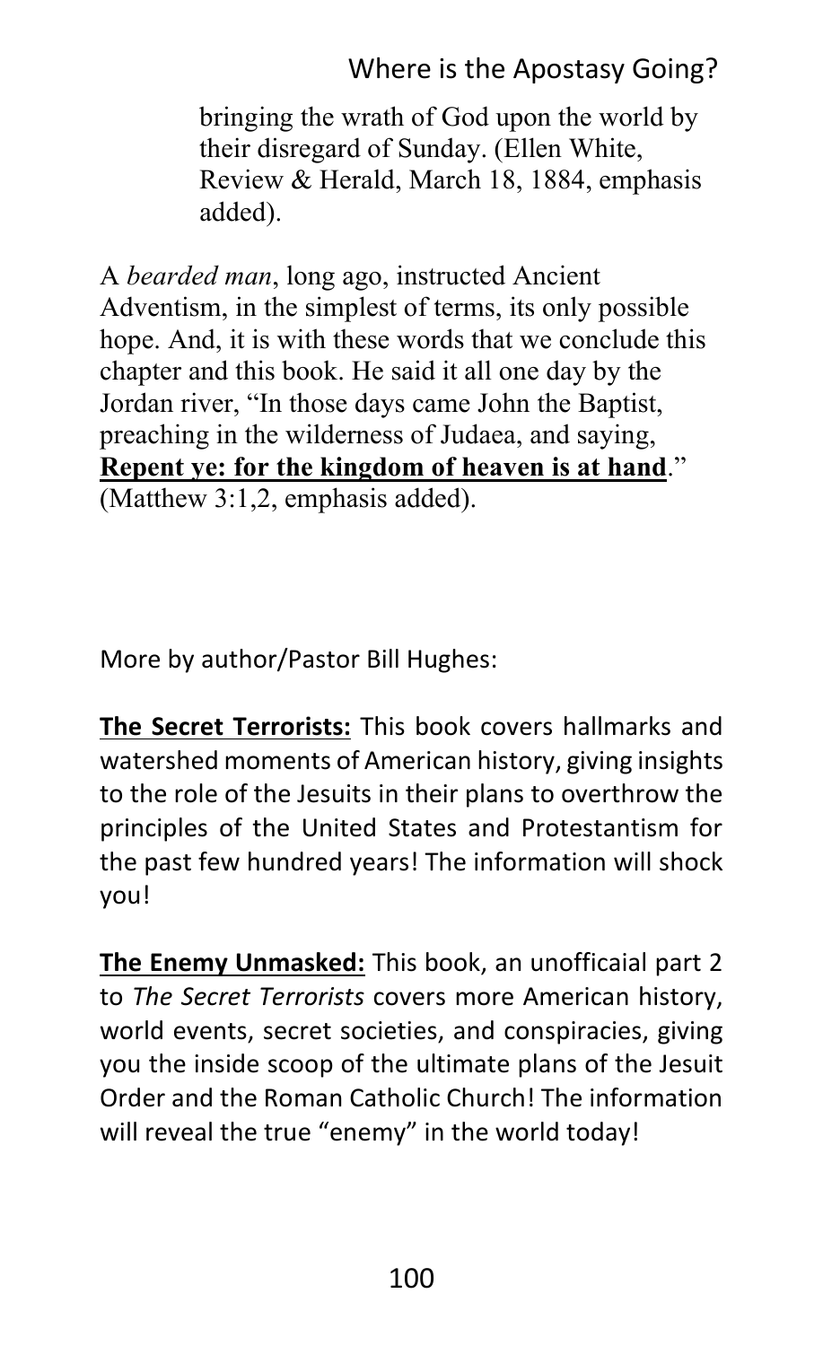> bringing the wrath of God upon the world by their disregard of Sunday. (Ellen White, Review & Herald, March 18, 1884, emphasis added).

A *bearded man*, long ago, instructed Ancient Adventism, in the simplest of terms, its only possible hope. And, it is with these words that we conclude this chapter and this book. He said it all one day by the Jordan river, "In those days came John the Baptist, preaching in the wilderness of Judaea, and saying, **Repent ye: for the kingdom of heaven is at hand**." (Matthew 3:1,2, emphasis added).

More by author/Pastor Bill Hughes:

**The Secret Terrorists:** This book covers hallmarks and watershed moments of American history, giving insights to the role of the Jesuits in their plans to overthrow the principles of the United States and Protestantism for the past few hundred years! The information will shock you!

**The Enemy Unmasked:** This book, an unofficaial part 2 to *The Secret Terrorists* covers more American history, world events, secret societies, and conspiracies, giving you the inside scoop of the ultimate plans of the Jesuit Order and the Roman Catholic Church! The information will reveal the true "enemy" in the world today!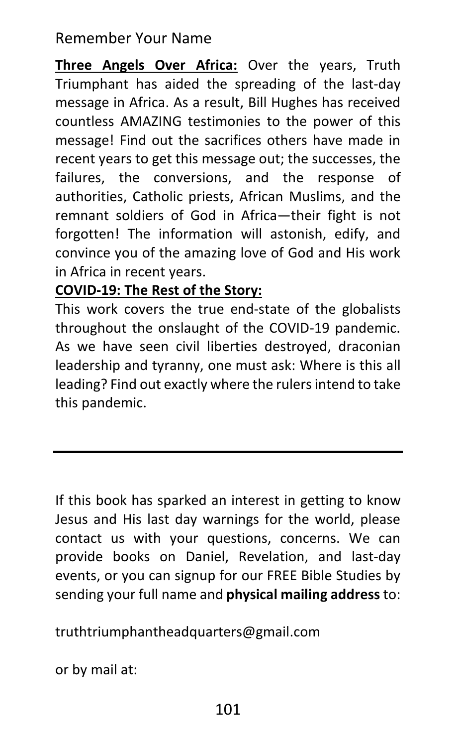**<u>Three Angels Over Africa:</u>** Over the years, Truth Triumphant has aided the spreading of the last-day message in Africa. As a result, Bill Hughes has received countless AMAZING testimonies to the power of this message! Find out the sacrifices others have made in recent years to get this message out; the successes, the failures, the conversions, and the response of authorities, Catholic priests, African Muslims, and the remnant soldiers of God in Africa—their fight is not forgotten! The information will astonish, edify, and convince you of the amazing love of God and His work in Africa in recent years.

**<u>COVID-19: The Rest of the Story:</u>**

This work covers the true end-state of the globalists throughout the onslaught of the COVID-19 pandemic. As we have seen civil liberties destroyed, draconian leadership and tyranny, one must ask: Where is this all leading? Find out exactly where the rulers intend to take this pandemic.

---

If this book has sparked an interest in getting to know Jesus and His last day warnings for the world, please contact us with your questions, concerns. We can provide books on Daniel, Revelation, and last-day events, or you can signup for our FREE Bible Studies by sending your full name and **physical mailing address** to:

truthtriumphantheadquarters@gmail.com

or by mail at: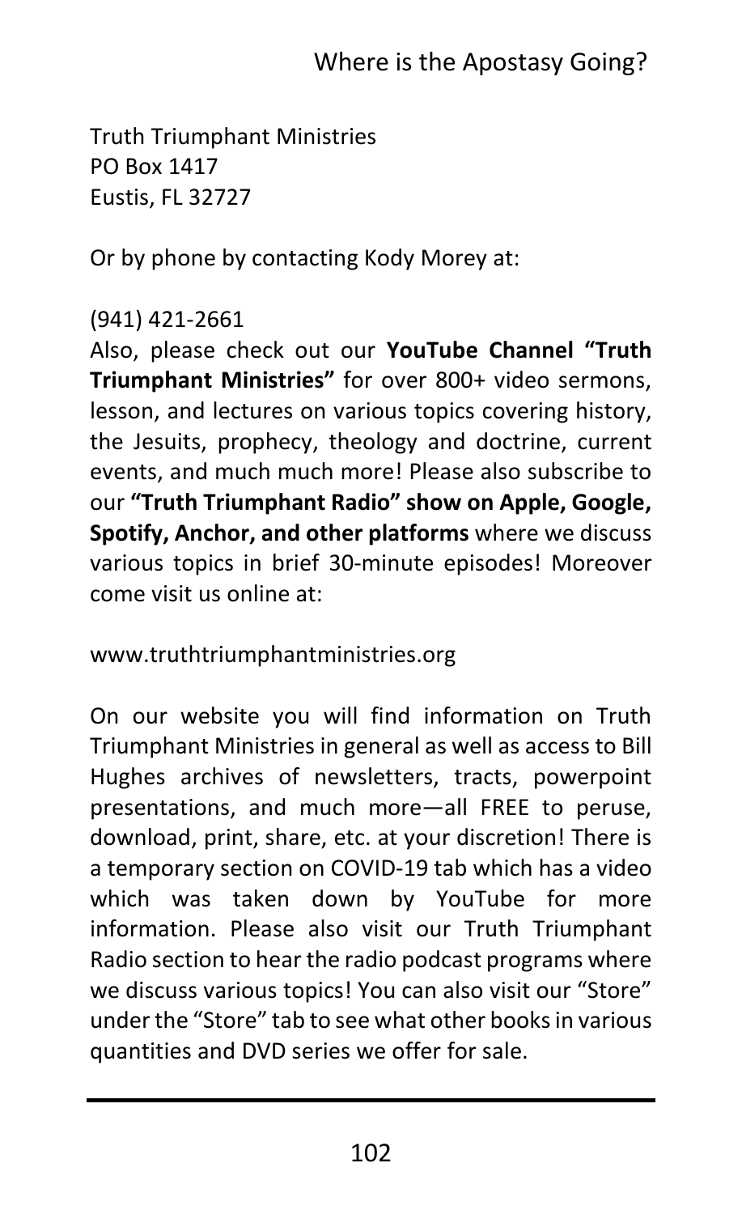Truth Triumphant Ministries
PO Box 1417
Eustis, FL 32727

Or by phone by contacting Kody Morey at:

(941) 421-2661
Also, please check out our **YouTube Channel "Truth Triumphant Ministries"** for over 800+ video sermons, lesson, and lectures on various topics covering history, the Jesuits, prophecy, theology and doctrine, current events, and much much more! Please also subscribe to our **"Truth Triumphant Radio" show on Apple, Google, Spotify, Anchor, and other platforms** where we discuss various topics in brief 30-minute episodes! Moreover come visit us online at:

www.truthtriumphantministries.org

On our website you will find information on Truth Triumphant Ministries in general as well as access to Bill Hughes archives of newsletters, tracts, powerpoint presentations, and much more—all FREE to peruse, download, print, share, etc. at your discretion! There is a temporary section on COVID-19 tab which has a video which was taken down by YouTube for more information. Please also visit our Truth Triumphant Radio section to hear the radio podcast programs where we discuss various topics! You can also visit our "Store" under the "Store" tab to see what other books in various quantities and DVD series we offer for sale.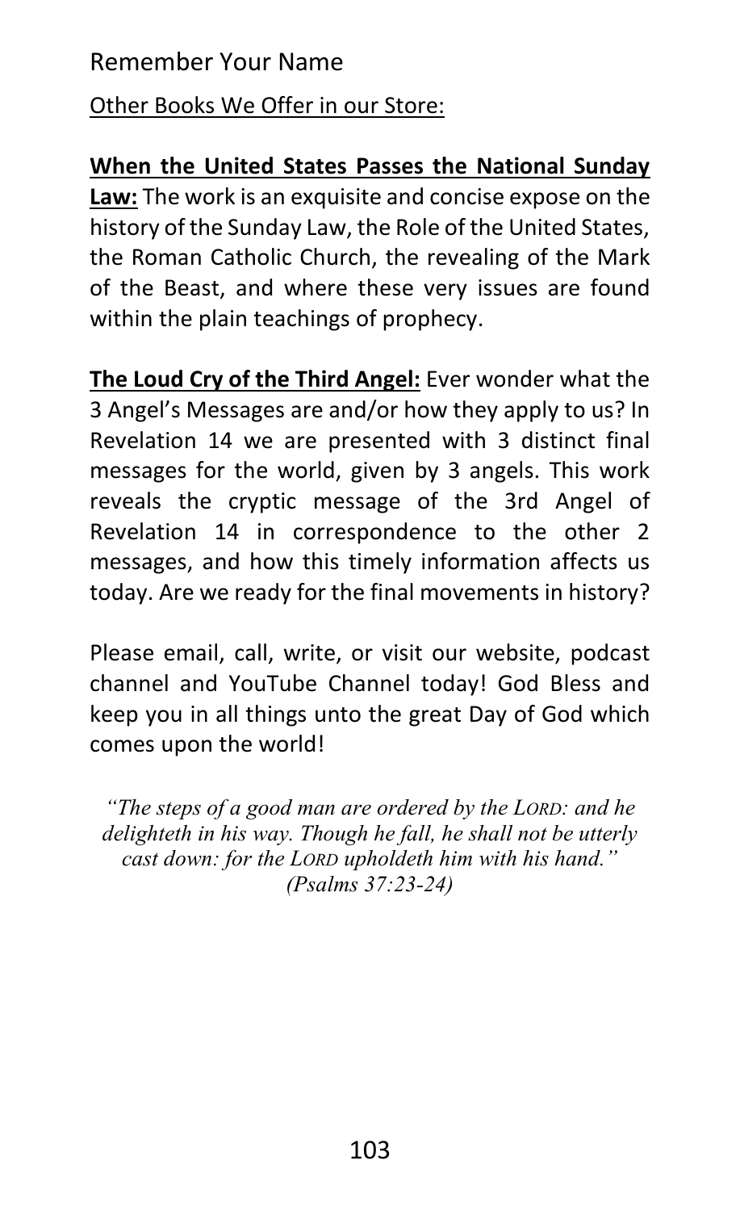Other Books We Offer in our Store:

**When the United States Passes the National Sunday Law:** The work is an exquisite and concise expose on the history of the Sunday Law, the Role of the United States, the Roman Catholic Church, the revealing of the Mark of the Beast, and where these very issues are found within the plain teachings of prophecy.

**The Loud Cry of the Third Angel:** Ever wonder what the 3 Angel's Messages are and/or how they apply to us? In Revelation 14 we are presented with 3 distinct final messages for the world, given by 3 angels. This work reveals the cryptic message of the 3rd Angel of Revelation 14 in correspondence to the other 2 messages, and how this timely information affects us today. Are we ready for the final movements in history?

Please email, call, write, or visit our website, podcast channel and YouTube Channel today! God Bless and keep you in all things unto the great Day of God which comes upon the world!

*"The steps of a good man are ordered by the LORD: and he delighteth in his way. Though he fall, he shall not be utterly cast down: for the LORD upholdeth him with his hand." (Psalms 37:23-24)*